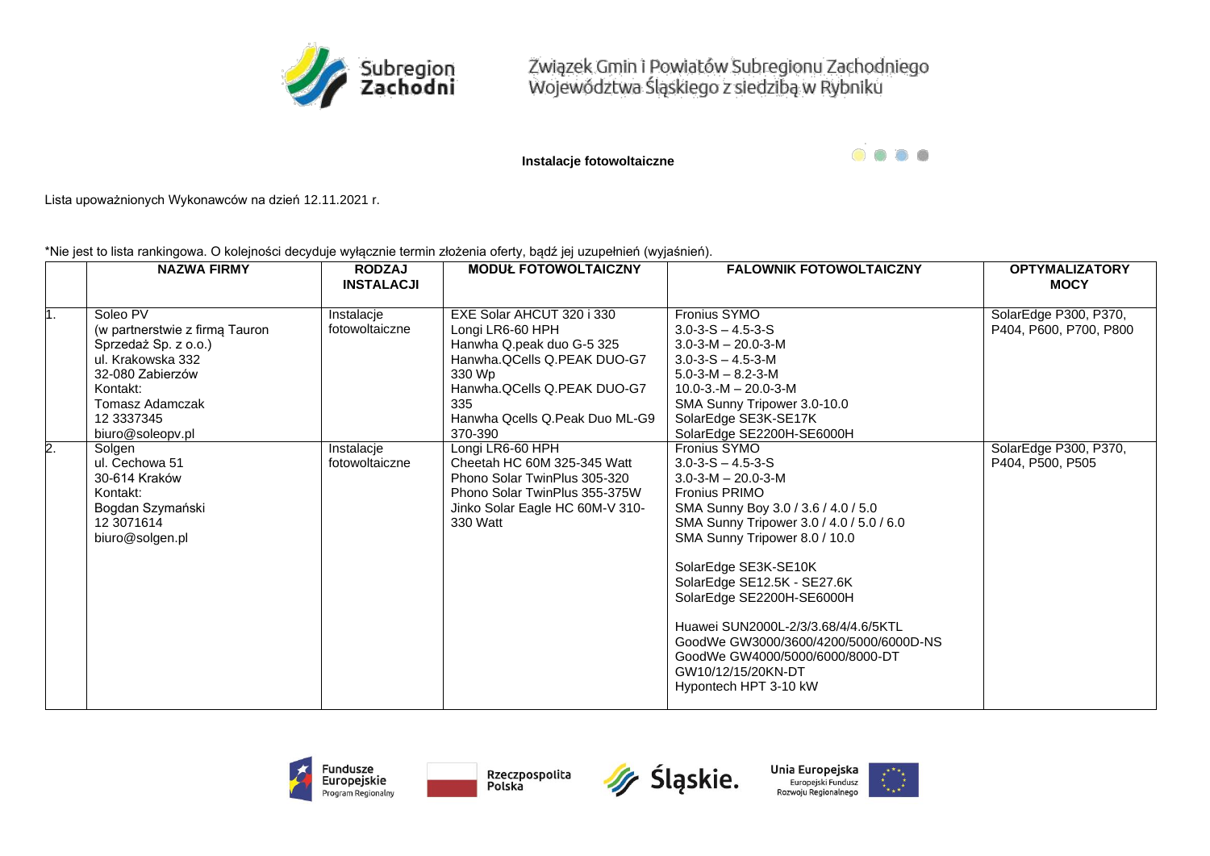Związek Gmin i Powiatów Subregionu Zachodniego Województwa Śląskiego z siedzibą w Rybniku

**Instalacje fotowoltaiczne**

Lista upoważnionych Wykonawców na dzień 12.11.2021 r.

*Nie jest to lista rankingowa. O kolejności decyduje wyłącznie termin złożenia oferty, bądź jej uzupełnień (wyjaśnień).

| | NAZWA FIRMY | RODZAJ INSTALACJI | MODUŁ FOTOWOLTAICZNY | FALOWNIK FOTOWOLTAICZNY | OPTYMALIZATORY MOCY |
|---|---|---|---|---|---|
| 1. | Soleo PV<br>(w partnerstwie z firmą Tauron Sprzedaż Sp. z o.o.)<br>ul. Krakowska 332<br>32-080 Zabierzów<br>Kontakt:<br>Tomasz Adamczak<br>12 3337345<br>biuro@soleopv.pl | Instalacje fotowoltaiczne | EXE Solar AHCUT 320 i 330<br>Longi LR6-60 HPH<br>Hanwha Q.peak duo G-5 325<br>Hanwha.QCells Q.PEAK DUO-G7 330 Wp<br>Hanwha.QCells Q.PEAK DUO-G7 335<br>Hanwha Qcells Q.Peak Duo ML-G9 370-390 | Fronius SYMO<br>3.0-3-S – 4.5-3-S<br>3.0-3-M – 20.0-3-M<br>3.0-3-S – 4.5-3-M<br>5.0-3-M – 8.2-3-M<br>10.0-3.-M – 20.0-3-M<br>SMA Sunny Tripower 3.0-10.0<br>SolarEdge SE3K-SE17K<br>SolarEdge SE2200H-SE6000H | SolarEdge P300, P370, P404, P600, P700, P800 |
| 2. | Solgen<br>ul. Cechowa 51<br>30-614 Kraków<br>Kontakt:<br>Bogdan Szymański<br>12 3071614<br>biuro@solgen.pl | Instalacje fotowoltaiczne | Longi LR6-60 HPH<br>Cheetah HC 60M 325-345 Watt<br>Phono Solar TwinPlus 305-320<br>Phono Solar TwinPlus 355-375W<br>Jinko Solar Eagle HC 60M-V 310-330 Watt | Fronius SYMO<br>3.0-3-S – 4.5-3-S<br>3.0-3-M – 20.0-3-M<br>Fronius PRIMO<br>SMA Sunny Boy 3.0 / 3.6 / 4.0 / 5.0<br>SMA Sunny Tripower 3.0 / 4.0 / 5.0 / 6.0<br>SMA Sunny Tripower 8.0 / 10.0<br><br>SolarEdge SE3K-SE10K<br>SolarEdge SE12.5K - SE27.6K<br>SolarEdge SE2200H-SE6000H<br><br>Huawei SUN2000L-2/3/3.68/4/4.6/5KTL<br>GoodWe GW3000/3600/4200/5000/6000D-NS<br>GoodWe GW4000/5000/6000/8000-DT<br>GW10/12/15/20KN-DT<br>Hypontech HPT 3-10 kW | SolarEdge P300, P370, P404, P500, P505 |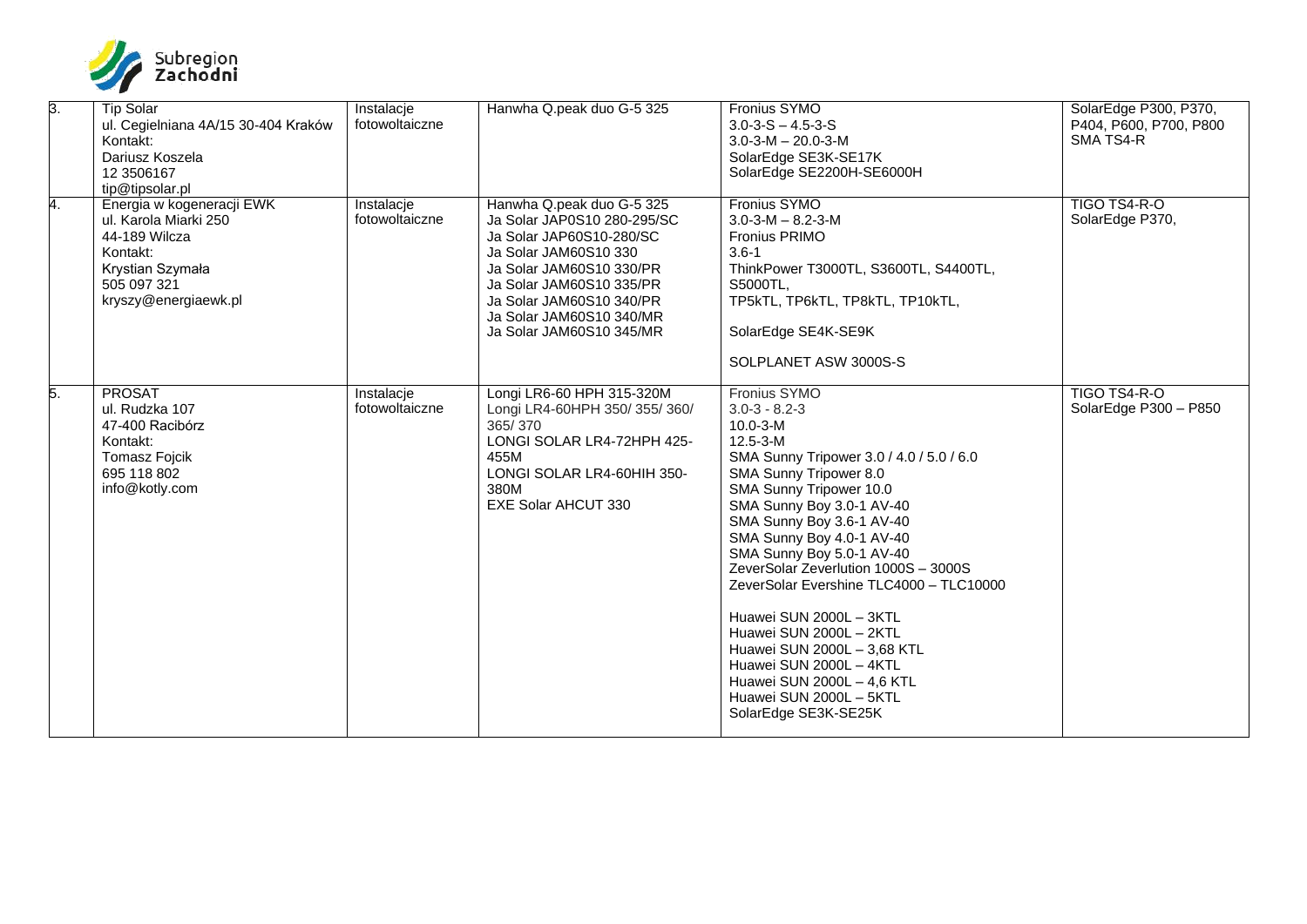| 3. | Tip Solar<br>ul. Cegielniana 4A/15 30-404 Kraków<br>Kontakt:<br>Dariusz Koszela<br>12 3506167<br>tip@tipsolar.pl | Instalacje fotowoltaiczne | Hanwha Q.peak duo G-5 325 | Fronius SYMO<br>3.0-3-S – 4.5-3-S<br>3.0-3-M – 20.0-3-M<br>SolarEdge SE3K-SE17K<br>SolarEdge SE2200H-SE6000H | SolarEdge P300, P370, P404, P600, P700, P800<br>SMA TS4-R |
|---|---|---|---|---|---|
| 4. | Energia w kogeneracji EWK<br>ul. Karola Miarki 250<br>44-189 Wilcza<br>Kontakt:<br>Krystian Szymała<br>505 097 321<br>kryszy@energiaewk.pl | Instalacje fotowoltaiczne | Hanwha Q.peak duo G-5 325<br>Ja Solar JAP0S10 280-295/SC<br>Ja Solar JAP60S10-280/SC<br>Ja Solar JAM60S10 330<br>Ja Solar JAM60S10 330/PR<br>Ja Solar JAM60S10 335/PR<br>Ja Solar JAM60S10 340/PR<br>Ja Solar JAM60S10 340/MR<br>Ja Solar JAM60S10 345/MR | Fronius SYMO<br>3.0-3-M – 8.2-3-M<br>Fronius PRIMO<br>3.6-1<br>ThinkPower T3000TL, S3600TL, S4400TL, S5000TL,<br>TP5kTL, TP6kTL, TP8kTL, TP10kTL,<br><br>SolarEdge SE4K-SE9K<br><br>SOLPLANET ASW 3000S-S | TIGO TS4-R-O<br>SolarEdge P370, |
| 5. | PROSAT<br>ul. Rudzka 107<br>47-400 Racibórz<br>Kontakt:<br>Tomasz Fojcik<br>695 118 802<br>info@kotly.com | Instalacje fotowoltaiczne | Longi LR6-60 HPH 315-320M<br>Longi LR4-60HPH 350/ 355/ 360/ 365/ 370<br>LONGI SOLAR LR4-72HPH 425-455M<br>LONGI SOLAR LR4-60HIH 350-380M<br>EXE Solar AHCUT 330 | Fronius SYMO<br>3.0-3 - 8.2-3<br>10.0-3-M<br>12.5-3-M<br>SMA Sunny Tripower 3.0 / 4.0 / 5.0 / 6.0<br>SMA Sunny Tripower 8.0<br>SMA Sunny Tripower 10.0<br>SMA Sunny Boy 3.0-1 AV-40<br>SMA Sunny Boy 3.6-1 AV-40<br>SMA Sunny Boy 4.0-1 AV-40<br>SMA Sunny Boy 5.0-1 AV-40<br>ZeverSolar Zeverlution 1000S – 3000S<br>ZeverSolar Evershine TLC4000 – TLC10000<br><br>Huawei SUN 2000L – 3KTL<br>Huawei SUN 2000L – 2KTL<br>Huawei SUN 2000L – 3,68 KTL<br>Huawei SUN 2000L – 4KTL<br>Huawei SUN 2000L – 4,6 KTL<br>Huawei SUN 2000L – 5KTL<br>SolarEdge SE3K-SE25K | TIGO TS4-R-O<br>SolarEdge P300 – P850 |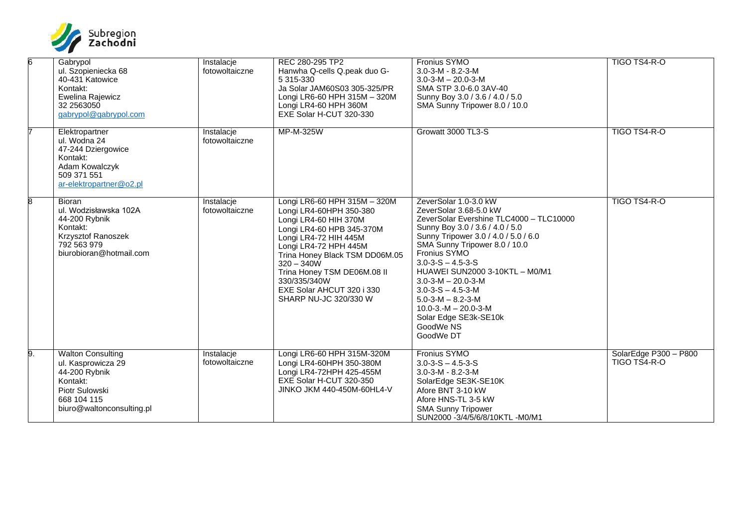| | | | | | |
|---|---|---|---|---|---|
| 6 | Gabrypol<br>ul. Szopieniecka 68<br>40-431 Katowice<br>Kontakt:<br>Ewelina Rajewicz<br>32 2563050<br>gabrypol@gabrypol.com | Instalacje fotowoltaiczne | REC 280-295 TP2<br>Hanwha Q-cells Q.peak duo G-5 315-330<br>Ja Solar JAM60S03 305-325/PR<br>Longi LR6-60 HPH 315M – 320M<br>Longi LR4-60 HPH 360M<br>EXE Solar H-CUT 320-330 | Fronius SYMO<br>3.0-3-M - 8.2-3-M<br>3.0-3-M – 20.0-3-M<br>SMA STP 3.0-6.0 3AV-40<br>Sunny Boy 3.0 / 3.6 / 4.0 / 5.0<br>SMA Sunny Tripower 8.0 / 10.0 | TIGO TS4-R-O |
| 7 | Elektropartner<br>ul. Wodna 24<br>47-244 Dziergowice<br>Kontakt:<br>Adam Kowalczyk<br>509 371 551<br>ar-elektropartner@o2.pl | Instalacje fotowoltaiczne | MP-M-325W | Growatt 3000 TL3-S | TIGO TS4-R-O |
| 8 | Bioran<br>ul. Wodzisławska 102A<br>44-200 Rybnik<br>Kontakt:<br>Krzysztof Ranoszek<br>792 563 979<br>biurobioran@hotmail.com | Instalacje fotowoltaiczne | Longi LR6-60 HPH 315M – 320M<br>Longi LR4-60HPH 350-380<br>Longi LR4-60 HIH 370M<br>Longi LR4-60 HPB 345-370M<br>Longi LR4-72 HIH 445M<br>Longi LR4-72 HPH 445M<br>Trina Honey Black TSM DD06M.05 320 – 340W<br>Trina Honey TSM DE06M.08 II 330/335/340W<br>EXE Solar AHCUT 320 i 330<br>SHARP NU-JC 320/330 W | ZeverSolar 1.0-3.0 kW<br>ZeverSolar 3.68-5.0 kW<br>ZeverSolar Evershine TLC4000 – TLC10000<br>Sunny Boy 3.0 / 3.6 / 4.0 / 5.0<br>Sunny Tripower 3.0 / 4.0 / 5.0 / 6.0<br>SMA Sunny Tripower 8.0 / 10.0<br>Fronius SYMO<br>3.0-3-S – 4.5-3-S<br>HUAWEI SUN2000 3-10KTL – M0/M1<br>3.0-3-M – 20.0-3-M<br>3.0-3-S – 4.5-3-M<br>5.0-3-M – 8.2-3-M<br>10.0-3.-M – 20.0-3-M<br>Solar Edge SE3k-SE10k<br>GoodWe NS<br>GoodWe DT | TIGO TS4-R-O |
| 9. | Walton Consulting<br>ul. Kasprowicza 29<br>44-200 Rybnik<br>Kontakt:<br>Piotr Sulowski<br>668 104 115<br>biuro@waltonconsulting.pl | Instalacje fotowoltaiczne | Longi LR6-60 HPH 315M-320M<br>Longi LR4-60HPH 350-380M<br>Longi LR4-72HPH 425-455M<br>EXE Solar H-CUT 320-350<br>JINKO JKM 440-450M-60HL4-V | Fronius SYMO<br>3.0-3-S – 4.5-3-S<br>3.0-3-M - 8.2-3-M<br>SolarEdge SE3K-SE10K<br>Afore BNT 3-10 kW<br>Afore HNS-TL 3-5 kW<br>SMA Sunny Tripower<br>SUN2000 -3/4/5/6/8/10KTL -M0/M1 | SolarEdge P300 – P800<br>TIGO TS4-R-O |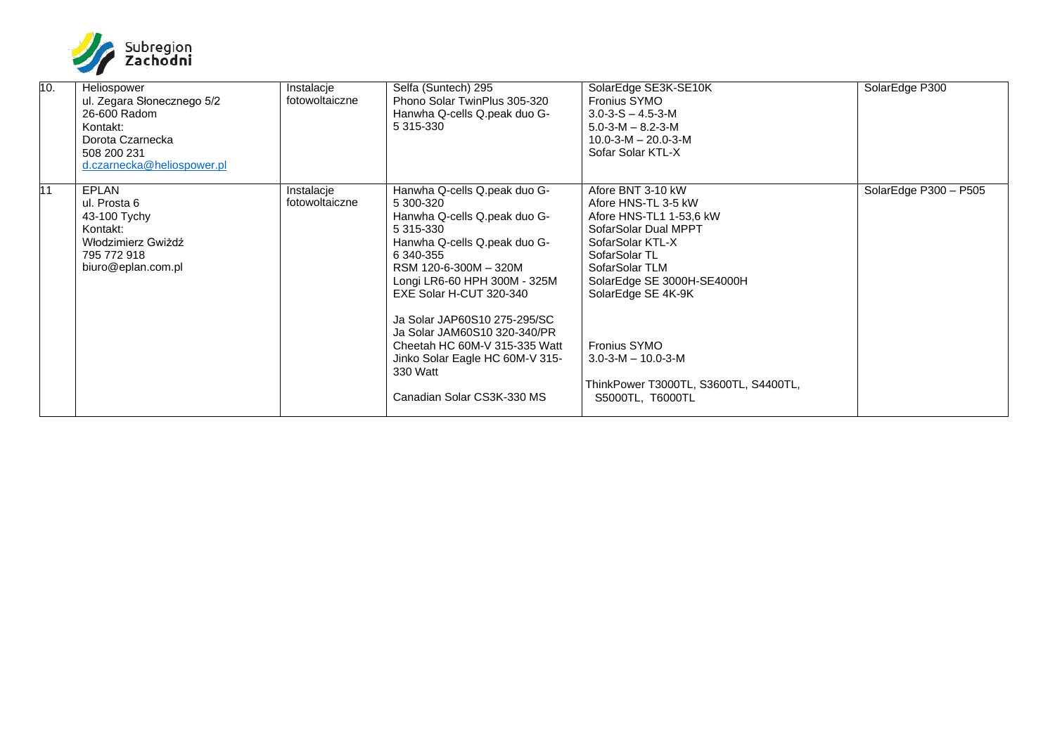| 10. | Heliospower<br>ul. Zegara Słonecznego 5/2<br>26-600 Radom<br>Kontakt:<br>Dorota Czarnecka<br>508 200 231<br>d.czarnecka@heliospower.pl | Instalacje fotowoltaiczne | Selfa (Suntech) 295<br>Phono Solar TwinPlus 305-320<br>Hanwha Q-cells Q.peak duo G-5 315-330 | SolarEdge SE3K-SE10K<br>Fronius SYMO<br>3.0-3-S – 4.5-3-M<br>5.0-3-M – 8.2-3-M<br>10.0-3-M – 20.0-3-M<br>Sofar Solar KTL-X | SolarEdge P300 |
|---|---|---|---|---|---|
| 11 | EPLAN<br>ul. Prosta 6<br>43-100 Tychy<br>Kontakt:<br>Włodzimierz Gwiżdź<br>795 772 918<br>biuro@eplan.com.pl | Instalacje fotowoltaiczne | Hanwha Q-cells Q.peak duo G-5 300-320<br>Hanwha Q-cells Q.peak duo G-5 315-330<br>Hanwha Q-cells Q.peak duo G-6 340-355<br>RSM 120-6-300M – 320M<br>Longi LR6-60 HPH 300M - 325M<br>EXE Solar H-CUT 320-340<br><br>Ja Solar JAP60S10 275-295/SC<br>Ja Solar JAM60S10 320-340/PR<br>Cheetah HC 60M-V 315-335 Watt<br>Jinko Solar Eagle HC 60M-V 315-330 Watt<br><br>Canadian Solar CS3K-330 MS | Afore BNT 3-10 kW<br>Afore HNS-TL 3-5 kW<br>Afore HNS-TL1 1-53,6 kW<br>SofarSolar Dual MPPT<br>SofarSolar KTL-X<br>SofarSolar TL<br>SofarSolar TLM<br>SolarEdge SE 3000H-SE4000H<br>SolarEdge SE 4K-9K<br><br>Fronius SYMO<br>3.0-3-M – 10.0-3-M<br><br>ThinkPower T3000TL, S3600TL, S4400TL, S5000TL, T6000TL | SolarEdge P300 – P505 |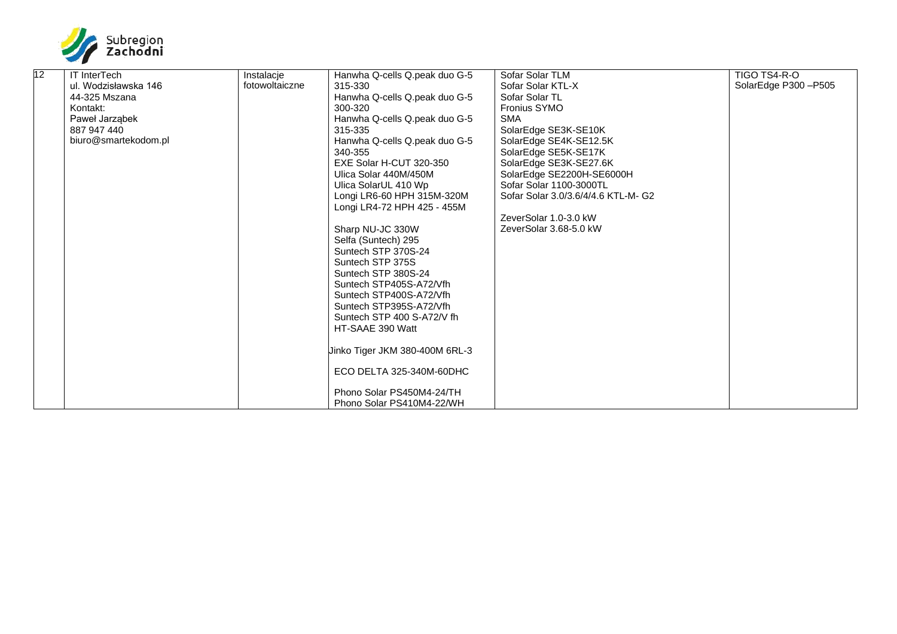| 12 | IT InterTech<br>ul. Wodzisławska 146<br>44-325 Mszana<br>Kontakt:<br>Paweł Jarząbek<br>887 947 440<br>biuro@smartekodom.pl | Instalacje fotowoltaiczne | Hanwha Q-cells Q.peak duo G-5 315-330<br>Hanwha Q-cells Q.peak duo G-5 300-320<br>Hanwha Q-cells Q.peak duo G-5 315-335<br>Hanwha Q-cells Q.peak duo G-5 340-355<br>EXE Solar H-CUT 320-350<br>Ulica Solar 440M/450M<br>Ulica SolarUL 410 Wp<br>Longi LR6-60 HPH 315M-320M<br>Longi LR4-72 HPH 425 - 455M<br><br>Sharp NU-JC 330W<br>Selfa (Suntech) 295<br>Suntech STP 370S-24<br>Suntech STP 375S<br>Suntech STP 380S-24<br>Suntech STP405S-A72/Vfh<br>Suntech STP400S-A72/Vfh<br>Suntech STP395S-A72/Vfh<br>Suntech STP 400 S-A72/V fh<br>HT-SAAE 390 Watt<br><br>Jinko Tiger JKM 380-400M 6RL-3<br><br>ECO DELTA 325-340M-60DHC<br><br>Phono Solar PS450M4-24/TH<br>Phono Solar PS410M4-22/WH | Sofar Solar TLM<br>Sofar Solar KTL-X<br>Sofar Solar TL<br>Fronius SYMO<br>SMA<br>SolarEdge SE3K-SE10K<br>SolarEdge SE4K-SE12.5K<br>SolarEdge SE5K-SE17K<br>SolarEdge SE3K-SE27.6K<br>SolarEdge SE2200H-SE6000H<br>Sofar Solar 1100-3000TL<br>Sofar Solar 3.0/3.6/4/4.6 KTL-M- G2<br><br>ZeverSolar 1.0-3.0 kW<br>ZeverSolar 3.68-5.0 kW | TIGO TS4-R-O<br>SolarEdge P300 –P505 |
|---|---|---|---|---|---|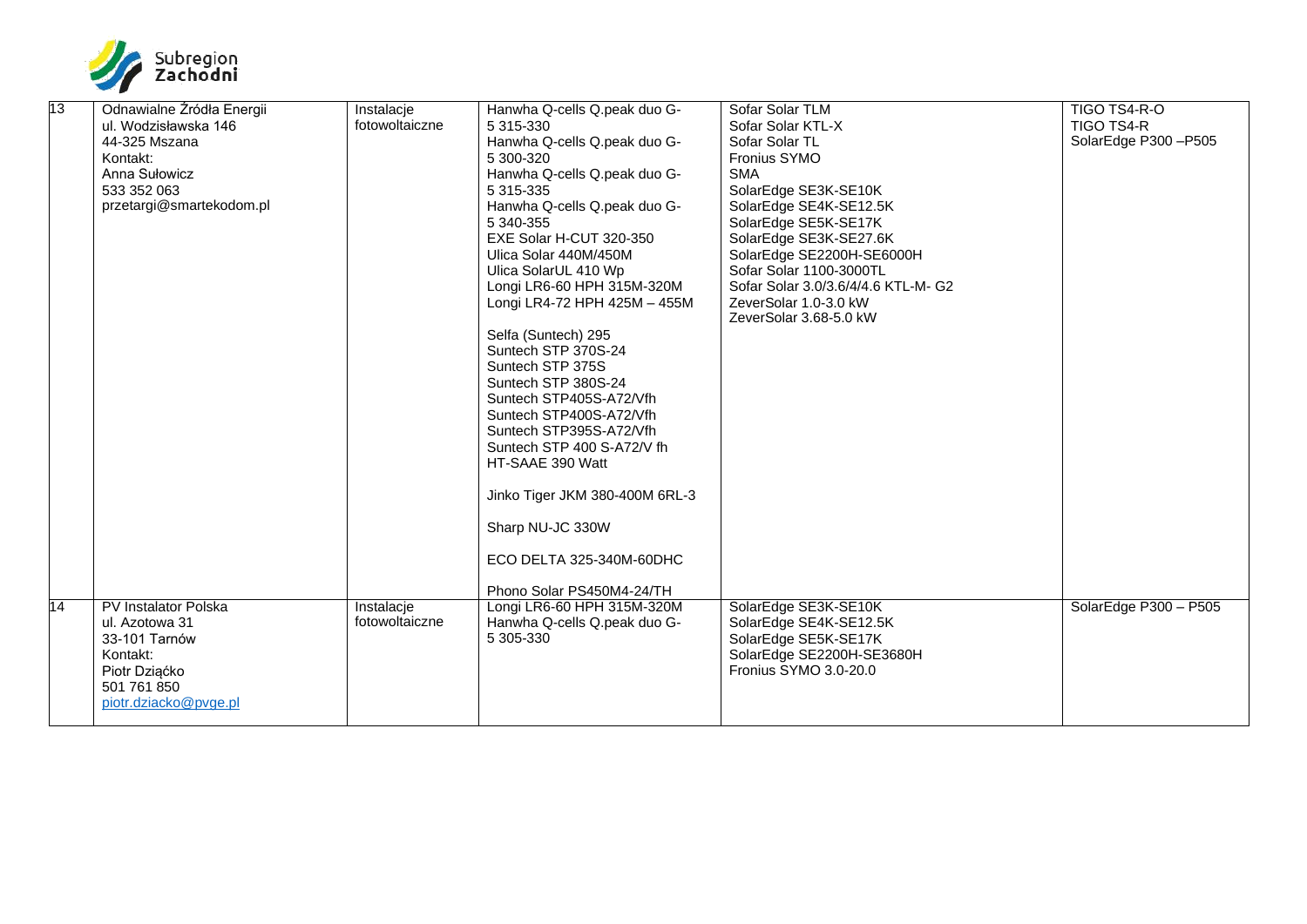| 13 | Odnawialne Źródła Energii<br>ul. Wodzisławska 146<br>44-325 Mszana<br>Kontakt:<br>Anna Sułowicz<br>533 352 063<br>przetargi@smartekodom.pl | Instalacje fotowoltaiczne | Hanwha Q-cells Q.peak duo G-5 315-330<br>Hanwha Q-cells Q.peak duo G-5 300-320<br>Hanwha Q-cells Q.peak duo G-5 315-335<br>Hanwha Q-cells Q.peak duo G-5 340-355<br>EXE Solar H-CUT 320-350<br>Ulica Solar 440M/450M<br>Ulica SolarUL 410 Wp<br>Longi LR6-60 HPH 315M-320M<br>Longi LR4-72 HPH 425M – 455M<br><br>Selfa (Suntech) 295<br>Suntech STP 370S-24<br>Suntech STP 375S<br>Suntech STP 380S-24<br>Suntech STP405S-A72/Vfh<br>Suntech STP400S-A72/Vfh<br>Suntech STP395S-A72/Vfh<br>Suntech STP 400 S-A72/V fh<br>HT-SAAE 390 Watt<br><br>Jinko Tiger JKM 380-400M 6RL-3<br><br>Sharp NU-JC 330W<br><br>ECO DELTA 325-340M-60DHC<br><br>Phono Solar PS450M4-24/TH | Sofar Solar TLM<br>Sofar Solar KTL-X<br>Sofar Solar TL<br>Fronius SYMO<br>SMA<br>SolarEdge SE3K-SE10K<br>SolarEdge SE4K-SE12.5K<br>SolarEdge SE5K-SE17K<br>SolarEdge SE3K-SE27.6K<br>SolarEdge SE2200H-SE6000H<br>Sofar Solar 1100-3000TL<br>Sofar Solar 3.0/3.6/4/4.6 KTL-M- G2<br>ZeverSolar 1.0-3.0 kW<br>ZeverSolar 3.68-5.0 kW | TIGO TS4-R-O<br>TIGO TS4-R<br>SolarEdge P300 –P505 |
|---|---|---|---|---|---|
| 14 | PV Instalator Polska<br>ul. Azotowa 31<br>33-101 Tarnów<br>Kontakt:<br>Piotr Dziąćko<br>501 761 850<br>piotr.dziacko@pvge.pl | Instalacje fotowoltaiczne | Longi LR6-60 HPH 315M-320M<br>Hanwha Q-cells Q.peak duo G-5 305-330 | SolarEdge SE3K-SE10K<br>SolarEdge SE4K-SE12.5K<br>SolarEdge SE5K-SE17K<br>SolarEdge SE2200H-SE3680H<br>Fronius SYMO 3.0-20.0 | SolarEdge P300 – P505 |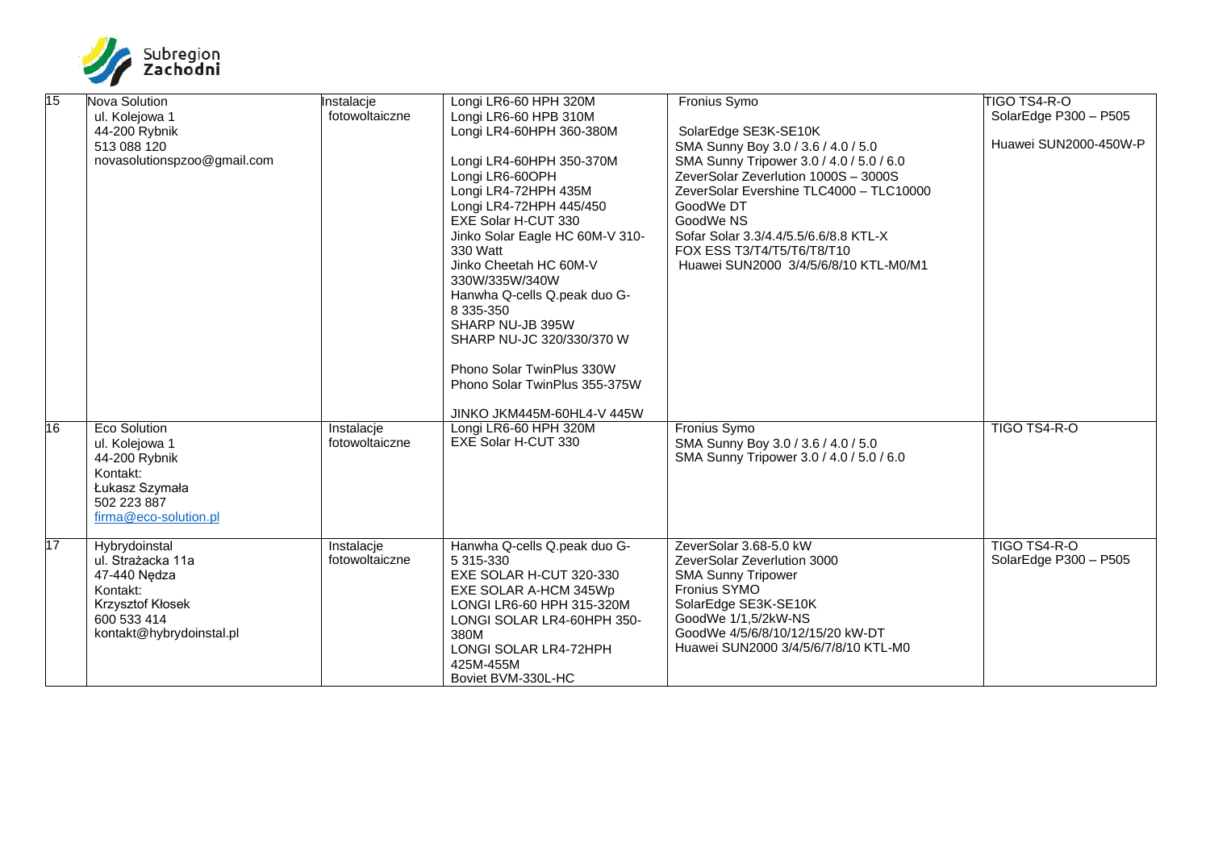| 15 | Nova Solution<br>ul. Kolejowa 1<br>44-200 Rybnik<br>513 088 120<br>novasolutionspzoo@gmail.com | Instalacje fotowoltaiczne | Longi LR6-60 HPH 320M<br>Longi LR6-60 HPB 310M<br>Longi LR4-60HPH 360-380M<br><br>Longi LR4-60HPH 350-370M<br>Longi LR6-60OPH<br>Longi LR4-72HPH 435M<br>Longi LR4-72HPH 445/450<br>EXE Solar H-CUT 330<br>Jinko Solar Eagle HC 60M-V 310-330 Watt<br>Jinko Cheetah HC 60M-V 330W/335W/340W<br>Hanwha Q-cells Q.peak duo G-8 335-350<br>SHARP NU-JB 395W<br>SHARP NU-JC 320/330/370 W<br><br>Phono Solar TwinPlus 330W<br>Phono Solar TwinPlus 355-375W<br><br>JINKO JKM445M-60HL4-V 445W | Fronius Symo<br><br>SolarEdge SE3K-SE10K<br>SMA Sunny Boy 3.0 / 3.6 / 4.0 / 5.0<br>SMA Sunny Tripower 3.0 / 4.0 / 5.0 / 6.0<br>ZeverSolar Zeverlution 1000S – 3000S<br>ZeverSolar Evershine TLC4000 – TLC10000<br>GoodWe DT<br>GoodWe NS<br>Sofar Solar 3.3/4.4/5.5/6.6/8.8 KTL-X<br>FOX ESS T3/T4/T5/T6/T8/T10<br>Huawei SUN2000 3/4/5/6/8/10 KTL-M0/M1 | TIGO TS4-R-O<br>SolarEdge P300 – P505<br><br>Huawei SUN2000-450W-P |
|---|---|---|---|---|---|
| 16 | Eco Solution<br>ul. Kolejowa 1<br>44-200 Rybnik<br>Kontakt:<br>Łukasz Szymała<br>502 223 887<br>firma@eco-solution.pl | Instalacje fotowoltaiczne | Longi LR6-60 HPH 320M<br>EXE Solar H-CUT 330 | Fronius Symo<br>SMA Sunny Boy 3.0 / 3.6 / 4.0 / 5.0<br>SMA Sunny Tripower 3.0 / 4.0 / 5.0 / 6.0 | TIGO TS4-R-O |
| 17 | Hybrydoinstal<br>ul. Strażacka 11a<br>47-440 Nędza<br>Kontakt:<br>Krzysztof Kłosek<br>600 533 414<br>kontakt@hybrydoinstal.pl | Instalacje fotowoltaiczne | Hanwha Q-cells Q.peak duo G-5 315-330<br>EXE SOLAR H-CUT 320-330<br>EXE SOLAR A-HCM 345Wp<br>LONGI LR6-60 HPH 315-320M<br>LONGI SOLAR LR4-60HPH 350-380M<br>LONGI SOLAR LR4-72HPH 425M-455M<br>Boviet BVM-330L-HC | ZeverSolar 3.68-5.0 kW<br>ZeverSolar Zeverlution 3000<br>SMA Sunny Tripower<br>Fronius SYMO<br>SolarEdge SE3K-SE10K<br>GoodWe 1/1,5/2kW-NS<br>GoodWe 4/5/6/8/10/12/15/20 kW-DT<br>Huawei SUN2000 3/4/5/6/7/8/10 KTL-M0 | TIGO TS4-R-O<br>SolarEdge P300 – P505 |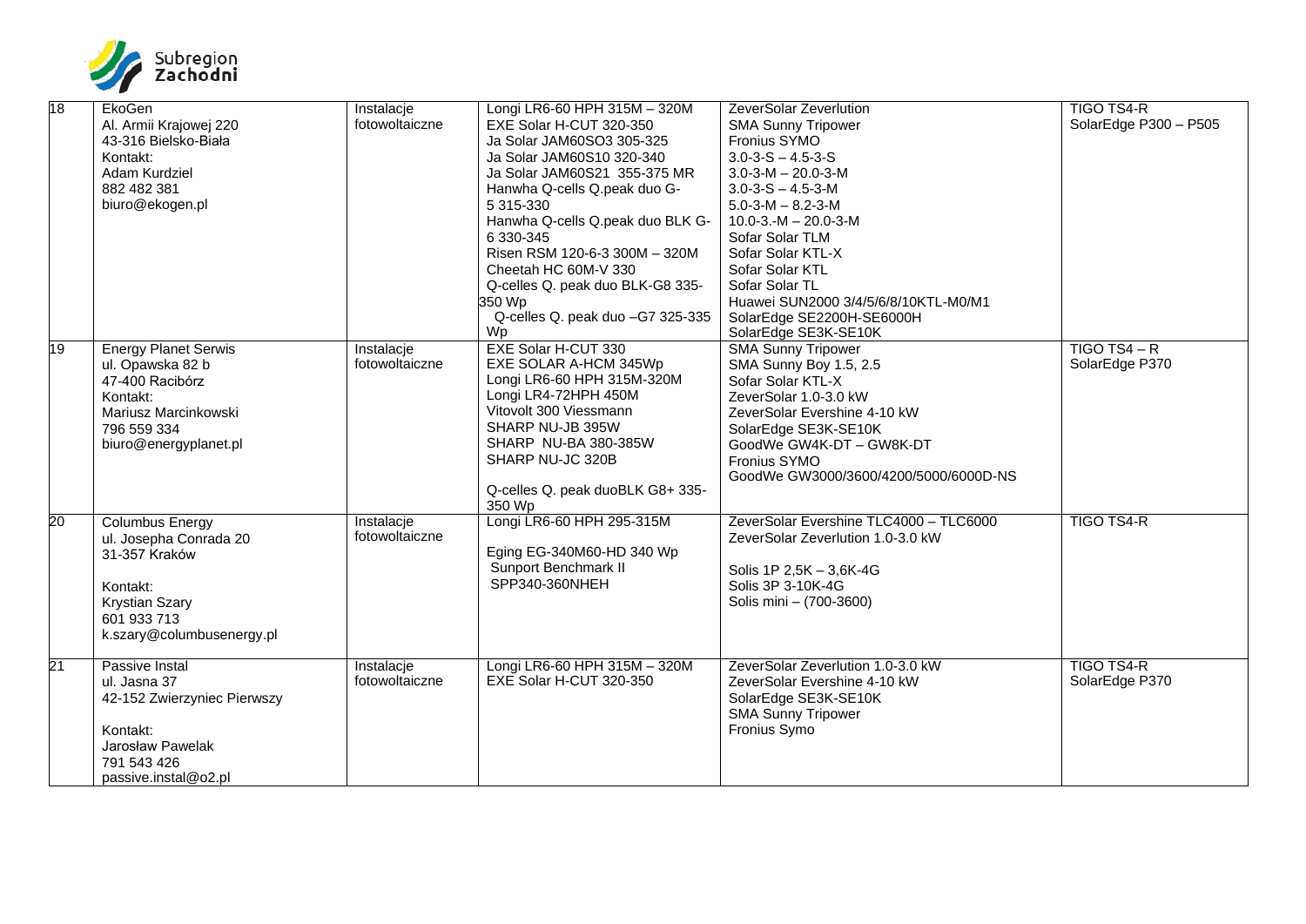| 18 | EkoGen<br>Al. Armii Krajowej 220<br>43-316 Bielsko-Biała<br>Kontakt:<br>Adam Kurdziel<br>882 482 381<br>biuro@ekogen.pl | Instalacje fotowoltaiczne | Longi LR6-60 HPH 315M – 320M<br>EXE Solar H-CUT 320-350<br>Ja Solar JAM60SO3 305-325<br>Ja Solar JAM60S10 320-340<br>Ja Solar JAM60S21 355-375 MR<br>Hanwha Q-cells Q.peak duo G-5 315-330<br>Hanwha Q-cells Q.peak duo BLK G-6 330-345<br>Risen RSM 120-6-3 300M – 320M<br>Cheetah HC 60M-V 330<br>Q-celles Q. peak duo BLK-G8 335-350 Wp<br>Q-celles Q. peak duo –G7 325-335 Wp | ZeverSolar Zeverlution<br>SMA Sunny Tripower<br>Fronius SYMO<br>3.0-3-S – 4.5-3-S<br>3.0-3-M – 20.0-3-M<br>3.0-3-S – 4.5-3-M<br>5.0-3-M – 8.2-3-M<br>10.0-3.-M – 20.0-3-M<br>Sofar Solar TLM<br>Sofar Solar KTL-X<br>Sofar Solar KTL<br>Sofar Solar TL<br>Huawei SUN2000 3/4/5/6/8/10KTL-M0/M1<br>SolarEdge SE2200H-SE6000H<br>SolarEdge SE3K-SE10K | TIGO TS4-R<br>SolarEdge P300 – P505 |
|---|---|---|---|---|---|
| 19 | Energy Planet Serwis<br>ul. Opawska 82 b<br>47-400 Racibórz<br>Kontakt:<br>Mariusz Marcinkowski<br>796 559 334<br>biuro@energyplanet.pl | Instalacje fotowoltaiczne | EXE Solar H-CUT 330<br>EXE SOLAR A-HCM 345Wp<br>Longi LR6-60 HPH 315M-320M<br>Longi LR4-72HPH 450M<br>Vitovolt 300 Viessmann<br>SHARP NU-JB 395W<br>SHARP NU-BA 380-385W<br>SHARP NU-JC 320B<br><br>Q-celles Q. peak duoBLK G8+ 335-350 Wp | SMA Sunny Tripower<br>SMA Sunny Boy 1.5, 2.5<br>Sofar Solar KTL-X<br>ZeverSolar 1.0-3.0 kW<br>ZeverSolar Evershine 4-10 kW<br>SolarEdge SE3K-SE10K<br>GoodWe GW4K-DT – GW8K-DT<br>Fronius SYMO<br>GoodWe GW3000/3600/4200/5000/6000D-NS | TIGO TS4 – R<br>SolarEdge P370 |
| 20 | Columbus Energy<br>ul. Josepha Conrada 20<br>31-357 Kraków<br><br>Kontakt:<br>Krystian Szary<br>601 933 713<br>k.szary@columbusenergy.pl | Instalacje fotowoltaiczne | Longi LR6-60 HPH 295-315M<br><br>Eging EG-340M60-HD 340 Wp<br>Sunport Benchmark II<br>SPP340-360NHEH | ZeverSolar Evershine TLC4000 – TLC6000<br>ZeverSolar Zeverlution 1.0-3.0 kW<br><br>Solis 1P 2,5K – 3,6K-4G<br>Solis 3P 3-10K-4G<br>Solis mini – (700-3600) | TIGO TS4-R |
| 21 | Passive Instal<br>ul. Jasna 37<br>42-152 Zwierzyniec Pierwszy<br><br>Kontakt:<br>Jarosław Pawelak<br>791 543 426<br>passive.instal@o2.pl | Instalacje fotowoltaiczne | Longi LR6-60 HPH 315M – 320M<br>EXE Solar H-CUT 320-350 | ZeverSolar Zeverlution 1.0-3.0 kW<br>ZeverSolar Evershine 4-10 kW<br>SolarEdge SE3K-SE10K<br>SMA Sunny Tripower<br>Fronius Symo | TIGO TS4-R<br>SolarEdge P370 |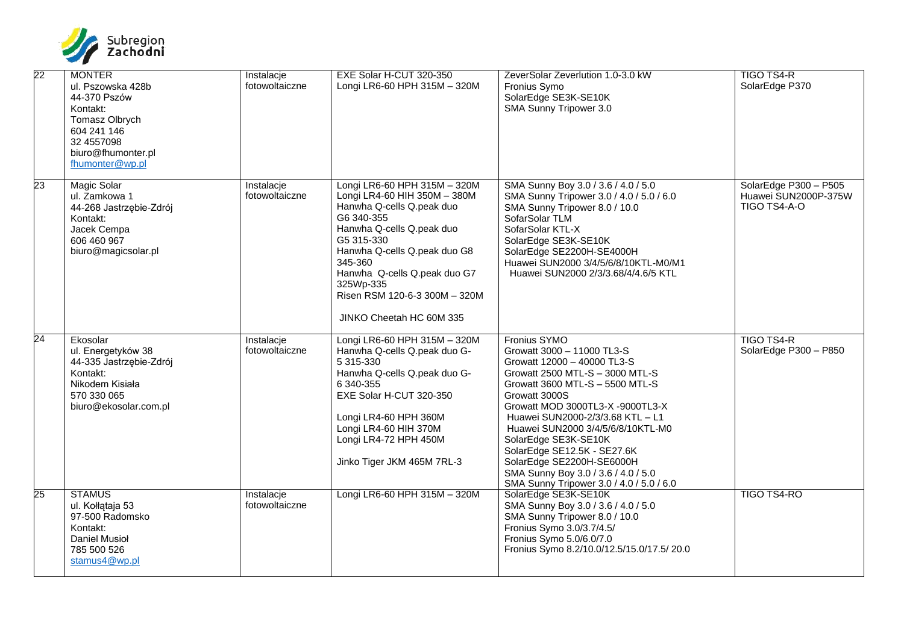| 22 | MONTER<br>ul. Pszowska 428b<br>44-370 Pszów<br>Kontakt:<br>Tomasz Olbrych<br>604 241 146<br>32 4557098<br>biuro@fhumonter.pl<br>fhumonter@wp.pl | Instalacje fotowoltaiczne | EXE Solar H-CUT 320-350<br>Longi LR6-60 HPH 315M – 320M | ZeverSolar Zeverlution 1.0-3.0 kW<br>Fronius Symo<br>SolarEdge SE3K-SE10K<br>SMA Sunny Tripower 3.0 | TIGO TS4-R<br>SolarEdge P370 |
|---|---|---|---|---|---|
| 23 | Magic Solar<br>ul. Zamkowa 1<br>44-268 Jastrzębie-Zdrój<br>Kontakt:<br>Jacek Cempa<br>606 460 967<br>biuro@magicsolar.pl | Instalacje fotowoltaiczne | Longi LR6-60 HPH 315M – 320M<br>Longi LR4-60 HIH 350M – 380M<br>Hanwha Q-cells Q.peak duo G6 340-355<br>Hanwha Q-cells Q.peak duo G5 315-330<br>Hanwha Q-cells Q.peak duo G8 345-360<br>Hanwha Q-cells Q.peak duo G7 325Wp-335<br>Risen RSM 120-6-3 300M – 320M<br>JINKO Cheetah HC 60M 335 | SMA Sunny Boy 3.0 / 3.6 / 4.0 / 5.0<br>SMA Sunny Tripower 3.0 / 4.0 / 5.0 / 6.0<br>SMA Sunny Tripower 8.0 / 10.0<br>SofarSolar TLM<br>SofarSolar KTL-X<br>SolarEdge SE3K-SE10K<br>SolarEdge SE2200H-SE4000H<br>Huawei SUN2000 3/4/5/6/8/10KTL-M0/M1<br>Huawei SUN2000 2/3/3.68/4/4.6/5 KTL | SolarEdge P300 – P505<br>Huawei SUN2000P-375W<br>TIGO TS4-A-O |
| 24 | Ekosolar<br>ul. Energetyków 38<br>44-335 Jastrzębie-Zdrój<br>Kontakt:<br>Nikodem Kisiała<br>570 330 065<br>biuro@ekosolar.com.pl | Instalacje fotowoltaiczne | Longi LR6-60 HPH 315M – 320M<br>Hanwha Q-cells Q.peak duo G-5 315-330<br>Hanwha Q-cells Q.peak duo G-6 340-355<br>EXE Solar H-CUT 320-350<br>Longi LR4-60 HPH 360M<br>Longi LR4-60 HIH 370M<br>Longi LR4-72 HPH 450M<br>Jinko Tiger JKM 465M 7RL-3 | Fronius SYMO<br>Growatt 3000 – 11000 TL3-S<br>Growatt 12000 – 40000 TL3-S<br>Growatt 2500 MTL-S – 3000 MTL-S<br>Growatt 3600 MTL-S – 5500 MTL-S<br>Growatt 3000S<br>Growatt MOD 3000TL3-X -9000TL3-X<br>Huawei SUN2000-2/3/3.68 KTL – L1<br>Huawei SUN2000 3/4/5/6/8/10KTL-M0<br>SolarEdge SE3K-SE10K<br>SolarEdge SE12.5K - SE27.6K<br>SolarEdge SE2200H-SE6000H<br>SMA Sunny Boy 3.0 / 3.6 / 4.0 / 5.0<br>SMA Sunny Tripower 3.0 / 4.0 / 5.0 / 6.0 | TIGO TS4-R<br>SolarEdge P300 – P850 |
| 25 | STAMUS<br>ul. Kołłątaja 53<br>97-500 Radomsko<br>Kontakt:<br>Daniel Musioł<br>785 500 526<br>stamus4@wp.pl | Instalacje fotowoltaiczne | Longi LR6-60 HPH 315M – 320M | SolarEdge SE3K-SE10K<br>SMA Sunny Boy 3.0 / 3.6 / 4.0 / 5.0<br>SMA Sunny Tripower 8.0 / 10.0<br>Fronius Symo 3.0/3.7/4.5/<br>Fronius Symo 5.0/6.0/7.0<br>Fronius Symo 8.2/10.0/12.5/15.0/17.5/ 20.0 | TIGO TS4-RO |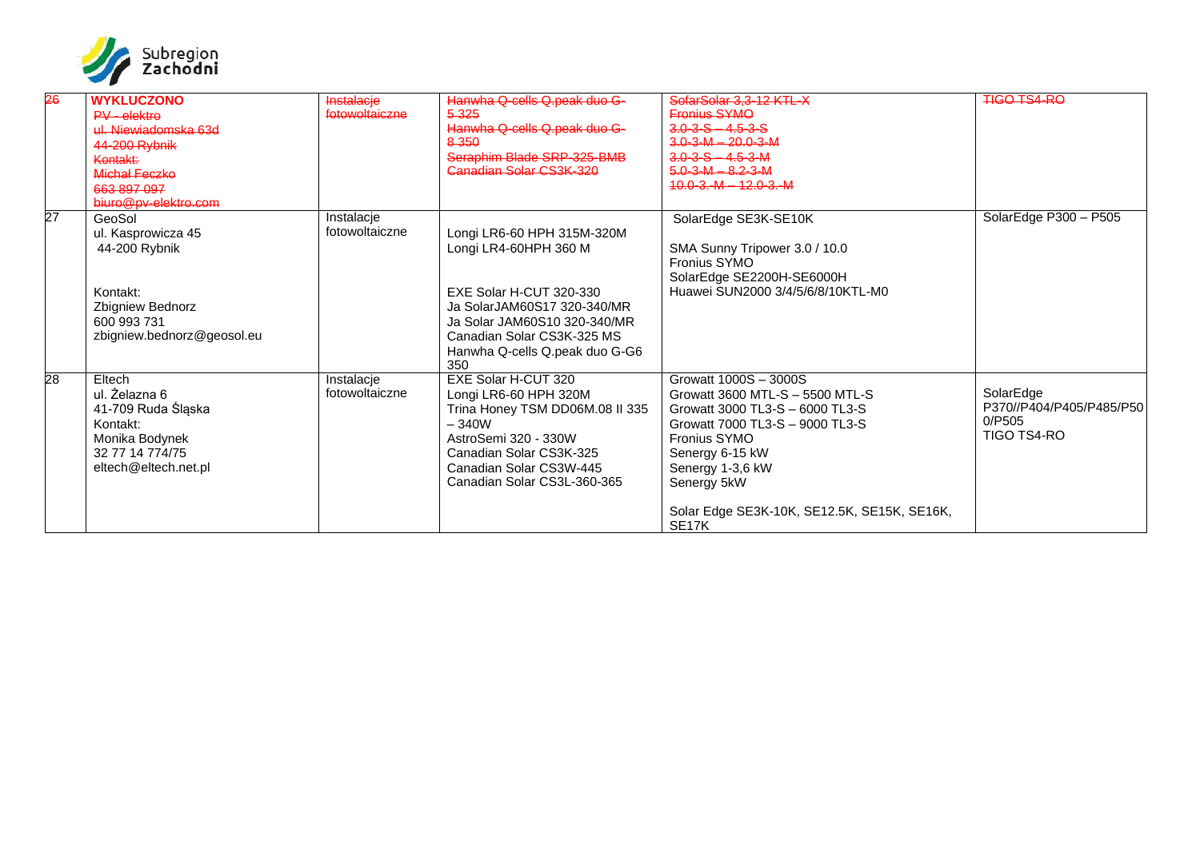| 26 | **WYKLUCZONO**<br>~~PV - elektro~~<br>~~ul. Niewiadomska 63d~~<br>~~44-200 Rybnik~~<br>~~Kontakt:~~<br>~~Michał Feczko~~<br>~~663 897 097~~<br>~~biuro@pv-elektro.com~~ | ~~Instalacje fotowoltaiczne~~ | ~~Hanwha Q-cells Q.peak duo G-5 325~~<br>~~Hanwha Q-cells Q.peak duo G-8 350~~<br>~~Seraphim Blade SRP-325-BMB~~<br>~~Canadian Solar CS3K-320~~ | ~~SofarSolar 3,3-12 KTL-X~~<br>~~Fronius SYMO~~<br>~~3.0-3-S – 4.5-3-S~~<br>~~3.0-3-M – 20.0-3-M~~<br>~~3.0-3-S – 4.5-3-M~~<br>~~5.0-3-M – 8.2-3-M~~<br>~~10.0-3.-M – 12.0-3.-M~~ | ~~TIGO TS4-RO~~ |
|---|---|---|---|---|---|
| 27 | GeoSol<br>ul. Kasprowicza 45<br>44-200 Rybnik<br><br>Kontakt:<br>Zbigniew Bednorz<br>600 993 731<br>zbigniew.bednorz@geosol.eu | Instalacje fotowoltaiczne | Longi LR6-60 HPH 315M-320M<br>Longi LR4-60HPH 360 M<br><br>EXE Solar H-CUT 320-330<br>Ja SolarJAM60S17 320-340/MR<br>Ja Solar JAM60S10 320-340/MR<br>Canadian Solar CS3K-325 MS<br>Hanwha Q-cells Q.peak duo G-G6 350 | SolarEdge SE3K-SE10K<br><br>SMA Sunny Tripower 3.0 / 10.0<br>Fronius SYMO<br>SolarEdge SE2200H-SE6000H<br>Huawei SUN2000 3/4/5/6/8/10KTL-M0 | SolarEdge P300 – P505 |
| 28 | Eltech<br>ul. Żelazna 6<br>41-709 Ruda Śląska<br>Kontakt:<br>Monika Bodynek<br>32 77 14 774/75<br>eltech@eltech.net.pl | Instalacje fotowoltaiczne | EXE Solar H-CUT 320<br>Longi LR6-60 HPH 320M<br>Trina Honey TSM DD06M.08 II 335 – 340W<br>AstroSemi 320 - 330W<br>Canadian Solar CS3K-325<br>Canadian Solar CS3W-445<br>Canadian Solar CS3L-360-365 | Growatt 1000S – 3000S<br>Growatt 3600 MTL-S – 5500 MTL-S<br>Growatt 3000 TL3-S – 6000 TL3-S<br>Growatt 7000 TL3-S – 9000 TL3-S<br>Fronius SYMO<br>Senergy 6-15 kW<br>Senergy 1-3,6 kW<br>Senergy 5kW<br><br>Solar Edge SE3K-10K, SE12.5K, SE15K, SE16K, SE17K | SolarEdge P370//P404/P405/P485/P500/P505<br>TIGO TS4-RO |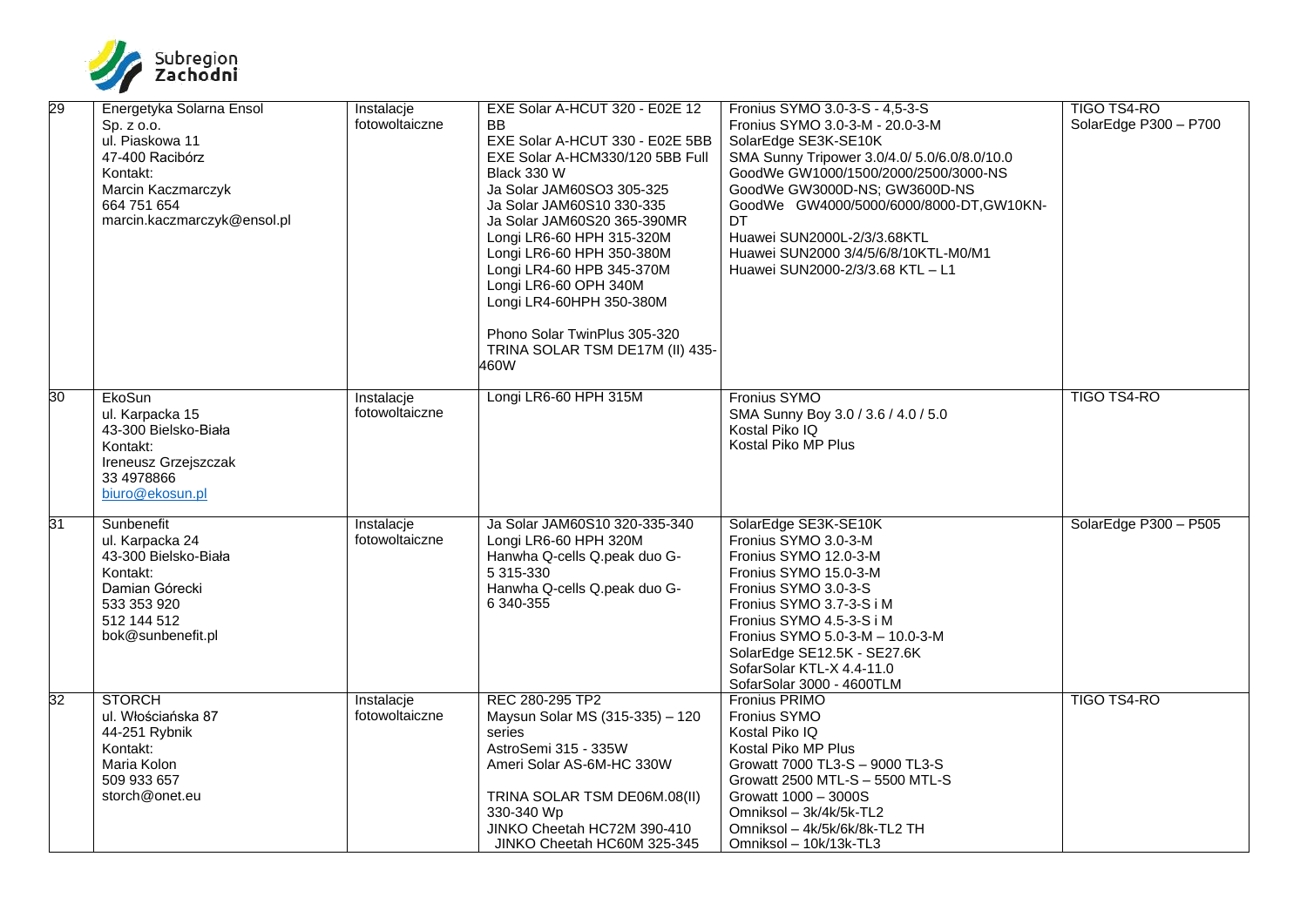| 29 | Energetyka Solarna Ensol<br>Sp. z o.o.<br>ul. Piaskowa 11<br>47-400 Racibórz<br>Kontakt:<br>Marcin Kaczmarczyk<br>664 751 654<br>marcin.kaczmarczyk@ensol.pl | Instalacje fotowoltaiczne | EXE Solar A-HCUT 320 - E02E 12 BB<br>EXE Solar A-HCUT 330 - E02E 5BB<br>EXE Solar A-HCM330/120 5BB Full Black 330 W<br>Ja Solar JAM60SO3 305-325<br>Ja Solar JAM60S10 330-335<br>Ja Solar JAM60S20 365-390MR<br>Longi LR6-60 HPH 315-320M<br>Longi LR6-60 HPH 350-380M<br>Longi LR4-60 HPB 345-370M<br>Longi LR6-60 OPH 340M<br>Longi LR4-60HPH 350-380M<br><br>Phono Solar TwinPlus 305-320<br>TRINA SOLAR TSM DE17M (II) 435-460W | Fronius SYMO 3.0-3-S - 4,5-3-S<br>Fronius SYMO 3.0-3-M - 20.0-3-M<br>SolarEdge SE3K-SE10K<br>SMA Sunny Tripower 3.0/4.0/ 5.0/6.0/8.0/10.0<br>GoodWe GW1000/1500/2000/2500/3000-NS<br>GoodWe GW3000D-NS; GW3600D-NS<br>GoodWe GW4000/5000/6000/8000-DT,GW10KN-DT<br>Huawei SUN2000L-2/3/3.68KTL<br>Huawei SUN2000 3/4/5/6/8/10KTL-M0/M1<br>Huawei SUN2000-2/3/3.68 KTL – L1 | TIGO TS4-RO<br>SolarEdge P300 – P700 |
|---|---|---|---|---|---|
| 30 | EkoSun<br>ul. Karpacka 15<br>43-300 Bielsko-Biała<br>Kontakt:<br>Ireneusz Grzejszczak<br>33 4978866<br>biuro@ekosun.pl | Instalacje fotowoltaiczne | Longi LR6-60 HPH 315M | Fronius SYMO<br>SMA Sunny Boy 3.0 / 3.6 / 4.0 / 5.0<br>Kostal Piko IQ<br>Kostal Piko MP Plus | TIGO TS4-RO |
| 31 | Sunbenefit<br>ul. Karpacka 24<br>43-300 Bielsko-Biała<br>Kontakt:<br>Damian Górecki<br>533 353 920<br>512 144 512<br>bok@sunbenefit.pl | Instalacje fotowoltaiczne | Ja Solar JAM60S10 320-335-340<br>Longi LR6-60 HPH 320M<br>Hanwha Q-cells Q.peak duo G-5 315-330<br>Hanwha Q-cells Q.peak duo G-6 340-355 | SolarEdge SE3K-SE10K<br>Fronius SYMO 3.0-3-M<br>Fronius SYMO 12.0-3-M<br>Fronius SYMO 15.0-3-M<br>Fronius SYMO 3.0-3-S<br>Fronius SYMO 3.7-3-S i M<br>Fronius SYMO 4.5-3-S i M<br>Fronius SYMO 5.0-3-M – 10.0-3-M<br>SolarEdge SE12.5K - SE27.6K<br>SofarSolar KTL-X 4.4-11.0<br>SofarSolar 3000 - 4600TLM | SolarEdge P300 – P505 |
| 32 | STORCH<br>ul. Włościańska 87<br>44-251 Rybnik<br>Kontakt:<br>Maria Kolon<br>509 933 657<br>storch@onet.eu | Instalacje fotowoltaiczne | REC 280-295 TP2<br>Maysun Solar MS (315-335) – 120 series<br>AstroSemi 315 - 335W<br>Ameri Solar AS-6M-HC 330W<br><br>TRINA SOLAR TSM DE06M.08(II) 330-340 Wp<br>JINKO Cheetah HC72M 390-410<br>JINKO Cheetah HC60M 325-345 | Fronius PRIMO<br>Fronius SYMO<br>Kostal Piko IQ<br>Kostal Piko MP Plus<br>Growatt 7000 TL3-S – 9000 TL3-S<br>Growatt 2500 MTL-S – 5500 MTL-S<br>Growatt 1000 – 3000S<br>Omniksol – 3k/4k/5k-TL2<br>Omniksol – 4k/5k/6k/8k-TL2 TH<br>Omniksol – 10k/13k-TL3 | TIGO TS4-RO |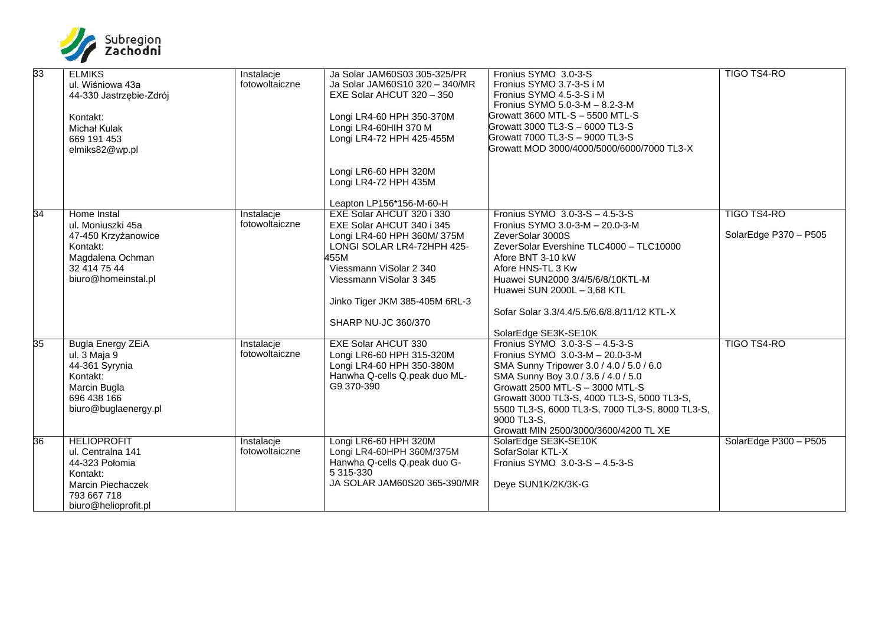| 33 | ELMIKS<br>ul. Wiśniowa 43a<br>44-330 Jastrzębie-Zdrój<br><br>Kontakt:<br>Michał Kulak<br>669 191 453<br>elmiks82@wp.pl | Instalacje fotowoltaiczne | Ja Solar JAM60S03 305-325/PR<br>Ja Solar JAM60S10 320 – 340/MR<br>EXE Solar AHCUT 320 – 350<br><br>Longi LR4-60 HPH 350-370M<br>Longi LR4-60HIH 370 M<br>Longi LR4-72 HPH 425-455M<br><br>Longi LR6-60 HPH 320M<br>Longi LR4-72 HPH 435M<br><br>Leapton LP156*156-M-60-H | Fronius SYMO 3.0-3-S<br>Fronius SYMO 3.7-3-S i M<br>Fronius SYMO 4.5-3-S i M<br>Fronius SYMO 5.0-3-M – 8.2-3-M<br>Growatt 3600 MTL-S – 5500 MTL-S<br>Growatt 3000 TL3-S – 6000 TL3-S<br>Growatt 7000 TL3-S – 9000 TL3-S<br>Growatt MOD 3000/4000/5000/6000/7000 TL3-X | TIGO TS4-RO |
|---|---|---|---|---|---|
| 34 | Home Instal<br>ul. Moniuszki 45a<br>47-450 Krzyżanowice<br>Kontakt:<br>Magdalena Ochman<br>32 414 75 44<br>biuro@homeinstal.pl | Instalacje fotowoltaiczne | EXE Solar AHCUT 320 i 330<br>EXE Solar AHCUT 340 i 345<br>Longi LR4-60 HPH 360M/ 375M<br>LONGI SOLAR LR4-72HPH 425-455M<br>Viessmann ViSolar 2 340<br>Viessmann ViSolar 3 345<br><br>Jinko Tiger JKM 385-405M 6RL-3<br><br>SHARP NU-JC 360/370 | Fronius SYMO 3.0-3-S – 4.5-3-S<br>Fronius SYMO 3.0-3-M – 20.0-3-M<br>ZeverSolar 3000S<br>ZeverSolar Evershine TLC4000 – TLC10000<br>Afore BNT 3-10 kW<br>Afore HNS-TL 3 Kw<br>Huawei SUN2000 3/4/5/6/8/10KTL-M<br>Huawei SUN 2000L – 3,68 KTL<br><br>Sofar Solar 3.3/4.4/5.5/6.6/8.8/11/12 KTL-X<br><br>SolarEdge SE3K-SE10K | TIGO TS4-RO<br><br>SolarEdge P370 – P505 |
| 35 | Bugla Energy ZEiA<br>ul. 3 Maja 9<br>44-361 Syrynia<br>Kontakt:<br>Marcin Bugla<br>696 438 166<br>biuro@buglaenergy.pl | Instalacje fotowoltaiczne | EXE Solar AHCUT 330<br>Longi LR6-60 HPH 315-320M<br>Longi LR4-60 HPH 350-380M<br>Hanwha Q-cells Q.peak duo ML-G9 370-390 | Fronius SYMO 3.0-3-S – 4.5-3-S<br>Fronius SYMO 3.0-3-M – 20.0-3-M<br>SMA Sunny Tripower 3.0 / 4.0 / 5.0 / 6.0<br>SMA Sunny Boy 3.0 / 3.6 / 4.0 / 5.0<br>Growatt 2500 MTL-S – 3000 MTL-S<br>Growatt 3000 TL3-S, 4000 TL3-S, 5000 TL3-S, 5500 TL3-S, 6000 TL3-S, 7000 TL3-S, 8000 TL3-S, 9000 TL3-S,<br>Growatt MIN 2500/3000/3600/4200 TL XE | TIGO TS4-RO |
| 36 | HELIOPROFIT<br>ul. Centralna 141<br>44-323 Połomia<br>Kontakt:<br>Marcin Piechaczek<br>793 667 718<br>biuro@helioprofit.pl | Instalacje fotowoltaiczne | Longi LR6-60 HPH 320M<br>Longi LR4-60HPH 360M/375M<br>Hanwha Q-cells Q.peak duo G-5 315-330<br>JA SOLAR JAM60S20 365-390/MR | SolarEdge SE3K-SE10K<br>SofarSolar KTL-X<br>Fronius SYMO 3.0-3-S – 4.5-3-S<br><br>Deye SUN1K/2K/3K-G | SolarEdge P300 – P505 |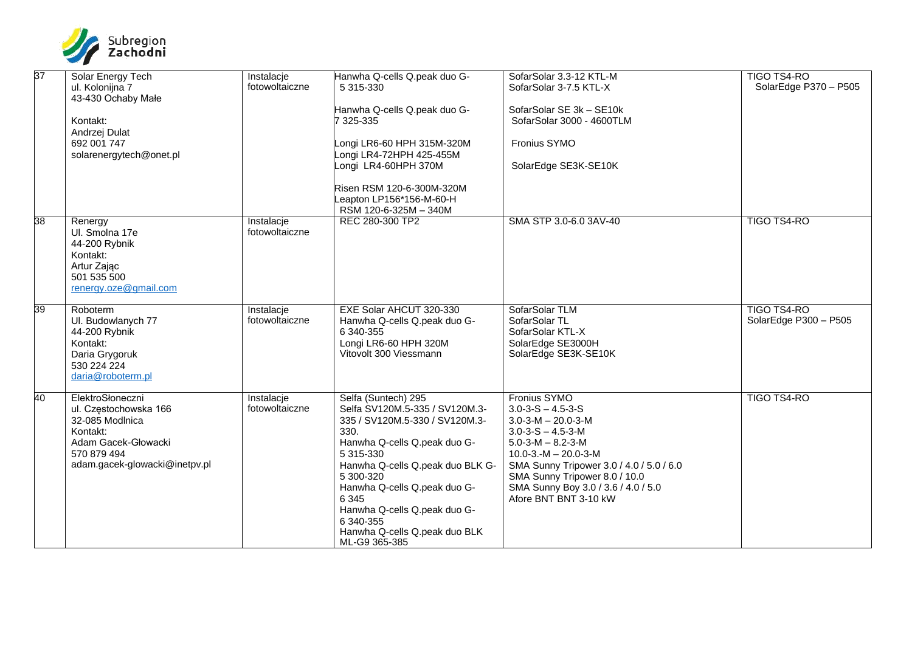| 37 | Solar Energy Tech<br>ul. Kolonijna 7<br>43-430 Ochaby Małe<br><br>Kontakt:<br>Andrzej Dulat<br>692 001 747<br>solarenergytech@onet.pl | Instalacje fotowoltaiczne | Hanwha Q-cells Q.peak duo G-5 315-330<br><br>Hanwha Q-cells Q.peak duo G-7 325-335<br><br>Longi LR6-60 HPH 315M-320M<br>Longi LR4-72HPH 425-455M<br>Longi LR4-60HPH 370M<br><br>Risen RSM 120-6-300M-320M<br>Leapton LP156*156-M-60-H<br>RSM 120-6-325M – 340M | SofarSolar 3.3-12 KTL-M<br>SofarSolar 3-7.5 KTL-X<br><br>SofarSolar SE 3k – SE10k<br>SofarSolar 3000 - 4600TLM<br><br>Fronius SYMO<br><br>SolarEdge SE3K-SE10K | TIGO TS4-RO<br>SolarEdge P370 – P505 |
|---|---|---|---|---|---|
| 38 | Renergy<br>Ul. Smolna 17e<br>44-200 Rybnik<br>Kontakt:<br>Artur Zając<br>501 535 500<br>renergy.oze@gmail.com | Instalacje fotowoltaiczne | REC 280-300 TP2 | SMA STP 3.0-6.0 3AV-40 | TIGO TS4-RO |
| 39 | Roboterm<br>Ul. Budowlanych 77<br>44-200 Rybnik<br>Kontakt:<br>Daria Grygoruk<br>530 224 224<br>daria@roboterm.pl | Instalacje fotowoltaiczne | EXE Solar AHCUT 320-330<br>Hanwha Q-cells Q.peak duo G-6 340-355<br>Longi LR6-60 HPH 320M<br>Vitovolt 300 Viessmann | SofarSolar TLM<br>SofarSolar TL<br>SofarSolar KTL-X<br>SolarEdge SE3000H<br>SolarEdge SE3K-SE10K | TIGO TS4-RO<br>SolarEdge P300 – P505 |
| 40 | ElektroSłoneczni<br>ul. Częstochowska 166<br>32-085 Modlnica<br>Kontakt:<br>Adam Gacek-Głowacki<br>570 879 494<br>adam.gacek-glowacki@inetpv.pl | Instalacje fotowoltaiczne | Selfa (Suntech) 295<br>Selfa SV120M.5-335 / SV120M.3-335 / SV120M.5-330 / SV120M.3-330.<br>Hanwha Q-cells Q.peak duo G-5 315-330<br>Hanwha Q-cells Q.peak duo BLK G-5 300-320<br>Hanwha Q-cells Q.peak duo G-6 345<br>Hanwha Q-cells Q.peak duo G-6 340-355<br>Hanwha Q-cells Q.peak duo BLK ML-G9 365-385 | Fronius SYMO<br>3.0-3-S – 4.5-3-S<br>3.0-3-M – 20.0-3-M<br>3.0-3-S – 4.5-3-M<br>5.0-3-M – 8.2-3-M<br>10.0-3.-M – 20.0-3-M<br>SMA Sunny Tripower 3.0 / 4.0 / 5.0 / 6.0<br>SMA Sunny Tripower 8.0 / 10.0<br>SMA Sunny Boy 3.0 / 3.6 / 4.0 / 5.0<br>Afore BNT BNT 3-10 kW | TIGO TS4-RO |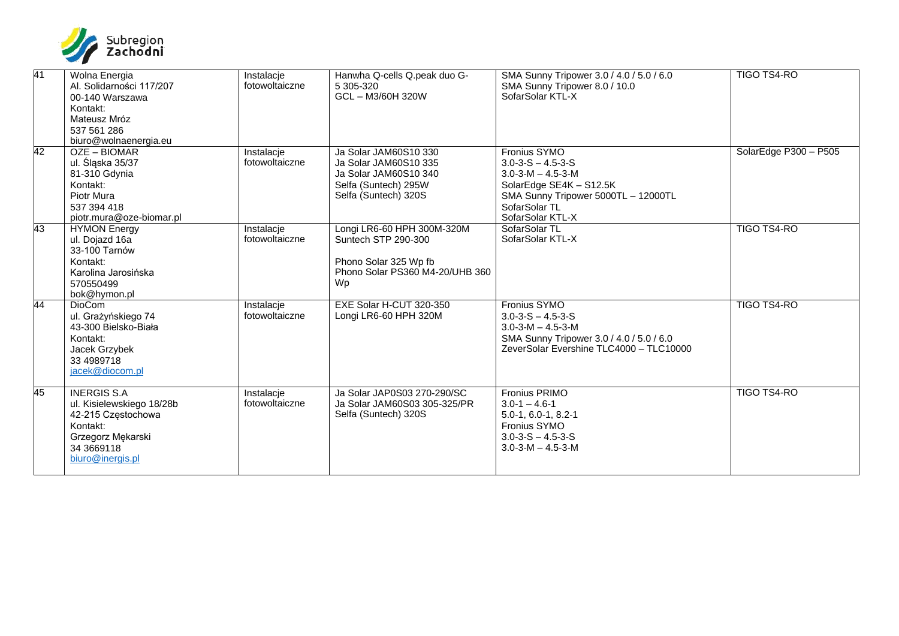| 41 | Wolna Energia<br>Al. Solidarności 117/207<br>00-140 Warszawa<br>Kontakt:<br>Mateusz Mróz<br>537 561 286<br>biuro@wolnaenergia.eu | Instalacje fotowoltaiczne | Hanwha Q-cells Q.peak duo G-5 305-320<br>GCL – M3/60H 320W | SMA Sunny Tripower 3.0 / 4.0 / 5.0 / 6.0<br>SMA Sunny Tripower 8.0 / 10.0<br>SofarSolar KTL-X | TIGO TS4-RO |
|---|---|---|---|---|---|
| 42 | OZE – BIOMAR<br>ul. Śląska 35/37<br>81-310 Gdynia<br>Kontakt:<br>Piotr Mura<br>537 394 418<br>piotr.mura@oze-biomar.pl | Instalacje fotowoltaiczne | Ja Solar JAM60S10 330<br>Ja Solar JAM60S10 335<br>Ja Solar JAM60S10 340<br>Selfa (Suntech) 295W<br>Selfa (Suntech) 320S | Fronius SYMO<br>3.0-3-S – 4.5-3-S<br>3.0-3-M – 4.5-3-M<br>SolarEdge SE4K – S12.5K<br>SMA Sunny Tripower 5000TL – 12000TL<br>SofarSolar TL<br>SofarSolar KTL-X | SolarEdge P300 – P505 |
| 43 | HYMON Energy<br>ul. Dojazd 16a<br>33-100 Tarnów<br>Kontakt:<br>Karolina Jarosińska<br>570550499<br>bok@hymon.pl | Instalacje fotowoltaiczne | Longi LR6-60 HPH 300M-320M<br>Suntech STP 290-300<br><br>Phono Solar 325 Wp fb<br>Phono Solar PS360 M4-20/UHB 360 Wp | SofarSolar TL<br>SofarSolar KTL-X | TIGO TS4-RO |
| 44 | DioCom<br>ul. Grażyńskiego 74<br>43-300 Bielsko-Biała<br>Kontakt:<br>Jacek Grzybek<br>33 4989718<br>jacek@diocom.pl | Instalacje fotowoltaiczne | EXE Solar H-CUT 320-350<br>Longi LR6-60 HPH 320M | Fronius SYMO<br>3.0-3-S – 4.5-3-S<br>3.0-3-M – 4.5-3-M<br>SMA Sunny Tripower 3.0 / 4.0 / 5.0 / 6.0<br>ZeverSolar Evershine TLC4000 – TLC10000 | TIGO TS4-RO |
| 45 | INERGIS S.A<br>ul. Kisielewskiego 18/28b<br>42-215 Częstochowa<br>Kontakt:<br>Grzegorz Mękarski<br>34 3669118<br>biuro@inergis.pl | Instalacje fotowoltaiczne | Ja Solar JAP0S03 270-290/SC<br>Ja Solar JAM60S03 305-325/PR<br>Selfa (Suntech) 320S | Fronius PRIMO<br>3.0-1 – 4.6-1<br>5.0-1, 6.0-1, 8.2-1<br>Fronius SYMO<br>3.0-3-S – 4.5-3-S<br>3.0-3-M – 4.5-3-M | TIGO TS4-RO |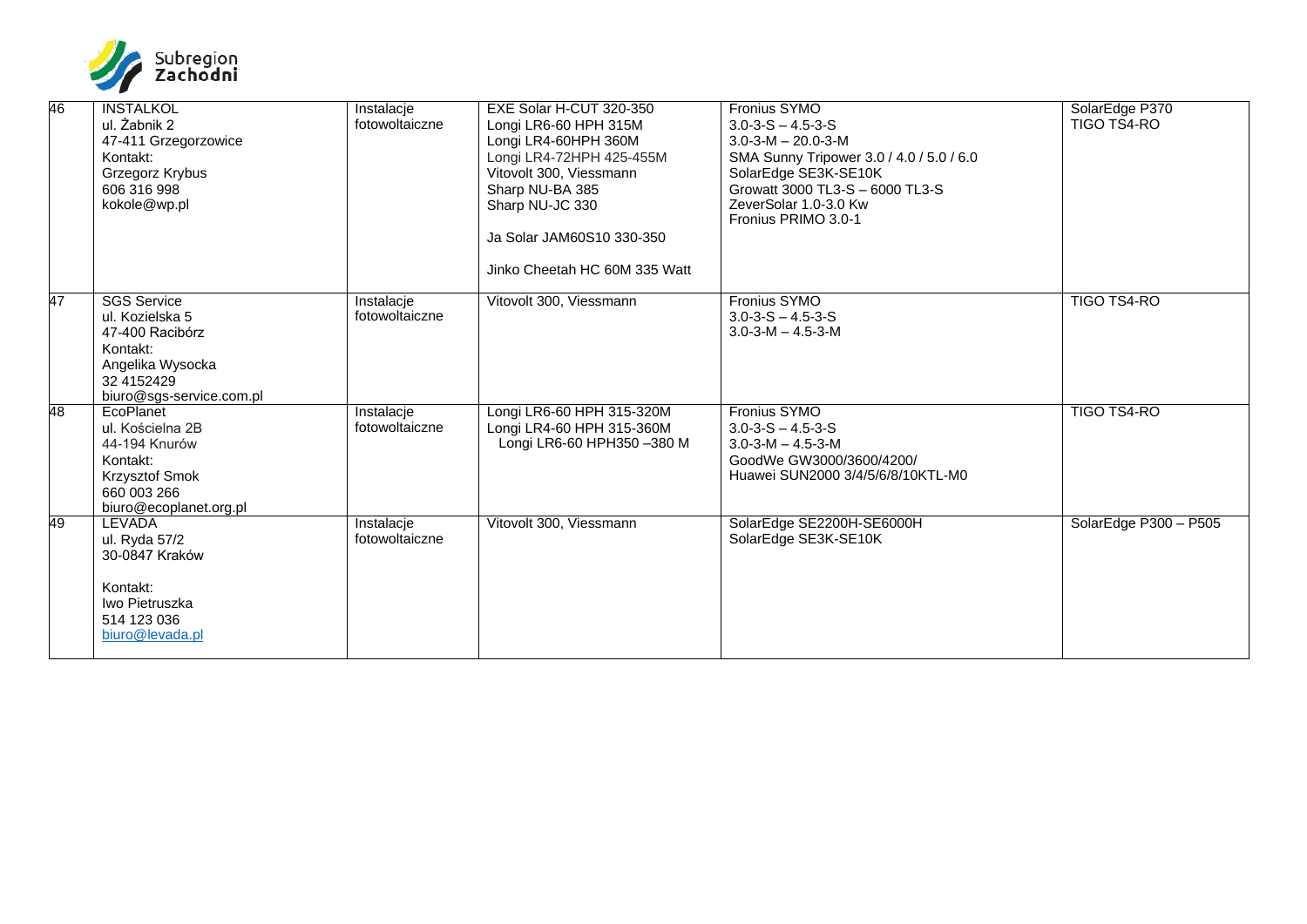| 46 | INSTALKOL<br>ul. Żabnik 2<br>47-411 Grzegorzowice<br>Kontakt:<br>Grzegorz Krybus<br>606 316 998<br>kokole@wp.pl | Instalacje fotowoltaiczne | EXE Solar H-CUT 320-350<br>Longi LR6-60 HPH 315M<br>Longi LR4-60HPH 360M<br>Longi LR4-72HPH 425-455M<br>Vitovolt 300, Viessmann<br>Sharp NU-BA 385<br>Sharp NU-JC 330<br>Ja Solar JAM60S10 330-350<br>Jinko Cheetah HC 60M 335 Watt | Fronius SYMO<br>3.0-3-S – 4.5-3-S<br>3.0-3-M – 20.0-3-M<br>SMA Sunny Tripower 3.0 / 4.0 / 5.0 / 6.0<br>SolarEdge SE3K-SE10K<br>Growatt 3000 TL3-S – 6000 TL3-S<br>ZeverSolar 1.0-3.0 Kw<br>Fronius PRIMO 3.0-1 | SolarEdge P370<br>TIGO TS4-RO |
|---|---|---|---|---|---|
| 47 | SGS Service<br>ul. Kozielska 5<br>47-400 Racibórz<br>Kontakt:<br>Angelika Wysocka<br>32 4152429<br>biuro@sgs-service.com.pl | Instalacje fotowoltaiczne | Vitovolt 300, Viessmann | Fronius SYMO<br>3.0-3-S – 4.5-3-S<br>3.0-3-M – 4.5-3-M | TIGO TS4-RO |
| 48 | EcoPlanet<br>ul. Kościelna 2B<br>44-194 Knurów<br>Kontakt:<br>Krzysztof Smok<br>660 003 266<br>biuro@ecoplanet.org.pl | Instalacje fotowoltaiczne | Longi LR6-60 HPH 315-320M<br>Longi LR4-60 HPH 315-360M<br>Longi LR6-60 HPH350 –380 M | Fronius SYMO<br>3.0-3-S – 4.5-3-S<br>3.0-3-M – 4.5-3-M<br>GoodWe GW3000/3600/4200/<br>Huawei SUN2000 3/4/5/6/8/10KTL-M0 | TIGO TS4-RO |
| 49 | LEVADA<br>ul. Ryda 57/2<br>30-0847 Kraków<br>Kontakt:<br>Iwo Pietruszka<br>514 123 036<br>biuro@levada.pl | Instalacje fotowoltaiczne | Vitovolt 300, Viessmann | SolarEdge SE2200H-SE6000H<br>SolarEdge SE3K-SE10K | SolarEdge P300 – P505 |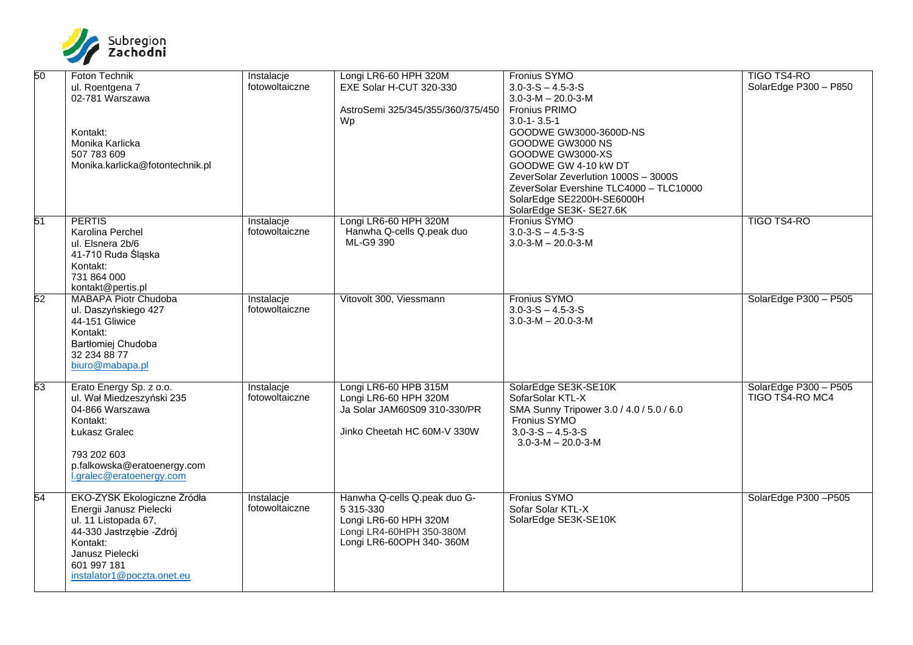| | | | | | |
|---|---|---|---|---|---|
| 50 | Foton Technik<br>ul. Roentgena 7<br>02-781 Warszawa<br><br><br>Kontakt:<br>Monika Karlicka<br>507 783 609<br>Monika.karlicka@fotontechnik.pl | Instalacje fotowoltaiczne | Longi LR6-60 HPH 320M<br>EXE Solar H-CUT 320-330<br><br>AstroSemi 325/345/355/360/375/450 Wp | Fronius SYMO<br>3.0-3-S – 4.5-3-S<br>3.0-3-M – 20.0-3-M<br>Fronius PRIMO<br>3.0-1- 3.5-1<br>GOODWE GW3000-3600D-NS<br>GOODWE GW3000 NS<br>GOODWE GW3000-XS<br>GOODWE GW 4-10 kW DT<br>ZeverSolar Zeverlution 1000S – 3000S<br>ZeverSolar Evershine TLC4000 – TLC10000<br>SolarEdge SE2200H-SE6000H<br>SolarEdge SE3K- SE27.6K | TIGO TS4-RO<br>SolarEdge P300 – P850 |
| 51 | PERTIS<br>Karolina Perchel<br>ul. Elsnera 2b/6<br>41-710 Ruda Śląska<br>Kontakt:<br>731 864 000<br>kontakt@pertis.pl | Instalacje fotowoltaiczne | Longi LR6-60 HPH 320M<br>Hanwha Q-cells Q.peak duo ML-G9 390 | Fronius SYMO<br>3.0-3-S – 4.5-3-S<br>3.0-3-M – 20.0-3-M | TIGO TS4-RO |
| 52 | MABAPA Piotr Chudoba<br>ul. Daszyńskiego 427<br>44-151 Gliwice<br>Kontakt:<br>Bartłomiej Chudoba<br>32 234 88 77<br>biuro@mabapa.pl | Instalacje fotowoltaiczne | Vitovolt 300, Viessmann | Fronius SYMO<br>3.0-3-S – 4.5-3-S<br>3.0-3-M – 20.0-3-M | SolarEdge P300 – P505 |
| 53 | Erato Energy Sp. z o.o.<br>ul. Wał Miedzeszyński 235<br>04-866 Warszawa<br>Kontakt:<br>Łukasz Gralec<br><br>793 202 603<br>p.falkowska@eratoenergy.com<br>l.gralec@eratoenergy.com | Instalacje fotowoltaiczne | Longi LR6-60 HPB 315M<br>Longi LR6-60 HPH 320M<br>Ja Solar JAM60S09 310-330/PR<br><br>Jinko Cheetah HC 60M-V 330W | SolarEdge SE3K-SE10K<br>SofarSolar KTL-X<br>SMA Sunny Tripower 3.0 / 4.0 / 5.0 / 6.0<br>Fronius SYMO<br>3.0-3-S – 4.5-3-S<br>3.0-3-M – 20.0-3-M | SolarEdge P300 – P505<br>TIGO TS4-RO MC4 |
| 54 | EKO-ZYSK Ekologiczne Źródła Energii Janusz Pielecki<br>ul. 11 Listopada 67,<br>44-330 Jastrzębie -Zdrój<br>Kontakt:<br>Janusz Pielecki<br>601 997 181<br>instalator1@poczta.onet.eu | Instalacje fotowoltaiczne | Hanwha Q-cells Q.peak duo G-5 315-330<br>Longi LR6-60 HPH 320M<br>Longi LR4-60HPH 350-380M<br>Longi LR6-60OPH 340- 360M | Fronius SYMO<br>Sofar Solar KTL-X<br>SolarEdge SE3K-SE10K | SolarEdge P300 –P505 |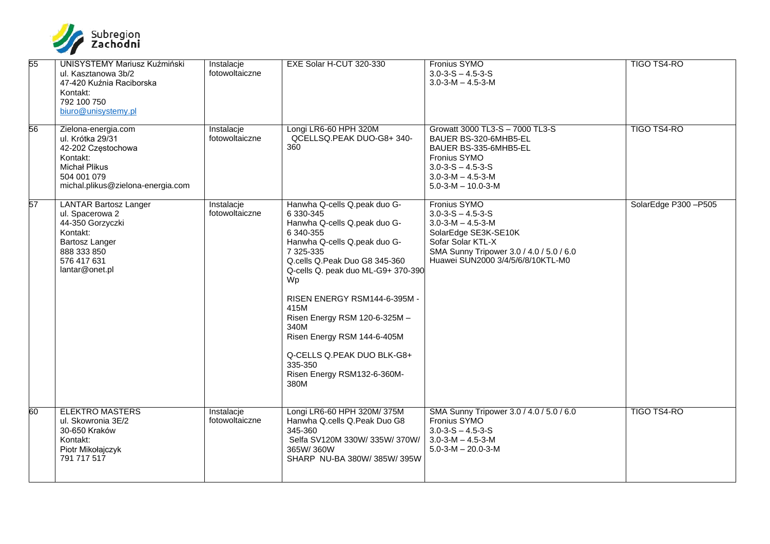| 55 | UNISYSTEMY Mariusz Kuźmiński<br>ul. Kasztanowa 3b/2<br>47-420 Kuźnia Raciborska<br>Kontakt:<br>792 100 750<br>biuro@unisystemy.pl | Instalacje fotowoltaiczne | EXE Solar H-CUT 320-330 | Fronius SYMO<br>3.0-3-S – 4.5-3-S<br>3.0-3-M – 4.5-3-M | TIGO TS4-RO |
|---|---|---|---|---|---|
| 56 | Zielona-energia.com<br>ul. Krótka 29/31<br>42-202 Częstochowa<br>Kontakt:<br>Michał Plikus<br>504 001 079<br>michal.plikus@zielona-energia.com | Instalacje fotowoltaiczne | Longi LR6-60 HPH 320M<br>QCELLSQ.PEAK DUO-G8+ 340-360 | Growatt 3000 TL3-S – 7000 TL3-S<br>BAUER BS-320-6MHB5-EL<br>BAUER BS-335-6MHB5-EL<br>Fronius SYMO<br>3.0-3-S – 4.5-3-S<br>3.0-3-M – 4.5-3-M<br>5.0-3-M – 10.0-3-M | TIGO TS4-RO |
| 57 | LANTAR Bartosz Langer<br>ul. Spacerowa 2<br>44-350 Gorzyczki<br>Kontakt:<br>Bartosz Langer<br>888 333 850<br>576 417 631<br>lantar@onet.pl | Instalacje fotowoltaiczne | Hanwha Q-cells Q.peak duo G-6 330-345<br>Hanwha Q-cells Q.peak duo G-6 340-355<br>Hanwha Q-cells Q.peak duo G-7 325-335<br>Q.cells Q.Peak Duo G8 345-360<br>Q-cells Q. peak duo ML-G9+ 370-390 Wp<br><br>RISEN ENERGY RSM144-6-395M - 415M<br>Risen Energy RSM 120-6-325M – 340M<br>Risen Energy RSM 144-6-405M<br><br>Q-CELLS Q.PEAK DUO BLK-G8+ 335-350<br>Risen Energy RSM132-6-360M-380M | Fronius SYMO<br>3.0-3-S – 4.5-3-S<br>3.0-3-M – 4.5-3-M<br>SolarEdge SE3K-SE10K<br>Sofar Solar KTL-X<br>SMA Sunny Tripower 3.0 / 4.0 / 5.0 / 6.0<br>Huawei SUN2000 3/4/5/6/8/10KTL-M0 | SolarEdge P300 –P505 |
| 60 | ELEKTRO MASTERS<br>ul. Skowronia 3E/2<br>30-650 Kraków<br>Kontakt:<br>Piotr Mikołajczyk<br>791 717 517 | Instalacje fotowoltaiczne | Longi LR6-60 HPH 320M/ 375M<br>Hanwha Q.cells Q.Peak Duo G8 345-360<br>Selfa SV120M 330W/ 335W/ 370W/ 365W/ 360W<br>SHARP NU-BA 380W/ 385W/ 395W | SMA Sunny Tripower 3.0 / 4.0 / 5.0 / 6.0<br>Fronius SYMO<br>3.0-3-S – 4.5-3-S<br>3.0-3-M – 4.5-3-M<br>5.0-3-M – 20.0-3-M | TIGO TS4-RO |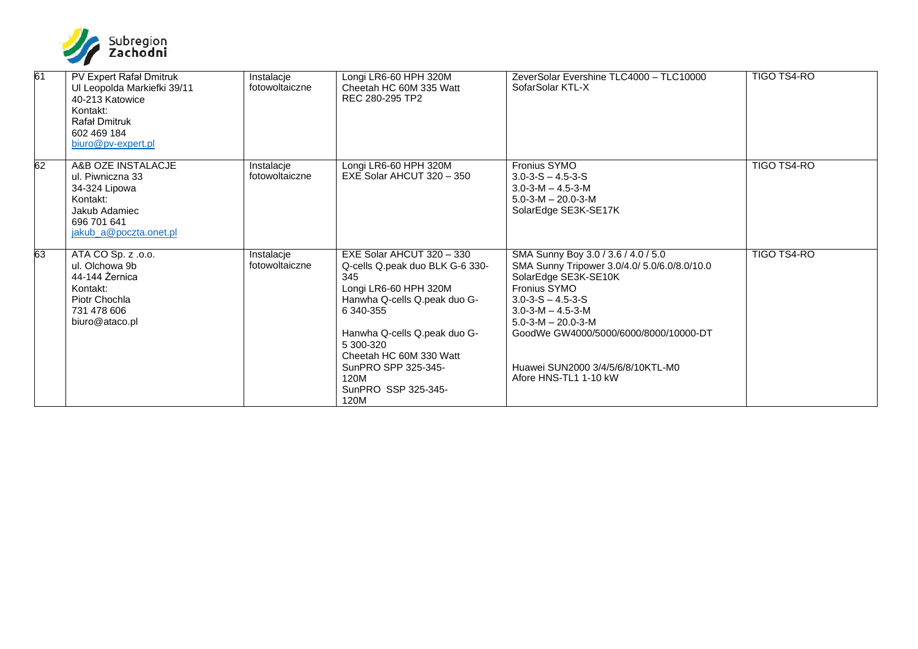| 61 | PV Expert Rafał Dmitruk<br>Ul Leopolda Markiefki 39/11<br>40-213 Katowice<br>Kontakt:<br>Rafał Dmitruk<br>602 469 184<br>biuro@pv-expert.pl | Instalacje fotowoltaiczne | Longi LR6-60 HPH 320M<br>Cheetah HC 60M 335 Watt<br>REC 280-295 TP2 | ZeverSolar Evershine TLC4000 – TLC10000<br>SofarSolar KTL-X | TIGO TS4-RO |
|---|---|---|---|---|---|
| 62 | A&B OZE INSTALACJE<br>ul. Piwniczna 33<br>34-324 Lipowa<br>Kontakt:<br>Jakub Adamiec<br>696 701 641<br>jakub_a@poczta.onet.pl | Instalacje fotowoltaiczne | Longi LR6-60 HPH 320M<br>EXE Solar AHCUT 320 – 350 | Fronius SYMO<br>3.0-3-S – 4.5-3-S<br>3.0-3-M – 4.5-3-M<br>5.0-3-M – 20.0-3-M<br>SolarEdge SE3K-SE17K | TIGO TS4-RO |
| 63 | ATA CO Sp. z .o.o.<br>ul. Olchowa 9b<br>44-144 Żernica<br>Kontakt:<br>Piotr Chochla<br>731 478 606<br>biuro@ataco.pl | Instalacje fotowoltaiczne | EXE Solar AHCUT 320 – 330<br>Q-cells Q.peak duo BLK G-6 330-345<br>Longi LR6-60 HPH 320M<br>Hanwha Q-cells Q.peak duo G-6 340-355<br><br>Hanwha Q-cells Q.peak duo G-5 300-320<br>Cheetah HC 60M 330 Watt<br>SunPRO SPP 325-345-120M<br>SunPRO SSP 325-345-120M | SMA Sunny Boy 3.0 / 3.6 / 4.0 / 5.0<br>SMA Sunny Tripower 3.0/4.0/ 5.0/6.0/8.0/10.0<br>SolarEdge SE3K-SE10K<br>Fronius SYMO<br>3.0-3-S – 4.5-3-S<br>3.0-3-M – 4.5-3-M<br>5.0-3-M – 20.0-3-M<br>GoodWe GW4000/5000/6000/8000/10000-DT<br><br>Huawei SUN2000 3/4/5/6/8/10KTL-M0<br>Afore HNS-TL1 1-10 kW | TIGO TS4-RO |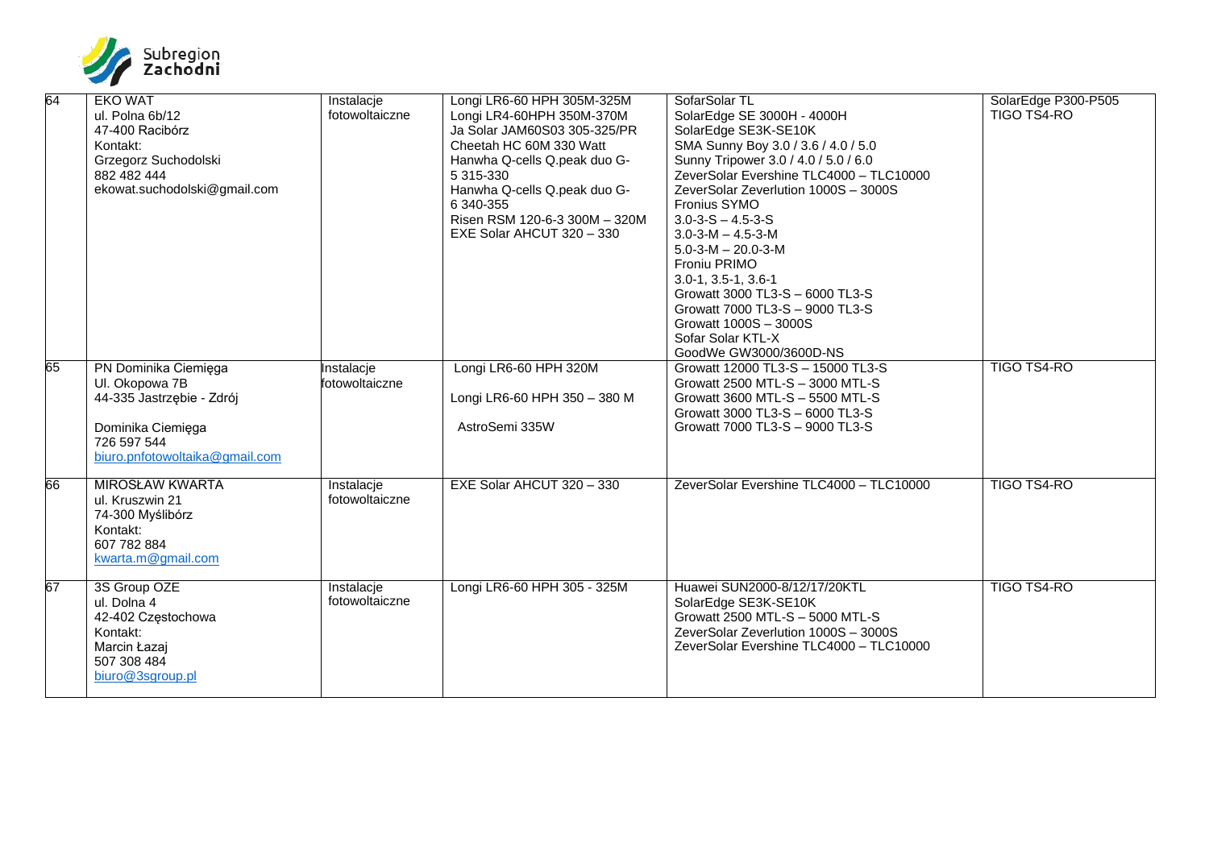| 64 | EKO WAT<br>ul. Polna 6b/12<br>47-400 Racibórz<br>Kontakt:<br>Grzegorz Suchodolski<br>882 482 444<br>ekowat.suchodolski@gmail.com | Instalacje fotowoltaiczne | Longi LR6-60 HPH 305M-325M<br>Longi LR4-60HPH 350M-370M<br>Ja Solar JAM60S03 305-325/PR<br>Cheetah HC 60M 330 Watt<br>Hanwha Q-cells Q.peak duo G-5 315-330<br>Hanwha Q-cells Q.peak duo G-6 340-355<br>Risen RSM 120-6-3 300M – 320M<br>EXE Solar AHCUT 320 – 330 | SofarSolar TL<br>SolarEdge SE 3000H - 4000H<br>SolarEdge SE3K-SE10K<br>SMA Sunny Boy 3.0 / 3.6 / 4.0 / 5.0<br>Sunny Tripower 3.0 / 4.0 / 5.0 / 6.0<br>ZeverSolar Evershine TLC4000 – TLC10000<br>ZeverSolar Zeverlution 1000S – 3000S<br>Fronius SYMO<br>3.0-3-S – 4.5-3-S<br>3.0-3-M – 4.5-3-M<br>5.0-3-M – 20.0-3-M<br>Froniu PRIMO<br>3.0-1, 3.5-1, 3.6-1<br>Growatt 3000 TL3-S – 6000 TL3-S<br>Growatt 7000 TL3-S – 9000 TL3-S<br>Growatt 1000S – 3000S<br>Sofar Solar KTL-X<br>GoodWe GW3000/3600D-NS | SolarEdge P300-P505<br>TIGO TS4-RO |
|---|---|---|---|---|---|
| 65 | PN Dominika Ciemięga<br>Ul. Okopowa 7B<br>44-335 Jastrzębie - Zdrój<br><br>Dominika Ciemięga<br>726 597 544<br>biuro.pnfotowoltaika@gmail.com | Instalacje fotowoltaiczne | Longi LR6-60 HPH 320M<br><br>Longi LR6-60 HPH 350 – 380 M<br><br>AstroSemi 335W | Growatt 12000 TL3-S – 15000 TL3-S<br>Growatt 2500 MTL-S – 3000 MTL-S<br>Growatt 3600 MTL-S – 5500 MTL-S<br>Growatt 3000 TL3-S – 6000 TL3-S<br>Growatt 7000 TL3-S – 9000 TL3-S | TIGO TS4-RO |
| 66 | MIROSŁAW KWARTA<br>ul. Kruszwin 21<br>74-300 Myślibórz<br>Kontakt:<br>607 782 884<br>kwarta.m@gmail.com | Instalacje fotowoltaiczne | EXE Solar AHCUT 320 – 330 | ZeverSolar Evershine TLC4000 – TLC10000 | TIGO TS4-RO |
| 67 | 3S Group OZE<br>ul. Dolna 4<br>42-402 Częstochowa<br>Kontakt:<br>Marcin Łazaj<br>507 308 484<br>biuro@3sgroup.pl | Instalacje fotowoltaiczne | Longi LR6-60 HPH 305 - 325M | Huawei SUN2000-8/12/17/20KTL<br>SolarEdge SE3K-SE10K<br>Growatt 2500 MTL-S – 5000 MTL-S<br>ZeverSolar Zeverlution 1000S – 3000S<br>ZeverSolar Evershine TLC4000 – TLC10000 | TIGO TS4-RO |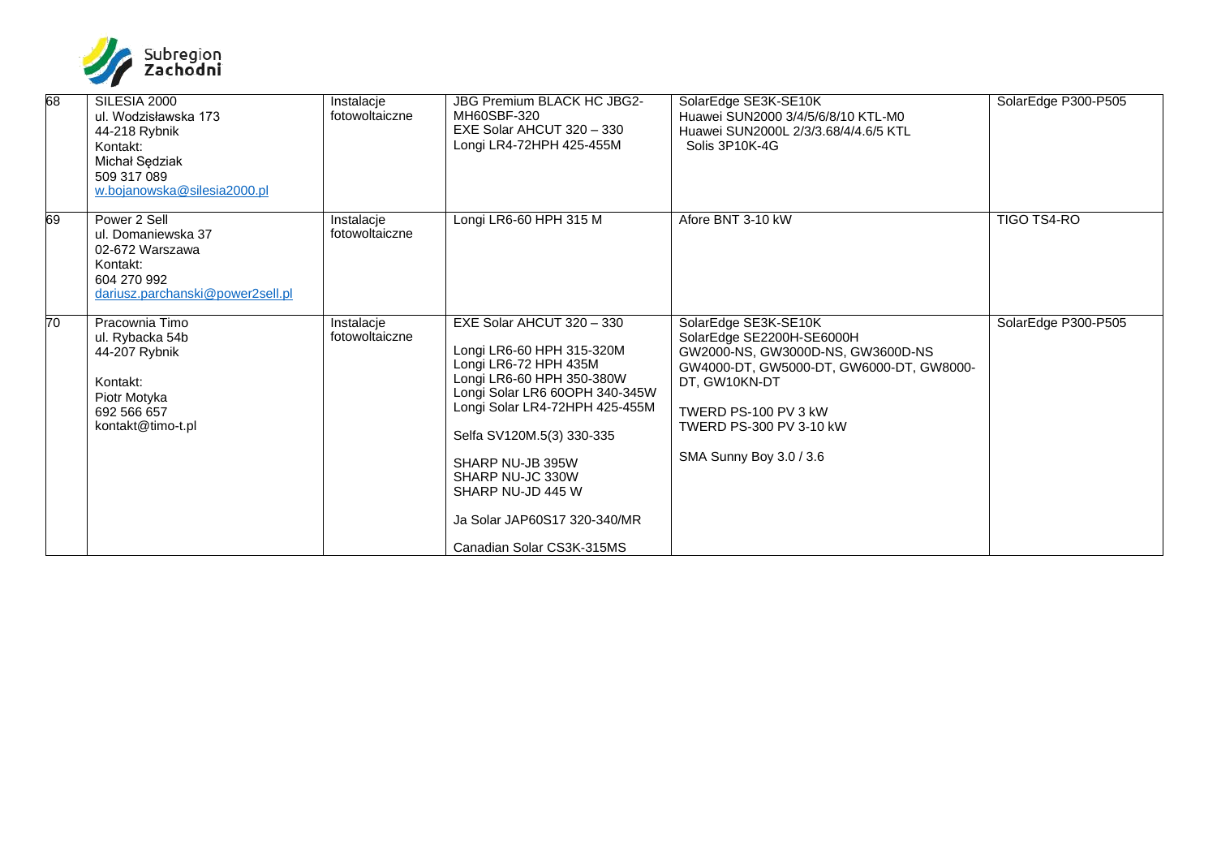| 68 | SILESIA 2000<br>ul. Wodzisławska 173<br>44-218 Rybnik<br>Kontakt:<br>Michał Sędziak<br>509 317 089<br>w.bojanowska@silesia2000.pl | Instalacje fotowoltaiczne | JBG Premium BLACK HC JBG2-MH60SBF-320<br>EXE Solar AHCUT 320 – 330<br>Longi LR4-72HPH 425-455M | SolarEdge SE3K-SE10K<br>Huawei SUN2000 3/4/5/6/8/10 KTL-M0<br>Huawei SUN2000L 2/3/3.68/4/4.6/5 KTL<br>Solis 3P10K-4G | SolarEdge P300-P505 |
|---|---|---|---|---|---|
| 69 | Power 2 Sell<br>ul. Domaniewska 37<br>02-672 Warszawa<br>Kontakt:<br>604 270 992<br>dariusz.parchanski@power2sell.pl | Instalacje fotowoltaiczne | Longi LR6-60 HPH 315 M | Afore BNT 3-10 kW | TIGO TS4-RO |
| 70 | Pracownia Timo<br>ul. Rybacka 54b<br>44-207 Rybnik<br><br>Kontakt:<br>Piotr Motyka<br>692 566 657<br>kontakt@timo-t.pl | Instalacje fotowoltaiczne | EXE Solar AHCUT 320 – 330<br><br>Longi LR6-60 HPH 315-320M<br>Longi LR6-72 HPH 435M<br>Longi LR6-60 HPH 350-380W<br>Longi Solar LR6 60OPH 340-345W<br>Longi Solar LR4-72HPH 425-455M<br><br>Selfa SV120M.5(3) 330-335<br><br>SHARP NU-JB 395W<br>SHARP NU-JC 330W<br>SHARP NU-JD 445 W<br><br>Ja Solar JAP60S17 320-340/MR<br><br>Canadian Solar CS3K-315MS | SolarEdge SE3K-SE10K<br>SolarEdge SE2200H-SE6000H<br>GW2000-NS, GW3000D-NS, GW3600D-NS<br>GW4000-DT, GW5000-DT, GW6000-DT, GW8000-DT, GW10KN-DT<br><br>TWERD PS-100 PV 3 kW<br>TWERD PS-300 PV 3-10 kW<br><br>SMA Sunny Boy 3.0 / 3.6 | SolarEdge P300-P505 |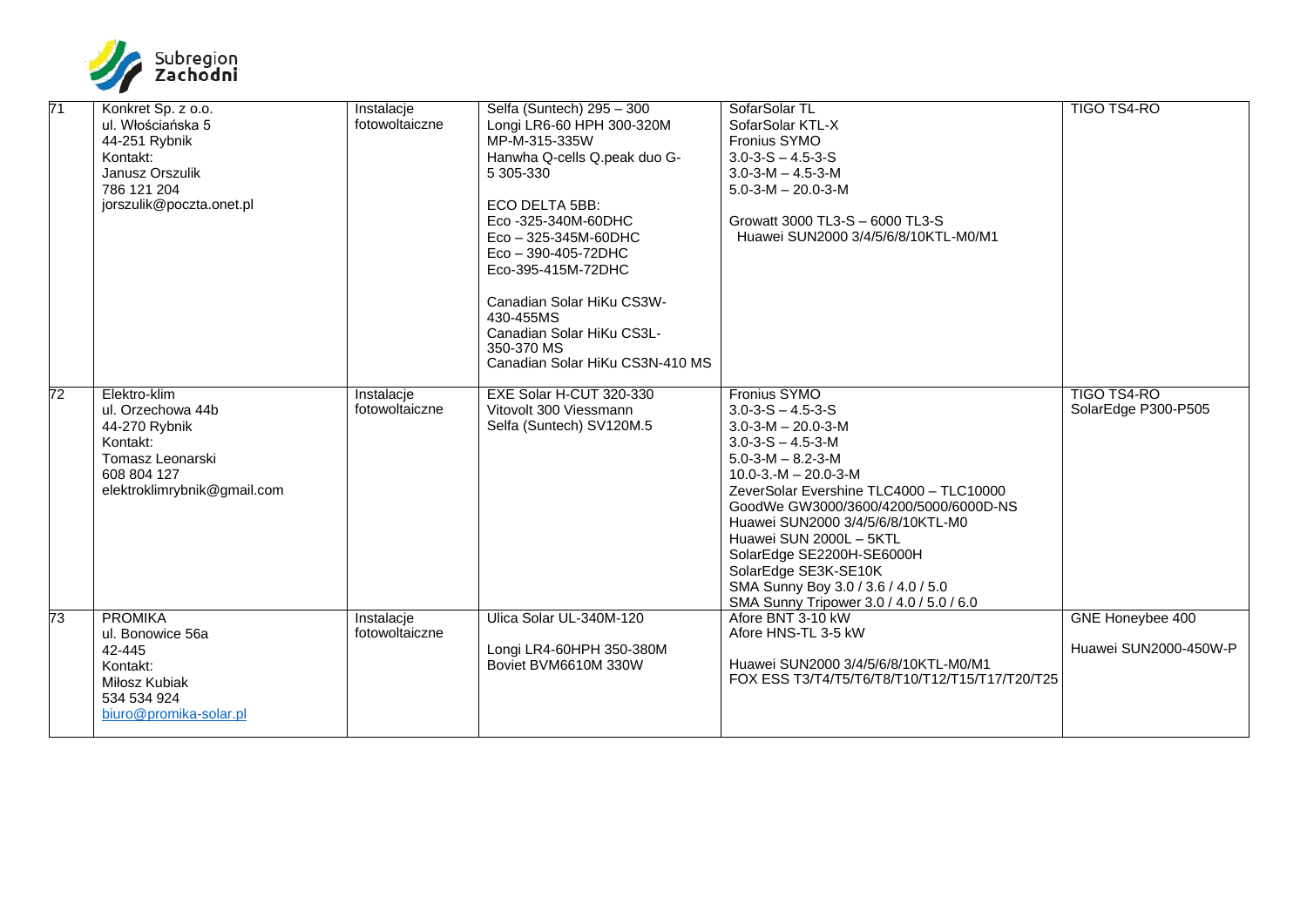| | | | | | |
|---|---|---|---|---|---|
| 71 | Konkret Sp. z o.o.<br>ul. Włościańska 5<br>44-251 Rybnik<br>Kontakt:<br>Janusz Orszulik<br>786 121 204<br>jorszulik@poczta.onet.pl | Instalacje fotowoltaiczne | Selfa (Suntech) 295 – 300<br>Longi LR6-60 HPH 300-320M<br>MP-M-315-335W<br>Hanwha Q-cells Q.peak duo G-5 305-330<br><br>ECO DELTA 5BB:<br>Eco -325-340M-60DHC<br>Eco – 325-345M-60DHC<br>Eco – 390-405-72DHC<br>Eco-395-415M-72DHC<br><br>Canadian Solar HiKu CS3W-430-455MS<br>Canadian Solar HiKu CS3L-350-370 MS<br>Canadian Solar HiKu CS3N-410 MS | SofarSolar TL<br>SofarSolar KTL-X<br>Fronius SYMO<br>3.0-3-S – 4.5-3-S<br>3.0-3-M – 4.5-3-M<br>5.0-3-M – 20.0-3-M<br><br>Growatt 3000 TL3-S – 6000 TL3-S<br>Huawei SUN2000 3/4/5/6/8/10KTL-M0/M1 | TIGO TS4-RO |
| 72 | Elektro-klim<br>ul. Orzechowa 44b<br>44-270 Rybnik<br>Kontakt:<br>Tomasz Leonarski<br>608 804 127<br>elektroklimrybnik@gmail.com | Instalacje fotowoltaiczne | EXE Solar H-CUT 320-330<br>Vitovolt 300 Viessmann<br>Selfa (Suntech) SV120M.5 | Fronius SYMO<br>3.0-3-S – 4.5-3-S<br>3.0-3-M – 20.0-3-M<br>3.0-3-S – 4.5-3-M<br>5.0-3-M – 8.2-3-M<br>10.0-3.-M – 20.0-3-M<br>ZeverSolar Evershine TLC4000 – TLC10000<br>GoodWe GW3000/3600/4200/5000/6000D-NS<br>Huawei SUN2000 3/4/5/6/8/10KTL-M0<br>Huawei SUN 2000L – 5KTL<br>SolarEdge SE2200H-SE6000H<br>SolarEdge SE3K-SE10K<br>SMA Sunny Boy 3.0 / 3.6 / 4.0 / 5.0<br>SMA Sunny Tripower 3.0 / 4.0 / 5.0 / 6.0 | TIGO TS4-RO<br>SolarEdge P300-P505 |
| 73 | PROMIKA<br>ul. Bonowice 56a<br>42-445<br>Kontakt:<br>Miłosz Kubiak<br>534 534 924<br>biuro@promika-solar.pl | Instalacje fotowoltaiczne | Ulica Solar UL-340M-120<br><br>Longi LR4-60HPH 350-380M<br>Boviet BVM6610M 330W | Afore BNT 3-10 kW<br>Afore HNS-TL 3-5 kW<br><br>Huawei SUN2000 3/4/5/6/8/10KTL-M0/M1<br>FOX ESS T3/T4/T5/T6/T8/T10/T12/T15/T17/T20/T25 | GNE Honeybee 400<br><br>Huawei SUN2000-450W-P |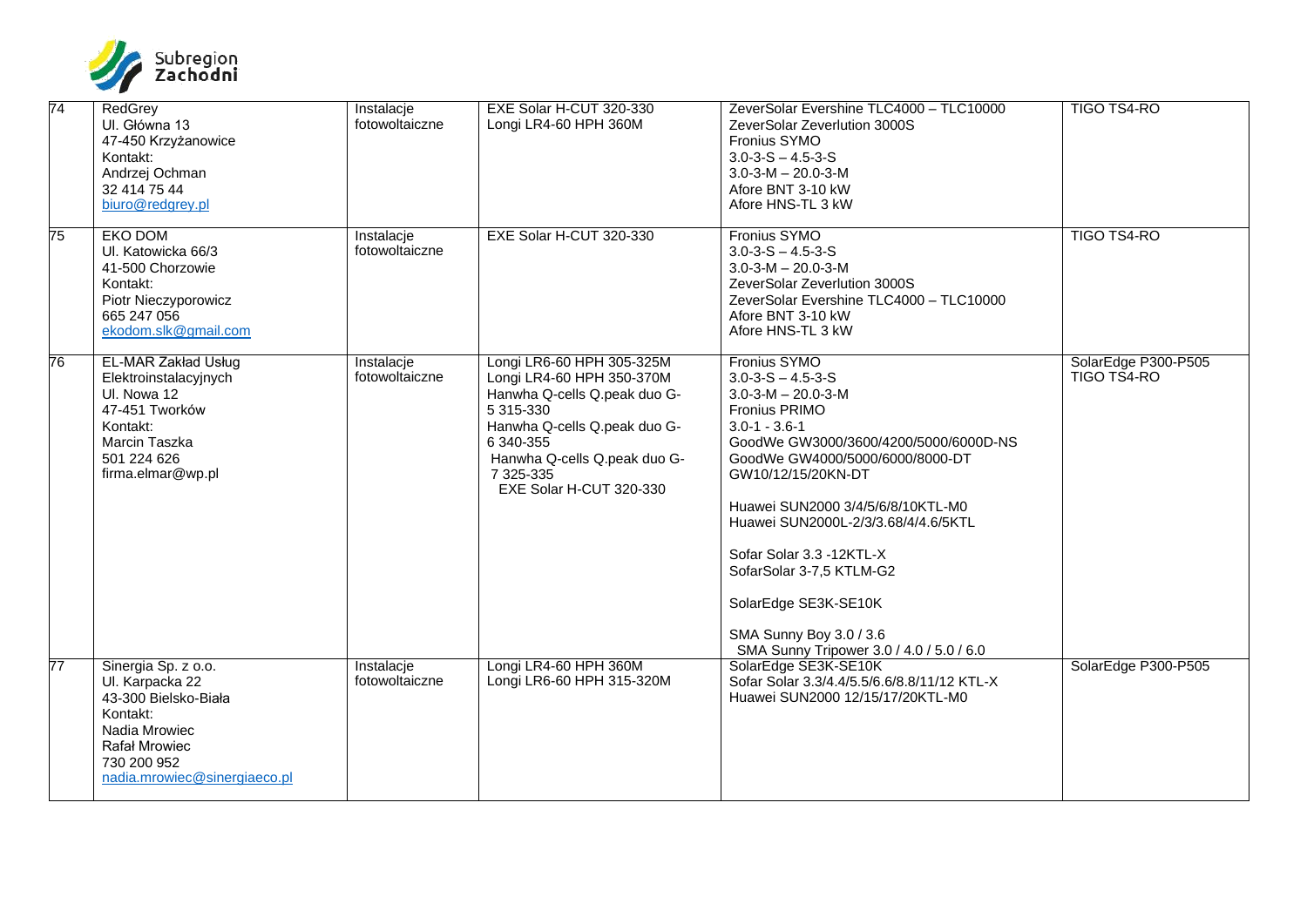| 74 | RedGrey<br>Ul. Główna 13<br>47-450 Krzyżanowice<br>Kontakt:<br>Andrzej Ochman<br>32 414 75 44<br>biuro@redgrey.pl | Instalacje fotowoltaiczne | EXE Solar H-CUT 320-330<br>Longi LR4-60 HPH 360M | ZeverSolar Evershine TLC4000 – TLC10000<br>ZeverSolar Zeverlution 3000S<br>Fronius SYMO<br>3.0-3-S – 4.5-3-S<br>3.0-3-M – 20.0-3-M<br>Afore BNT 3-10 kW<br>Afore HNS-TL 3 kW | TIGO TS4-RO |
|---|---|---|---|---|---|
| 75 | EKO DOM<br>Ul. Katowicka 66/3<br>41-500 Chorzowie<br>Kontakt:<br>Piotr Nieczyporowicz<br>665 247 056<br>ekodom.slk@gmail.com | Instalacje fotowoltaiczne | EXE Solar H-CUT 320-330 | Fronius SYMO<br>3.0-3-S – 4.5-3-S<br>3.0-3-M – 20.0-3-M<br>ZeverSolar Zeverlution 3000S<br>ZeverSolar Evershine TLC4000 – TLC10000<br>Afore BNT 3-10 kW<br>Afore HNS-TL 3 kW | TIGO TS4-RO |
| 76 | EL-MAR Zakład Usług Elektroinstalacyjnych<br>Ul. Nowa 12<br>47-451 Tworków<br>Kontakt:<br>Marcin Taszka<br>501 224 626<br>firma.elmar@wp.pl | Instalacje fotowoltaiczne | Longi LR6-60 HPH 305-325M<br>Longi LR4-60 HPH 350-370M<br>Hanwha Q-cells Q.peak duo G-5 315-330<br>Hanwha Q-cells Q.peak duo G-6 340-355<br>Hanwha Q-cells Q.peak duo G-7 325-335<br>EXE Solar H-CUT 320-330 | Fronius SYMO<br>3.0-3-S – 4.5-3-S<br>3.0-3-M – 20.0-3-M<br>Fronius PRIMO<br>3.0-1 - 3.6-1<br>GoodWe GW3000/3600/4200/5000/6000D-NS<br>GoodWe GW4000/5000/6000/8000-DT<br>GW10/12/15/20KN-DT<br><br>Huawei SUN2000 3/4/5/6/8/10KTL-M0<br>Huawei SUN2000L-2/3/3.68/4/4.6/5KTL<br><br>Sofar Solar 3.3 -12KTL-X<br>SofarSolar 3-7,5 KTLM-G2<br><br>SolarEdge SE3K-SE10K<br><br>SMA Sunny Boy 3.0 / 3.6<br>SMA Sunny Tripower 3.0 / 4.0 / 5.0 / 6.0 | SolarEdge P300-P505<br>TIGO TS4-RO |
| 77 | Sinergia Sp. z o.o.<br>Ul. Karpacka 22<br>43-300 Bielsko-Biała<br>Kontakt:<br>Nadia Mrowiec<br>Rafał Mrowiec<br>730 200 952<br>nadia.mrowiec@sinergiaeco.pl | Instalacje fotowoltaiczne | Longi LR4-60 HPH 360M<br>Longi LR6-60 HPH 315-320M | SolarEdge SE3K-SE10K<br>Sofar Solar 3.3/4.4/5.5/6.6/8.8/11/12 KTL-X<br>Huawei SUN2000 12/15/17/20KTL-M0 | SolarEdge P300-P505 |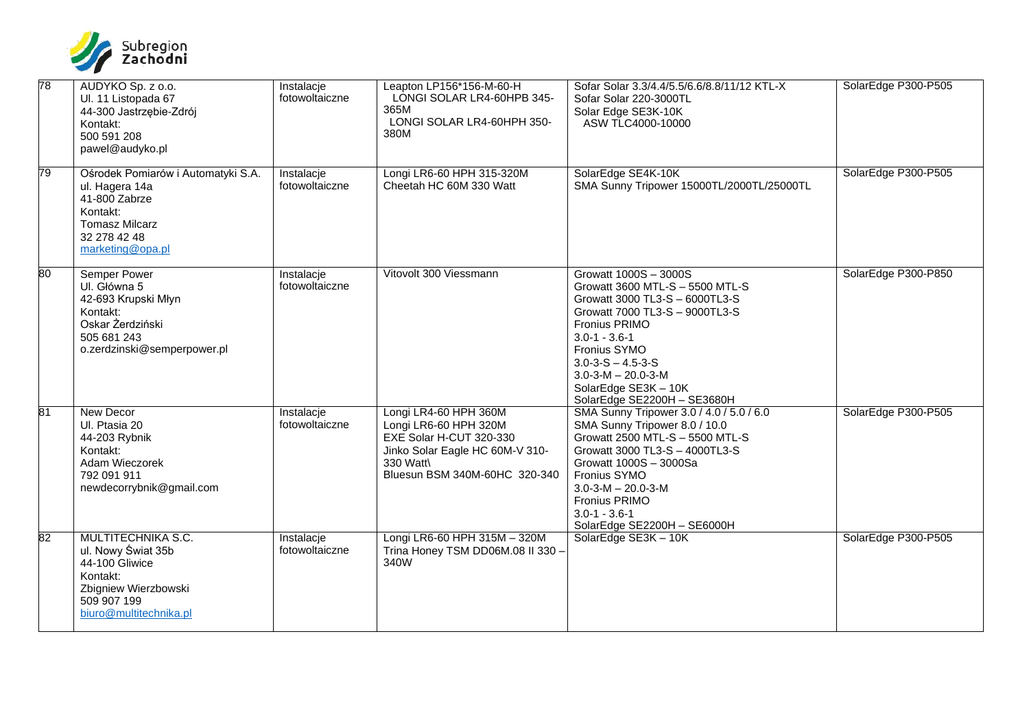| 78 | AUDYKO Sp. z o.o.<br>Ul. 11 Listopada 67<br>44-300 Jastrzębie-Zdrój<br>Kontakt:<br>500 591 208<br>pawel@audyko.pl | Instalacje fotowoltaiczne | Leapton LP156*156-M-60-H<br>LONGI SOLAR LR4-60HPB 345-365M<br>LONGI SOLAR LR4-60HPH 350-380M | Sofar Solar 3.3/4.4/5.5/6.6/8.8/11/12 KTL-X<br>Sofar Solar 220-3000TL<br>Solar Edge SE3K-10K<br>ASW TLC4000-10000 | SolarEdge P300-P505 |
|---|---|---|---|---|---|
| 79 | Ośrodek Pomiarów i Automatyki S.A.<br>ul. Hagera 14a<br>41-800 Zabrze<br>Kontakt:<br>Tomasz Milcarz<br>32 278 42 48<br>marketing@opa.pl | Instalacje fotowoltaiczne | Longi LR6-60 HPH 315-320M<br>Cheetah HC 60M 330 Watt | SolarEdge SE4K-10K<br>SMA Sunny Tripower 15000TL/2000TL/25000TL | SolarEdge P300-P505 |
| 80 | Semper Power<br>Ul. Główna 5<br>42-693 Krupski Młyn<br>Kontakt:<br>Oskar Żerdziński<br>505 681 243<br>o.zerdzinski@semperpower.pl | Instalacje fotowoltaiczne | Vitovolt 300 Viessmann | Growatt 1000S – 3000S<br>Growatt 3600 MTL-S – 5500 MTL-S<br>Growatt 3000 TL3-S – 6000TL3-S<br>Growatt 7000 TL3-S – 9000TL3-S<br>Fronius PRIMO<br>3.0-1 - 3.6-1<br>Fronius SYMO<br>3.0-3-S – 4.5-3-S<br>3.0-3-M – 20.0-3-M<br>SolarEdge SE3K – 10K<br>SolarEdge SE2200H – SE3680H | SolarEdge P300-P850 |
| 81 | New Decor<br>Ul. Ptasia 20<br>44-203 Rybnik<br>Kontakt:<br>Adam Wieczorek<br>792 091 911<br>newdecorrybnik@gmail.com | Instalacje fotowoltaiczne | Longi LR4-60 HPH 360M<br>Longi LR6-60 HPH 320M<br>EXE Solar H-CUT 320-330<br>Jinko Solar Eagle HC 60M-V 310-330 Watt\<br>Bluesun BSM 340M-60HC 320-340 | SMA Sunny Tripower 3.0 / 4.0 / 5.0 / 6.0<br>SMA Sunny Tripower 8.0 / 10.0<br>Growatt 2500 MTL-S – 5500 MTL-S<br>Growatt 3000 TL3-S – 4000TL3-S<br>Growatt 1000S – 3000Sa<br>Fronius SYMO<br>3.0-3-M – 20.0-3-M<br>Fronius PRIMO<br>3.0-1 - 3.6-1<br>SolarEdge SE2200H – SE6000H | SolarEdge P300-P505 |
| 82 | MULTITECHNIKA S.C.<br>ul. Nowy Świat 35b<br>44-100 Gliwice<br>Kontakt:<br>Zbigniew Wierzbowski<br>509 907 199<br>biuro@multitechnika.pl | Instalacje fotowoltaiczne | Longi LR6-60 HPH 315M – 320M<br>Trina Honey TSM DD06M.08 II 330 – 340W | SolarEdge SE3K – 10K | SolarEdge P300-P505 |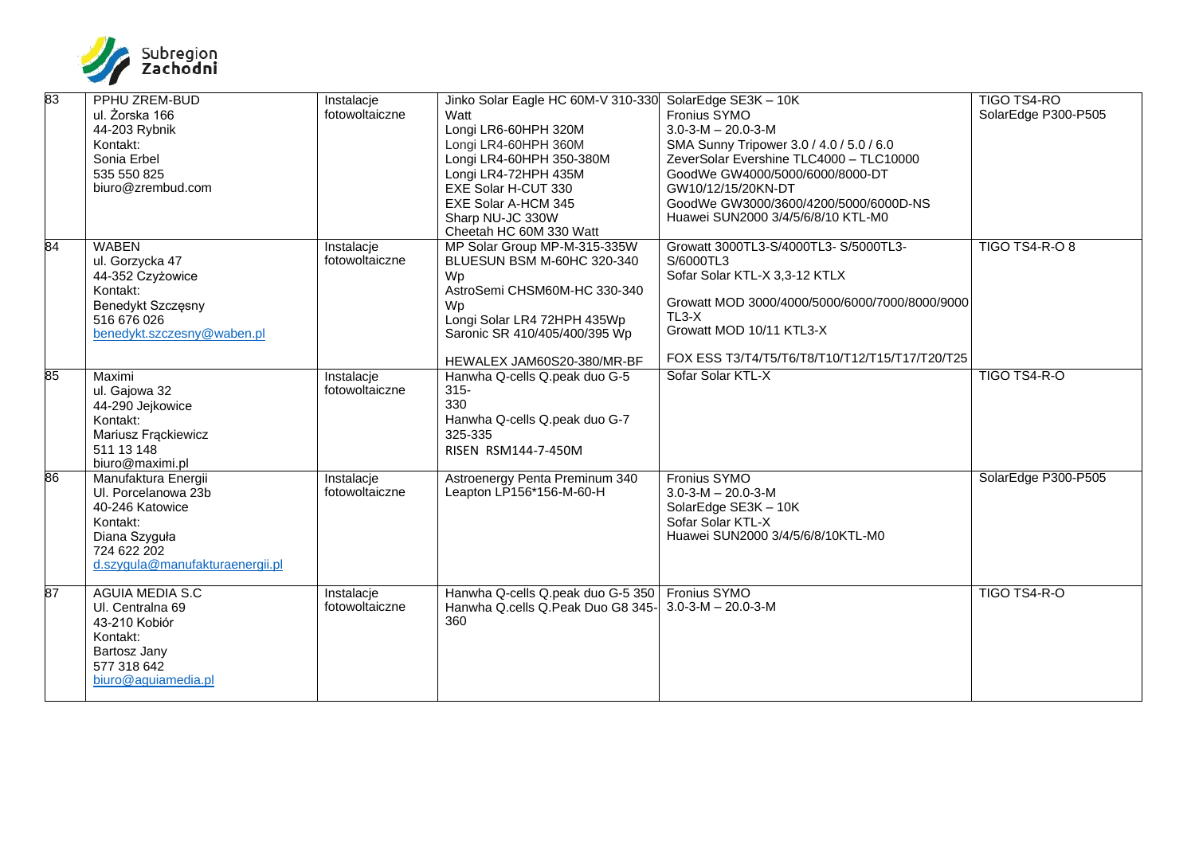| 83 | PPHU ZREM-BUD<br>ul. Żorska 166<br>44-203 Rybnik<br>Kontakt:<br>Sonia Erbel<br>535 550 825<br>biuro@zrembud.com | Instalacje fotowoltaiczne | Jinko Solar Eagle HC 60M-V 310-330 Watt<br>Longi LR6-60HPH 320M<br>Longi LR4-60HPH 360M<br>Longi LR4-60HPH 350-380M<br>Longi LR4-72HPH 435M<br>EXE Solar H-CUT 330<br>EXE Solar A-HCM 345<br>Sharp NU-JC 330W<br>Cheetah HC 60M 330 Watt | SolarEdge SE3K – 10K<br>Fronius SYMO<br>3.0-3-M – 20.0-3-M<br>SMA Sunny Tripower 3.0 / 4.0 / 5.0 / 6.0<br>ZeverSolar Evershine TLC4000 – TLC10000<br>GoodWe GW4000/5000/6000/8000-DT<br>GW10/12/15/20KN-DT<br>GoodWe GW3000/3600/4200/5000/6000D-NS<br>Huawei SUN2000 3/4/5/6/8/10 KTL-M0 | TIGO TS4-RO<br>SolarEdge P300-P505 |
|---|---|---|---|---|---|
| 84 | WABEN<br>ul. Gorzycka 47<br>44-352 Czyżowice<br>Kontakt:<br>Benedykt Szczęsny<br>516 676 026<br>benedykt.szczesny@waben.pl | Instalacje fotowoltaiczne | MP Solar Group MP-M-315-335W<br>BLUESUN BSM M-60HC 320-340 Wp<br>AstroSemi CHSM60M-HC 330-340 Wp<br>Longi Solar LR4 72HPH 435Wp<br>Saronic SR 410/405/400/395 Wp<br><br>HEWALEX JAM60S20-380/MR-BF | Growatt 3000TL3-S/4000TL3- S/5000TL3-S/6000TL3<br>Sofar Solar KTL-X 3,3-12 KTLX<br><br>Growatt MOD 3000/4000/5000/6000/7000/8000/9000 TL3-X<br>Growatt MOD 10/11 KTL3-X<br><br>FOX ESS T3/T4/T5/T6/T8/T10/T12/T15/T17/T20/T25 | TIGO TS4-R-O 8 |
| 85 | Maximi<br>ul. Gajowa 32<br>44-290 Jejkowice<br>Kontakt:<br>Mariusz Frąckiewicz<br>511 13 148<br>biuro@maximi.pl | Instalacje fotowoltaiczne | Hanwha Q-cells Q.peak duo G-5 315-<br>330<br>Hanwha Q-cells Q.peak duo G-7 325-335<br>RISEN RSM144-7-450M | Sofar Solar KTL-X | TIGO TS4-R-O |
| 86 | Manufaktura Energii<br>Ul. Porcelanowa 23b<br>40-246 Katowice<br>Kontakt:<br>Diana Szyguła<br>724 622 202<br>d.szygula@manufakturaenergii.pl | Instalacje fotowoltaiczne | Astroenergy Penta Preminum 340<br>Leapton LP156*156-M-60-H | Fronius SYMO<br>3.0-3-M – 20.0-3-M<br>SolarEdge SE3K – 10K<br>Sofar Solar KTL-X<br>Huawei SUN2000 3/4/5/6/8/10KTL-M0 | SolarEdge P300-P505 |
| 87 | AGUIA MEDIA S.C<br>Ul. Centralna 69<br>43-210 Kobiór<br>Kontakt:<br>Bartosz Jany<br>577 318 642<br>biuro@aguiamedia.pl | Instalacje fotowoltaiczne | Hanwha Q-cells Q.peak duo G-5 350<br>Hanwha Q.cells Q.Peak Duo G8 345-360 | Fronius SYMO<br>3.0-3-M – 20.0-3-M | TIGO TS4-R-O |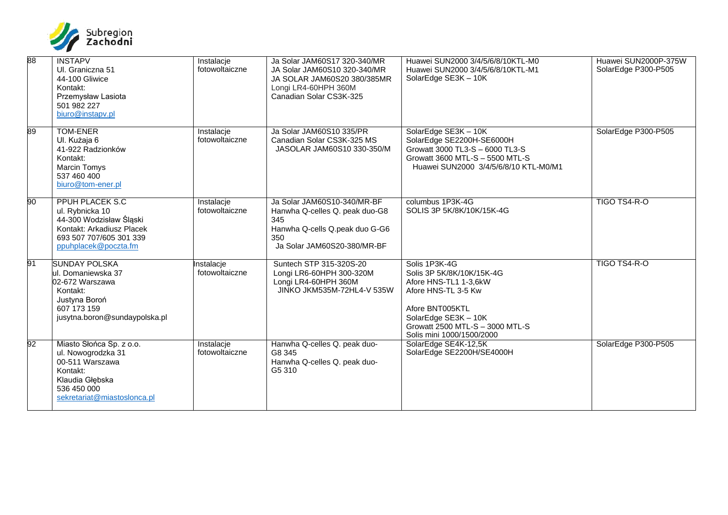| 88 | INSTAPV<br>Ul. Graniczna 51<br>44-100 Gliwice<br>Kontakt:<br>Przemysław Lasiota<br>501 982 227<br>biuro@instapv.pl | Instalacje fotowoltaiczne | Ja Solar JAM60S17 320-340/MR<br>JA Solar JAM60S10 320-340/MR<br>JA SOLAR JAM60S20 380/385MR<br>Longi LR4-60HPH 360M<br>Canadian Solar CS3K-325 | Huawei SUN2000 3/4/5/6/8/10KTL-M0<br>Huawei SUN2000 3/4/5/6/8/10KTL-M1<br>SolarEdge SE3K – 10K | Huawei SUN2000P-375W<br>SolarEdge P300-P505 |
|---|---|---|---|---|---|
| 89 | TOM-ENER<br>Ul. Kużaja 6<br>41-922 Radzionków<br>Kontakt:<br>Marcin Tomys<br>537 460 400<br>biuro@tom-ener.pl | Instalacje fotowoltaiczne | Ja Solar JAM60S10 335/PR<br>Canadian Solar CS3K-325 MS<br>JASOLAR JAM60S10 330-350/M | SolarEdge SE3K – 10K<br>SolarEdge SE2200H-SE6000H<br>Growatt 3000 TL3-S – 6000 TL3-S<br>Growatt 3600 MTL-S – 5500 MTL-S<br>Huawei SUN2000 3/4/5/6/8/10 KTL-M0/M1 | SolarEdge P300-P505 |
| 90 | PPUH PLACEK S.C<br>ul. Rybnicka 10<br>44-300 Wodzisław Śląski<br>Kontakt: Arkadiusz Placek<br>693 507 707/605 301 339<br>ppuhplacek@poczta.fm | Instalacje fotowoltaiczne | Ja Solar JAM60S10-340/MR-BF<br>Hanwha Q-celles Q. peak duo-G8 345<br>Hanwha Q-cells Q.peak duo G-G6 350<br>Ja Solar JAM60S20-380/MR-BF | columbus 1P3K-4G<br>SOLIS 3P 5K/8K/10K/15K-4G | TIGO TS4-R-O |
| 91 | SUNDAY POLSKA<br>ul. Domaniewska 37<br>02-672 Warszawa<br>Kontakt:<br>Justyna Boroń<br>607 173 159<br>jusytna.boron@sundaypolska.pl | Instalacje fotowoltaiczne | Suntech STP 315-320S-20<br>Longi LR6-60HPH 300-320M<br>Longi LR4-60HPH 360M<br>JINKO JKM535M-72HL4-V 535W | Solis 1P3K-4G<br>Solis 3P 5K/8K/10K/15K-4G<br>Afore HNS-TL1 1-3,6kW<br>Afore HNS-TL 3-5 Kw<br><br>Afore BNT005KTL<br>SolarEdge SE3K – 10K<br>Growatt 2500 MTL-S – 3000 MTL-S<br>Solis mini 1000/1500/2000 | TIGO TS4-R-O |
| 92 | Miasto Słońca Sp. z o.o.<br>ul. Nowogrodzka 31<br>00-511 Warszawa<br>Kontakt:<br>Klaudia Głębska<br>536 450 000<br>sekretariat@miastoslonca.pl | Instalacje fotowoltaiczne | Hanwha Q-celles Q. peak duo-G8 345<br>Hanwha Q-celles Q. peak duo-G5 310 | SolarEdge SE4K-12,5K<br>SolarEdge SE2200H/SE4000H | SolarEdge P300-P505 |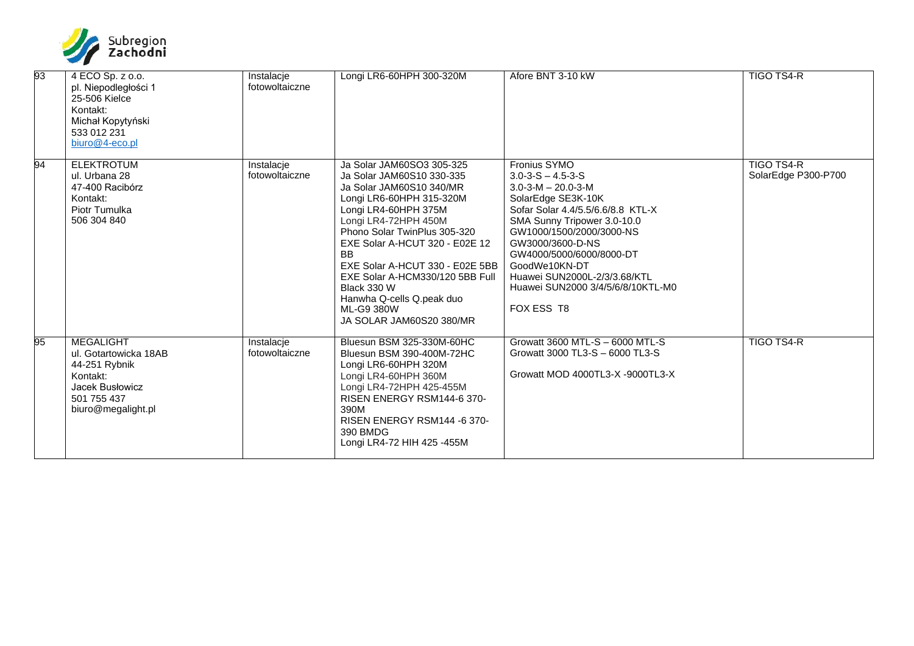| 93 | 4 ECO Sp. z o.o.<br>pl. Niepodległości 1<br>25-506 Kielce<br>Kontakt:<br>Michał Kopytyński<br>533 012 231<br>biuro@4-eco.pl | Instalacje fotowoltaiczne | Longi LR6-60HPH 300-320M | Afore BNT 3-10 kW | TIGO TS4-R |
|---|---|---|---|---|---|
| 94 | ELEKTROTUM<br>ul. Urbana 28<br>47-400 Racibórz<br>Kontakt:<br>Piotr Tumulka<br>506 304 840 | Instalacje fotowoltaiczne | Ja Solar JAM60SO3 305-325<br>Ja Solar JAM60S10 330-335<br>Ja Solar JAM60S10 340/MR<br>Longi LR6-60HPH 315-320M<br>Longi LR4-60HPH 375M<br>Longi LR4-72HPH 450M<br>Phono Solar TwinPlus 305-320<br>EXE Solar A-HCUT 320 - E02E 12 BB<br>EXE Solar A-HCUT 330 - E02E 5BB<br>EXE Solar A-HCM330/120 5BB Full Black 330 W<br>Hanwha Q-cells Q.peak duo ML-G9 380W<br>JA SOLAR JAM60S20 380/MR | Fronius SYMO<br>3.0-3-S – 4.5-3-S<br>3.0-3-M – 20.0-3-M<br>SolarEdge SE3K-10K<br>Sofar Solar 4.4/5.5/6.6/8.8 KTL-X<br>SMA Sunny Tripower 3.0-10.0<br>GW1000/1500/2000/3000-NS<br>GW3000/3600-D-NS<br>GW4000/5000/6000/8000-DT<br>GoodWe10KN-DT<br>Huawei SUN2000L-2/3/3.68/KTL<br>Huawei SUN2000 3/4/5/6/8/10KTL-M0<br><br>FOX ESS T8 | TIGO TS4-R<br>SolarEdge P300-P700 |
| 95 | MEGALIGHT<br>ul. Gotartowicka 18AB<br>44-251 Rybnik<br>Kontakt:<br>Jacek Busłowicz<br>501 755 437<br>biuro@megalight.pl | Instalacje fotowoltaiczne | Bluesun BSM 325-330M-60HC<br>Bluesun BSM 390-400M-72HC<br>Longi LR6-60HPH 320M<br>Longi LR4-60HPH 360M<br>Longi LR4-72HPH 425-455M<br>RISEN ENERGY RSM144-6 370-390M<br>RISEN ENERGY RSM144 -6 370-390 BMDG<br>Longi LR4-72 HIH 425 -455M | Growatt 3600 MTL-S – 6000 MTL-S<br>Growatt 3000 TL3-S – 6000 TL3-S<br><br>Growatt MOD 4000TL3-X -9000TL3-X | TIGO TS4-R |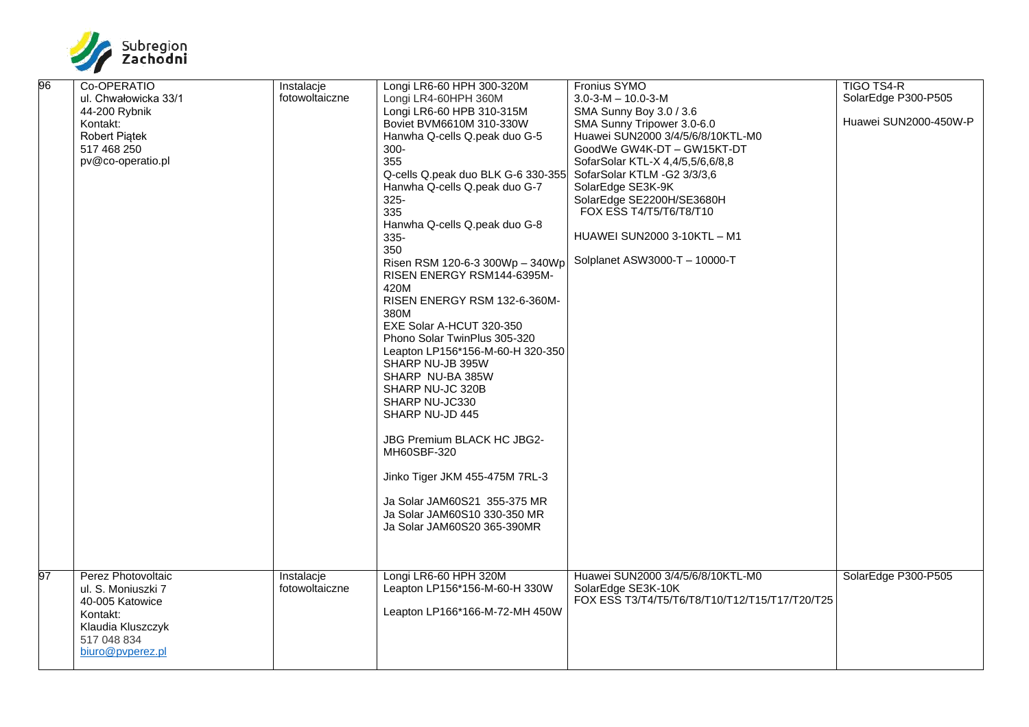| 96 | Co-OPERATIO<br>ul. Chwałowicka 33/1<br>44-200 Rybnik<br>Kontakt:<br>Robert Piątek<br>517 468 250<br>pv@co-operatio.pl | Instalacje fotowoltaiczne | Longi LR6-60 HPH 300-320M<br>Longi LR4-60HPH 360M<br>Longi LR6-60 HPB 310-315M<br>Boviet BVM6610M 310-330W<br>Hanwha Q-cells Q.peak duo G-5 300-355<br>Q-cells Q.peak duo BLK G-6 330-355<br>Hanwha Q-cells Q.peak duo G-7 325-335<br>Hanwha Q-cells Q.peak duo G-8 335-350<br>Risen RSM 120-6-3 300Wp – 340Wp<br>RISEN ENERGY RSM144-6395M-420M<br>RISEN ENERGY RSM 132-6-360M-380M<br>EXE Solar A-HCUT 320-350<br>Phono Solar TwinPlus 305-320<br>Leapton LP156*156-M-60-H 320-350<br>SHARP NU-JB 395W<br>SHARP NU-BA 385W<br>SHARP NU-JC 320B<br>SHARP NU-JC330<br>SHARP NU-JD 445<br><br>JBG Premium BLACK HC JBG2-MH60SBF-320<br><br>Jinko Tiger JKM 455-475M 7RL-3<br><br>Ja Solar JAM60S21 355-375 MR<br>Ja Solar JAM60S10 330-350 MR<br>Ja Solar JAM60S20 365-390MR | Fronius SYMO<br>3.0-3-M – 10.0-3-M<br>SMA Sunny Boy 3.0 / 3.6<br>SMA Sunny Tripower 3.0-6.0<br>Huawei SUN2000 3/4/5/6/8/10KTL-M0<br>GoodWe GW4K-DT – GW15KT-DT<br>SofarSolar KTL-X 4,4/5,5/6,6/8,8<br>SofarSolar KTLM -G2 3/3/3,6<br>SolarEdge SE3K-9K<br>SolarEdge SE2200H/SE3680H<br>FOX ESS T4/T5/T6/T8/T10<br><br>HUAWEI SUN2000 3-10KTL – M1<br><br>Solplanet ASW3000-T – 10000-T | TIGO TS4-R<br>SolarEdge P300-P505<br><br>Huawei SUN2000-450W-P |
|---|---|---|---|---|---|
| 97 | Perez Photovoltaic<br>ul. S. Moniuszki 7<br>40-005 Katowice<br>Kontakt:<br>Klaudia Kluszczyk<br>517 048 834<br>biuro@pvperez.pl | Instalacje fotowoltaiczne | Longi LR6-60 HPH 320M<br>Leapton LP156*156-M-60-H 330W<br><br>Leapton LP166*166-M-72-MH 450W | Huawei SUN2000 3/4/5/6/8/10KTL-M0<br>SolarEdge SE3K-10K<br>FOX ESS T3/T4/T5/T6/T8/T10/T12/T15/T17/T20/T25 | SolarEdge P300-P505 |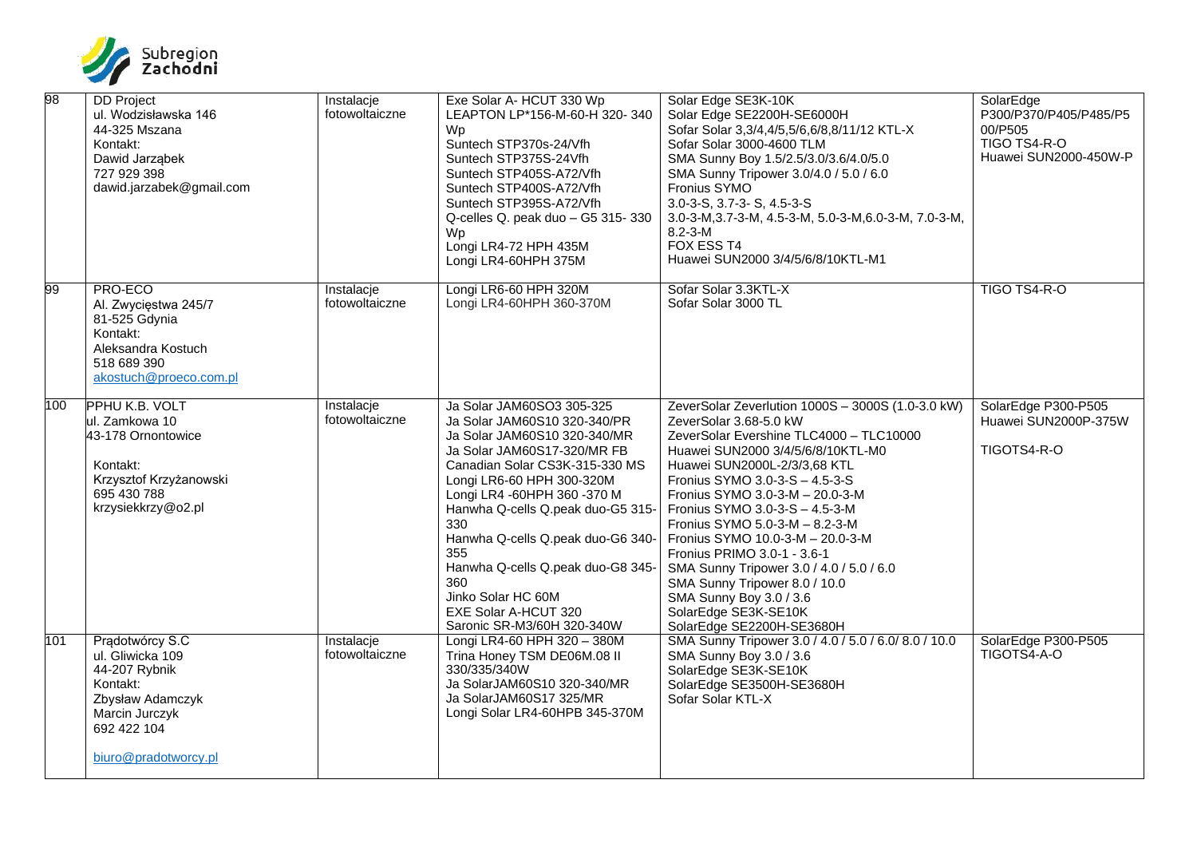| 98 | DD Project<br>ul. Wodzisławska 146<br>44-325 Mszana<br>Kontakt:<br>Dawid Jarząbek<br>727 929 398<br>dawid.jarzabek@gmail.com | Instalacje fotowoltaiczne | Exe Solar A- HCUT 330 Wp<br>LEAPTON LP*156-M-60-H 320- 340 Wp<br>Suntech STP370s-24/Vfh<br>Suntech STP375S-24Vfh<br>Suntech STP405S-A72/Vfh<br>Suntech STP400S-A72/Vfh<br>Suntech STP395S-A72/Vfh<br>Q-celles Q. peak duo – G5 315- 330 Wp<br>Longi LR4-72 HPH 435M<br>Longi LR4-60HPH 375M | Solar Edge SE3K-10K<br>Solar Edge SE2200H-SE6000H<br>Sofar Solar 3,3/4,4/5,5/6,6/8,8/11/12 KTL-X<br>Sofar Solar 3000-4600 TLM<br>SMA Sunny Boy 1.5/2.5/3.0/3.6/4.0/5.0<br>SMA Sunny Tripower 3.0/4.0 / 5.0 / 6.0<br>Fronius SYMO<br>3.0-3-S, 3.7-3- S, 4.5-3-S<br>3.0-3-M,3.7-3-M, 4.5-3-M, 5.0-3-M,6.0-3-M, 7.0-3-M, 8.2-3-M<br>FOX ESS T4<br>Huawei SUN2000 3/4/5/6/8/10KTL-M1 | SolarEdge P300/P370/P405/P485/P500/P505<br>TIGO TS4-R-O<br>Huawei SUN2000-450W-P |
|---|---|---|---|---|---|
| 99 | PRO-ECO<br>Al. Zwycięstwa 245/7<br>81-525 Gdynia<br>Kontakt:<br>Aleksandra Kostuch<br>518 689 390<br>akostuch@proeco.com.pl | Instalacje fotowoltaiczne | Longi LR6-60 HPH 320M<br>Longi LR4-60HPH 360-370M | Sofar Solar 3.3KTL-X<br>Sofar Solar 3000 TL | TIGO TS4-R-O |
| 100 | PPHU K.B. VOLT<br>ul. Zamkowa 10<br>43-178 Ornontowice<br><br>Kontakt:<br>Krzysztof Krzyżanowski<br>695 430 788<br>krzysiekkrzy@o2.pl | Instalacje fotowoltaiczne | Ja Solar JAM60SO3 305-325<br>Ja Solar JAM60S10 320-340/PR<br>Ja Solar JAM60S10 320-340/MR<br>Ja Solar JAM60S17-320/MR FB<br>Canadian Solar CS3K-315-330 MS<br>Longi LR6-60 HPH 300-320M<br>Longi LR4 -60HPH 360 -370 M<br>Hanwha Q-cells Q.peak duo-G5 315-330<br>Hanwha Q-cells Q.peak duo-G6 340-355<br>Hanwha Q-cells Q.peak duo-G8 345-360<br>Jinko Solar HC 60M<br>EXE Solar A-HCUT 320<br>Saronic SR-M3/60H 320-340W | ZeverSolar Zeverlution 1000S – 3000S (1.0-3.0 kW)<br>ZeverSolar 3.68-5.0 kW<br>ZeverSolar Evershine TLC4000 – TLC10000<br>Huawei SUN2000 3/4/5/6/8/10KTL-M0<br>Huawei SUN2000L-2/3/3,68 KTL<br>Fronius SYMO 3.0-3-S – 4.5-3-S<br>Fronius SYMO 3.0-3-M – 20.0-3-M<br>Fronius SYMO 3.0-3-S – 4.5-3-M<br>Fronius SYMO 5.0-3-M – 8.2-3-M<br>Fronius SYMO 10.0-3-M – 20.0-3-M<br>Fronius PRIMO 3.0-1 - 3.6-1<br>SMA Sunny Tripower 3.0 / 4.0 / 5.0 / 6.0<br>SMA Sunny Tripower 8.0 / 10.0<br>SMA Sunny Boy 3.0 / 3.6<br>SolarEdge SE3K-SE10K<br>SolarEdge SE2200H-SE3680H | SolarEdge P300-P505<br>Huawei SUN2000P-375W<br><br>TIGOTS4-R-O |
| 101 | Prądotwórcy S.C<br>ul. Gliwicka 109<br>44-207 Rybnik<br>Kontakt:<br>Zbysław Adamczyk<br>Marcin Jurczyk<br>692 422 104<br><br>biuro@pradotworcy.pl | Instalacje fotowoltaiczne | Longi LR4-60 HPH 320 – 380M<br>Trina Honey TSM DE06M.08 II 330/335/340W<br>Ja SolarJAM60S10 320-340/MR<br>Ja SolarJAM60S17 325/MR<br>Longi Solar LR4-60HPB 345-370M | SMA Sunny Tripower 3.0 / 4.0 / 5.0 / 6.0/ 8.0 / 10.0<br>SMA Sunny Boy 3.0 / 3.6<br>SolarEdge SE3K-SE10K<br>SolarEdge SE3500H-SE3680H<br>Sofar Solar KTL-X | SolarEdge P300-P505<br>TIGOTS4-A-O |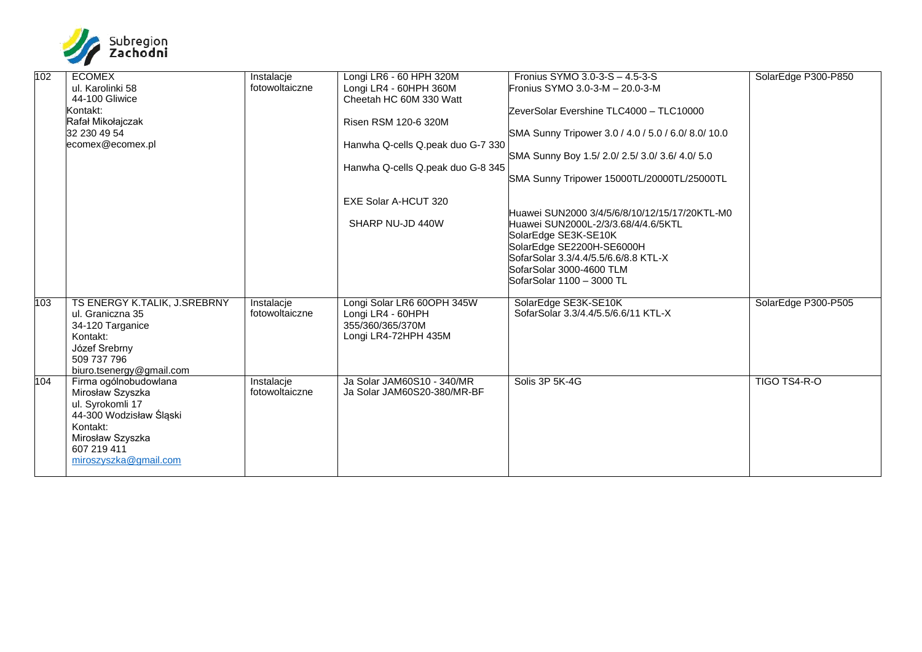| 102 | ECOMEX<br>ul. Karolinki 58<br>44-100 Gliwice<br>Kontakt:<br>Rafał Mikołajczak<br>32 230 49 54<br>ecomex@ecomex.pl | Instalacje fotowoltaiczne | Longi LR6 - 60 HPH 320M<br>Longi LR4 - 60HPH 360M<br>Cheetah HC 60M 330 Watt<br><br>Risen RSM 120-6 320M<br><br>Hanwha Q-cells Q.peak duo G-7 330<br><br>Hanwha Q-cells Q.peak duo G-8 345<br><br>EXE Solar A-HCUT 320<br><br>SHARP NU-JD 440W | Fronius SYMO 3.0-3-S – 4.5-3-S<br>Fronius SYMO 3.0-3-M – 20.0-3-M<br><br>ZeverSolar Evershine TLC4000 – TLC10000<br><br>SMA Sunny Tripower 3.0 / 4.0 / 5.0 / 6.0/ 8.0/ 10.0<br><br>SMA Sunny Boy 1.5/ 2.0/ 2.5/ 3.0/ 3.6/ 4.0/ 5.0<br><br>SMA Sunny Tripower 15000TL/20000TL/25000TL<br><br>Huawei SUN2000 3/4/5/6/8/10/12/15/17/20KTL-M0<br>Huawei SUN2000L-2/3/3.68/4/4.6/5KTL<br>SolarEdge SE3K-SE10K<br>SolarEdge SE2200H-SE6000H<br>SofarSolar 3.3/4.4/5.5/6.6/8.8 KTL-X<br>SofarSolar 3000-4600 TLM<br>SofarSolar 1100 – 3000 TL | SolarEdge P300-P850 |
|---|---|---|---|---|---|
| 103 | TS ENERGY K.TALIK, J.SREBRNY<br>ul. Graniczna 35<br>34-120 Targanice<br>Kontakt:<br>Józef Srebrny<br>509 737 796<br>biuro.tsenergy@gmail.com | Instalacje fotowoltaiczne | Longi Solar LR6 60OPH 345W<br>Longi LR4 - 60HPH<br>355/360/365/370M<br>Longi LR4-72HPH 435M | SolarEdge SE3K-SE10K<br>SofarSolar 3.3/4.4/5.5/6.6/11 KTL-X | SolarEdge P300-P505 |
| 104 | Firma ogólnobudowlana<br>Mirosław Szyszka<br>ul. Syrokomli 17<br>44-300 Wodzisław Śląski<br>Kontakt:<br>Mirosław Szyszka<br>607 219 411<br>miroszyszka@gmail.com | Instalacje fotowoltaiczne | Ja Solar JAM60S10 - 340/MR<br>Ja Solar JAM60S20-380/MR-BF | Solis 3P 5K-4G | TIGO TS4-R-O |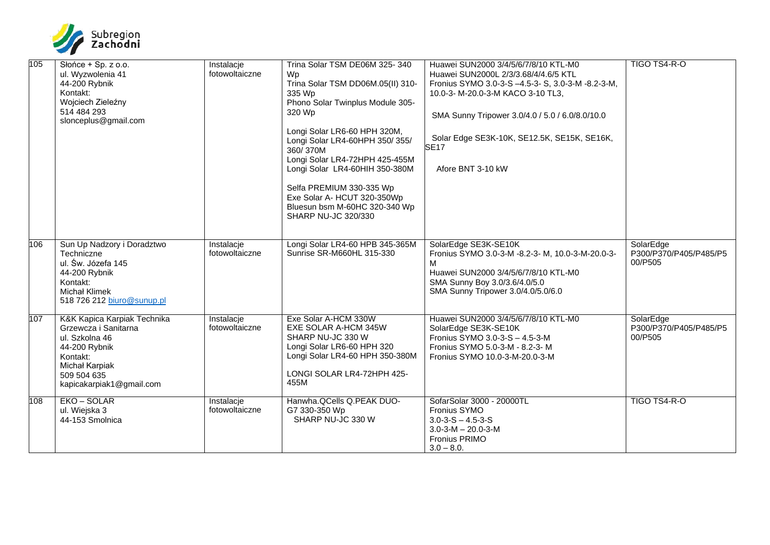| 105 | Słońce + Sp. z o.o.<br>ul. Wyzwolenia 41<br>44-200 Rybnik<br>Kontakt:<br>Wojciech Zieleźny<br>514 484 293<br>slonceplus@gmail.com | Instalacje fotowoltaiczne | Trina Solar TSM DE06M 325- 340 Wp<br>Trina Solar TSM DD06M.05(II) 310-335 Wp<br>Phono Solar Twinplus Module 305-320 Wp<br><br>Longi Solar LR6-60 HPH 320M,<br>Longi Solar LR4-60HPH 350/ 355/ 360/ 370M<br>Longi Solar LR4-72HPH 425-455M<br>Longi Solar LR4-60HIH 350-380M<br><br>Selfa PREMIUM 330-335 Wp<br>Exe Solar A- HCUT 320-350Wp<br>Bluesun bsm M-60HC 320-340 Wp<br>SHARP NU-JC 320/330 | Huawei SUN2000 3/4/5/6/7/8/10 KTL-M0<br>Huawei SUN2000L 2/3/3.68/4/4.6/5 KTL<br>Fronius SYMO 3.0-3-S –4.5-3- S, 3.0-3-M -8.2-3-M, 10.0-3- M-20.0-3-M KACO 3-10 TL3,<br><br>SMA Sunny Tripower 3.0/4.0 / 5.0 / 6.0/8.0/10.0<br><br>Solar Edge SE3K-10K, SE12.5K, SE15K, SE16K, SE17<br><br>Afore BNT 3-10 kW | TIGO TS4-R-O |
|---|---|---|---|---|---|
| 106 | Sun Up Nadzory i Doradztwo Techniczne<br>ul. Św. Józefa 145<br>44-200 Rybnik<br>Kontakt:<br>Michał Klimek<br>518 726 212 biuro@sunup.pl | Instalacje fotowoltaiczne | Longi Solar LR4-60 HPB 345-365M<br>Sunrise SR-M660HL 315-330 | SolarEdge SE3K-SE10K<br>Fronius SYMO 3.0-3-M -8.2-3- M, 10.0-3-M-20.0-3-M<br>Huawei SUN2000 3/4/5/6/7/8/10 KTL-M0<br>SMA Sunny Boy 3.0/3.6/4.0/5.0<br>SMA Sunny Tripower 3.0/4.0/5.0/6.0 | SolarEdge P300/P370/P405/P485/P500/P505 |
| 107 | K&K Kapica Karpiak Technika Grzewcza i Sanitarna<br>ul. Szkolna 46<br>44-200 Rybnik<br>Kontakt:<br>Michał Karpiak<br>509 504 635<br>kapicakarpiak1@gmail.com | Instalacje fotowoltaiczne | Exe Solar A-HCM 330W<br>EXE SOLAR A-HCM 345W<br>SHARP NU-JC 330 W<br>Longi Solar LR6-60 HPH 320<br>Longi Solar LR4-60 HPH 350-380M<br><br>LONGI SOLAR LR4-72HPH 425-455M | Huawei SUN2000 3/4/5/6/7/8/10 KTL-M0<br>SolarEdge SE3K-SE10K<br>Fronius SYMO 3.0-3-S – 4.5-3-M<br>Fronius SYMO 5.0-3-M - 8.2-3- M<br>Fronius SYMO 10.0-3-M-20.0-3-M | SolarEdge P300/P370/P405/P485/P500/P505 |
| 108 | EKO – SOLAR<br>ul. Wiejska 3<br>44-153 Smolnica | Instalacje fotowoltaiczne | Hanwha.QCells Q.PEAK DUO-G7 330-350 Wp<br>SHARP NU-JC 330 W | SofarSolar 3000 - 20000TL<br>Fronius SYMO<br>3.0-3-S – 4.5-3-S<br>3.0-3-M – 20.0-3-M<br>Fronius PRIMO<br>3.0 – 8.0. | TIGO TS4-R-O |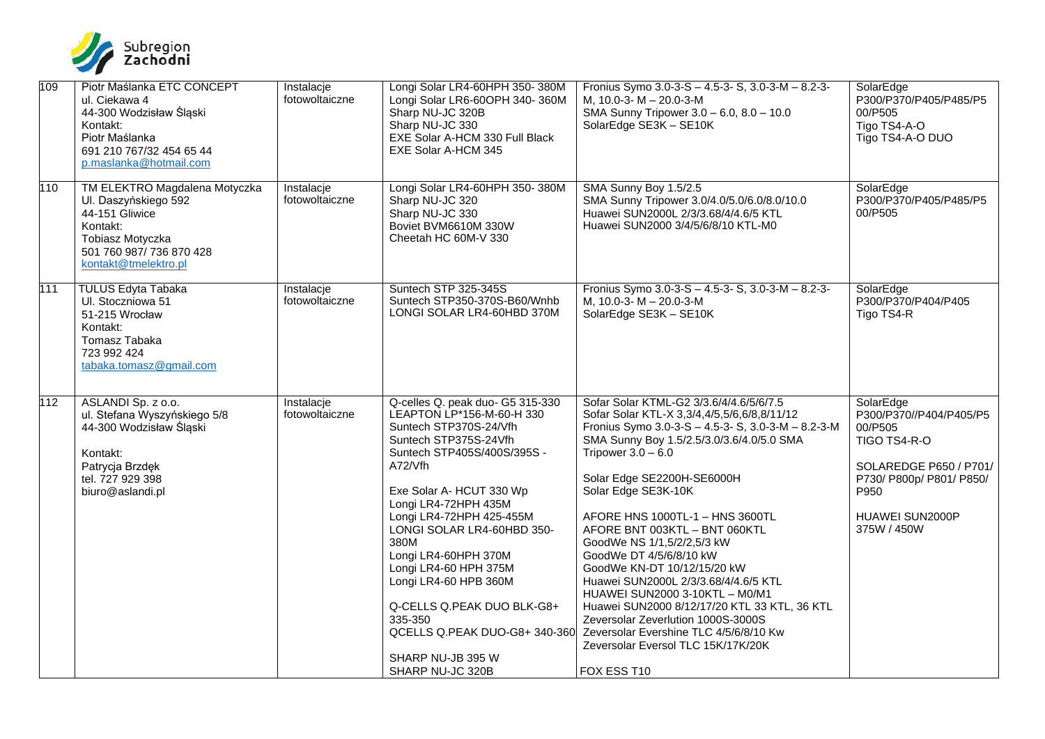| 109 | Piotr Maślanka ETC CONCEPT<br>ul. Ciekawa 4<br>44-300 Wodzisław Śląski<br>Kontakt:<br>Piotr Maślanka<br>691 210 767/32 454 65 44<br>p.maslanka@hotmail.com | Instalacje fotowoltaiczne | Longi Solar LR4-60HPH 350- 380M<br>Longi Solar LR6-60OPH 340- 360M<br>Sharp NU-JC 320B<br>Sharp NU-JC 330<br>EXE Solar A-HCM 330 Full Black<br>EXE Solar A-HCM 345 | Fronius Symo 3.0-3-S – 4.5-3- S, 3.0-3-M – 8.2-3-M, 10.0-3- M – 20.0-3-M<br>SMA Sunny Tripower 3.0 – 6.0, 8.0 – 10.0<br>SolarEdge SE3K – SE10K | SolarEdge<br>P300/P370/P405/P485/P500/P505<br>Tigo TS4-A-O<br>Tigo TS4-A-O DUO |
|---|---|---|---|---|---|
| 110 | TM ELEKTRO Magdalena Motyczka<br>Ul. Daszyńskiego 592<br>44-151 Gliwice<br>Kontakt:<br>Tobiasz Motyczka<br>501 760 987/ 736 870 428<br>kontakt@tmelektro.pl | Instalacje fotowoltaiczne | Longi Solar LR4-60HPH 350- 380M<br>Sharp NU-JC 320<br>Sharp NU-JC 330<br>Boviet BVM6610M 330W<br>Cheetah HC 60M-V 330 | SMA Sunny Boy 1.5/2.5<br>SMA Sunny Tripower 3.0/4.0/5.0/6.0/8.0/10.0<br>Huawei SUN2000L 2/3/3.68/4/4.6/5 KTL<br>Huawei SUN2000 3/4/5/6/8/10 KTL-M0 | SolarEdge<br>P300/P370/P405/P485/P500/P505 |
| 111 | TULUS Edyta Tabaka<br>Ul. Stoczniowa 51<br>51-215 Wrocław<br>Kontakt:<br>Tomasz Tabaka<br>723 992 424<br>tabaka.tomasz@gmail.com | Instalacje fotowoltaiczne | Suntech STP 325-345S<br>Suntech STP350-370S-B60/Wnhb<br>LONGI SOLAR LR4-60HBD 370M | Fronius Symo 3.0-3-S – 4.5-3- S, 3.0-3-M – 8.2-3-M, 10.0-3- M – 20.0-3-M<br>SolarEdge SE3K – SE10K | SolarEdge<br>P300/P370/P404/P405<br>Tigo TS4-R |
| 112 | ASLANDI Sp. z o.o.<br>ul. Stefana Wyszyńskiego 5/8<br>44-300 Wodzisław Śląski<br><br>Kontakt:<br>Patrycja Brzdęk<br>tel. 727 929 398<br>biuro@aslandi.pl | Instalacje fotowoltaiczne | Q-celles Q. peak duo- G5 315-330<br>LEAPTON LP*156-M-60-H 330<br>Suntech STP370S-24/Vfh<br>Suntech STP375S-24Vfh<br>Suntech STP405S/400S/395S - A72/Vfh<br><br>Exe Solar A- HCUT 330 Wp<br>Longi LR4-72HPH 435M<br>Longi LR4-72HPH 425-455M<br>LONGI SOLAR LR4-60HBD 350-380M<br>Longi LR4-60HPH 370M<br>Longi LR4-60 HPH 375M<br>Longi LR4-60 HPB 360M<br><br>Q-CELLS Q.PEAK DUO BLK-G8+ 335-350<br>QCELLS Q.PEAK DUO-G8+ 340-360<br><br>SHARP NU-JB 395 W<br>SHARP NU-JC 320B | Sofar Solar KTML-G2 3/3.6/4/4.6/5/6/7.5<br>Sofar Solar KTL-X 3,3/4,4/5,5/6,6/8,8/11/12<br>Fronius Symo 3.0-3-S – 4.5-3- S, 3.0-3-M – 8.2-3-M<br>SMA Sunny Boy 1.5/2.5/3.0/3.6/4.0/5.0 SMA Tripower 3.0 – 6.0<br><br>Solar Edge SE2200H-SE6000H<br>Solar Edge SE3K-10K<br><br>AFORE HNS 1000TL-1 – HNS 3600TL<br>AFORE BNT 003KTL – BNT 060KTL<br>GoodWe NS 1/1,5/2/2,5/3 kW<br>GoodWe DT 4/5/6/8/10 kW<br>GoodWe KN-DT 10/12/15/20 kW<br>Huawei SUN2000L 2/3/3.68/4/4.6/5 KTL<br>HUAWEI SUN2000 3-10KTL – M0/M1<br>Huawei SUN2000 8/12/17/20 KTL 33 KTL, 36 KTL<br>Zeversolar Zeverlution 1000S-3000S<br>Zeversolar Evershine TLC 4/5/6/8/10 Kw<br>Zeversolar Eversol TLC 15K/17K/20K<br><br>FOX ESS T10 | SolarEdge<br>P300/P370//P404/P405/P500/P505<br>TIGO TS4-R-O<br><br>SOLAREDGE P650 / P701/ P730/ P800p/ P801/ P850/ P950<br><br>HUAWEI SUN2000P 375W / 450W |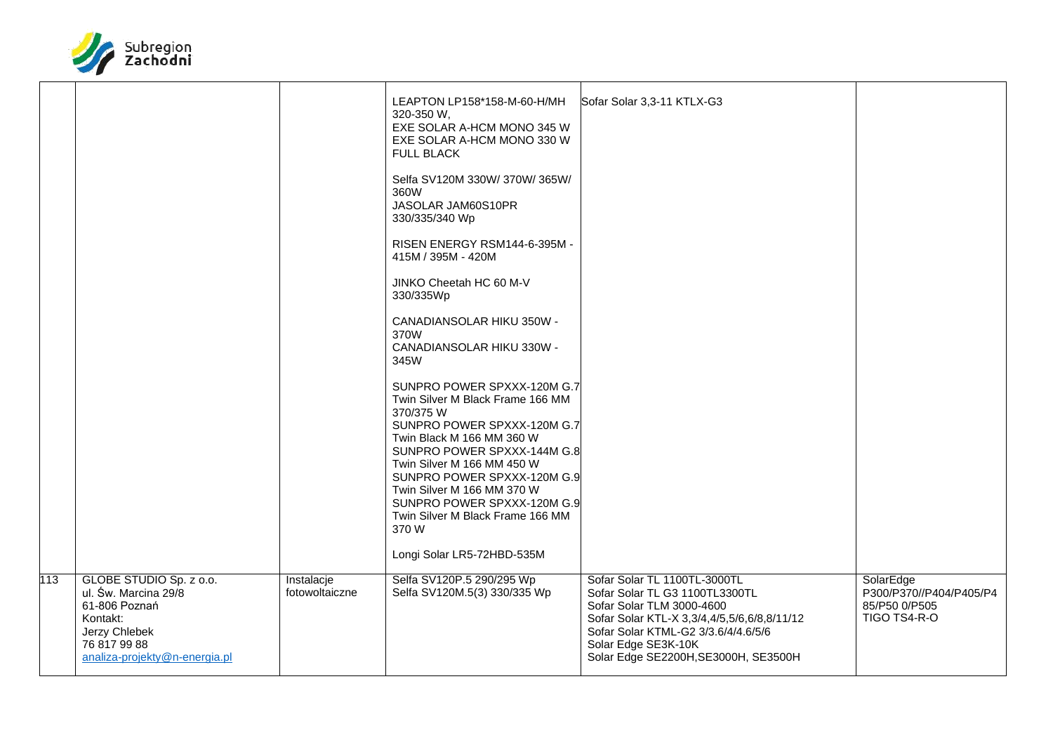| | | | | | |
|---|---|---|---|---|---|
| | | | LEAPTON LP158*158-M-60-H/MH 320-350 W,<br>EXE SOLAR A-HCM MONO 345 W<br>EXE SOLAR A-HCM MONO 330 W FULL BLACK<br><br>Selfa SV120M 330W/ 370W/ 365W/ 360W<br>JASOLAR JAM60S10PR 330/335/340 Wp<br><br>RISEN ENERGY RSM144-6-395M - 415M / 395M - 420M<br><br>JINKO Cheetah HC 60 M-V 330/335Wp<br><br>CANADIANSOLAR HIKU 350W - 370W<br>CANADIANSOLAR HIKU 330W - 345W<br><br>SUNPRO POWER SPXXX-120M G.7 Twin Silver M Black Frame 166 MM 370/375 W<br>SUNPRO POWER SPXXX-120M G.7 Twin Black M 166 MM 360 W<br>SUNPRO POWER SPXXX-144M G.8 Twin Silver M 166 MM 450 W<br>SUNPRO POWER SPXXX-120M G.9 Twin Silver M 166 MM 370 W<br>SUNPRO POWER SPXXX-120M G.9 Twin Silver M Black Frame 166 MM 370 W<br><br>Longi Solar LR5-72HBD-535M | Sofar Solar 3,3-11 KTLX-G3 | |
| 113 | GLOBE STUDIO Sp. z o.o.<br>ul. Św. Marcina 29/8<br>61-806 Poznań<br>Kontakt:<br>Jerzy Chlebek<br>76 817 99 88<br>analiza-projekty@n-energia.pl | Instalacje fotowoltaiczne | Selfa SV120P.5 290/295 Wp<br>Selfa SV120M.5(3) 330/335 Wp | Sofar Solar TL 1100TL-3000TL<br>Sofar Solar TL G3 1100TL3300TL<br>Sofar Solar TLM 3000-4600<br>Sofar Solar KTL-X 3,3/4,4/5,5/6,6/8,8/11/12<br>Sofar Solar KTML-G2 3/3.6/4/4.6/5/6<br>Solar Edge SE3K-10K<br>Solar Edge SE2200H,SE3000H, SE3500H | SolarEdge P300/P370//P404/P405/P485/P50 0/P505<br>TIGO TS4-R-O |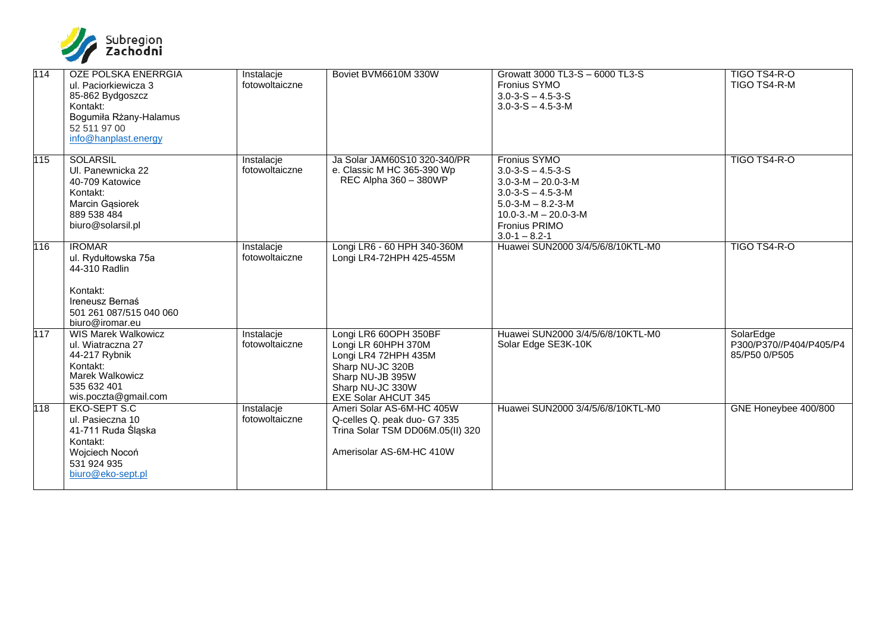| 114 | OZE POLSKA ENERRGIA<br>ul. Paciorkiewicza 3<br>85-862 Bydgoszcz<br>Kontakt:<br>Bogumiła Rżany-Halamus<br>52 511 97 00<br>info@hanplast.energy | Instalacje fotowoltaiczne | Boviet BVM6610M 330W | Growatt 3000 TL3-S – 6000 TL3-S<br>Fronius SYMO<br>3.0-3-S – 4.5-3-S<br>3.0-3-S – 4.5-3-M | TIGO TS4-R-O<br>TIGO TS4-R-M |
|---|---|---|---|---|---|
| 115 | SOLARSIL<br>Ul. Panewnicka 22<br>40-709 Katowice<br>Kontakt:<br>Marcin Gąsiorek<br>889 538 484<br>biuro@solarsil.pl | Instalacje fotowoltaiczne | Ja Solar JAM60S10 320-340/PR<br>e. Classic M HC 365-390 Wp<br>REC Alpha 360 – 380WP | Fronius SYMO<br>3.0-3-S – 4.5-3-S<br>3.0-3-M – 20.0-3-M<br>3.0-3-S – 4.5-3-M<br>5.0-3-M – 8.2-3-M<br>10.0-3.-M – 20.0-3-M<br>Fronius PRIMO<br>3.0-1 – 8.2-1 | TIGO TS4-R-O |
| 116 | IROMAR<br>ul. Rydułtowska 75a<br>44-310 Radlin<br><br>Kontakt:<br>Ireneusz Bernaś<br>501 261 087/515 040 060<br>biuro@iromar.eu | Instalacje fotowoltaiczne | Longi LR6 - 60 HPH 340-360M<br>Longi LR4-72HPH 425-455M | Huawei SUN2000 3/4/5/6/8/10KTL-M0 | TIGO TS4-R-O |
| 117 | WIS Marek Walkowicz<br>ul. Wiatraczna 27<br>44-217 Rybnik<br>Kontakt:<br>Marek Walkowicz<br>535 632 401<br>wis.poczta@gmail.com | Instalacje fotowoltaiczne | Longi LR6 60OPH 350BF<br>Longi LR 60HPH 370M<br>Longi LR4 72HPH 435M<br>Sharp NU-JC 320B<br>Sharp NU-JB 395W<br>Sharp NU-JC 330W<br>EXE Solar AHCUT 345 | Huawei SUN2000 3/4/5/6/8/10KTL-M0<br>Solar Edge SE3K-10K | SolarEdge<br>P300/P370//P404/P405/P485/P50 0/P505 |
| 118 | EKO-SEPT S.C<br>ul. Pasieczna 10<br>41-711 Ruda Śląska<br>Kontakt:<br>Wojciech Nocoń<br>531 924 935<br>biuro@eko-sept.pl | Instalacje fotowoltaiczne | Ameri Solar AS-6M-HC 405W<br>Q-celles Q. peak duo- G7 335<br>Trina Solar TSM DD06M.05(II) 320<br><br>Amerisolar AS-6M-HC 410W | Huawei SUN2000 3/4/5/6/8/10KTL-M0 | GNE Honeybee 400/800 |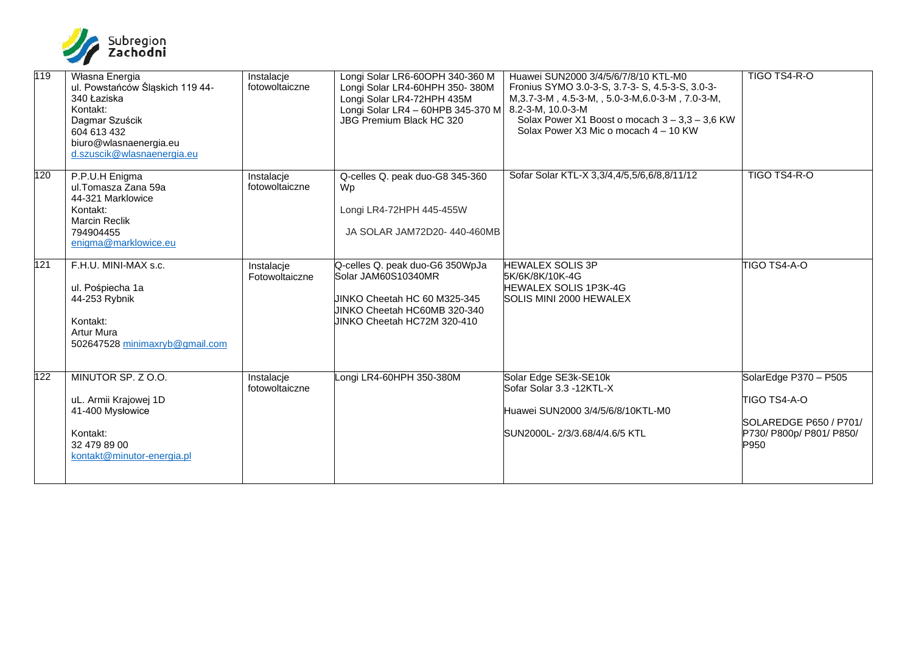| 119 | Własna Energia<br>ul. Powstańców Śląskich 119 44-340 Łaziska<br>Kontakt:<br>Dagmar Szuścik<br>604 613 432<br>biuro@wlasnaenergia.eu<br>d.szuscik@wlasnaenergia.eu | Instalacje fotowoltaiczne | Longi Solar LR6-60OPH 340-360 M<br>Longi Solar LR4-60HPH 350- 380M<br>Longi Solar LR4-72HPH 435M<br>Longi Solar LR4 – 60HPB 345-370 M<br>JBG Premium Black HC 320 | Huawei SUN2000 3/4/5/6/7/8/10 KTL-M0<br>Fronius SYMO 3.0-3-S, 3.7-3- S, 4.5-3-S, 3.0-3-M,3.7-3-M , 4.5-3-M, , 5.0-3-M,6.0-3-M , 7.0-3-M, 8.2-3-M, 10.0-3-M<br>Solax Power X1 Boost o mocach 3 – 3,3 – 3,6 KW<br>Solax Power X3 Mic o mocach 4 – 10 KW | TIGO TS4-R-O |
|---|---|---|---|---|---|
| 120 | P.P.U.H Enigma<br>ul.Tomasza Zana 59a<br>44-321 Marklowice<br>Kontakt:<br>Marcin Reclik<br>794904455<br>enigma@marklowice.eu | Instalacje fotowoltaiczne | Q-celles Q. peak duo-G8 345-360 Wp<br>Longi LR4-72HPH 445-455W<br>JA SOLAR JAM72D20- 440-460MB | Sofar Solar KTL-X 3,3/4,4/5,5/6,6/8,8/11/12 | TIGO TS4-R-O |
| 121 | F.H.U. MINI-MAX s.c.<br>ul. Pośpiecha 1a<br>44-253 Rybnik<br>Kontakt:<br>Artur Mura<br>502647528 minimaxryb@gmail.com | Instalacje Fotowoltaiczne | Q-celles Q. peak duo-G6 350WpJa Solar JAM60S10340MR<br>JINKO Cheetah HC 60 M325-345<br>JINKO Cheetah HC60MB 320-340<br>JINKO Cheetah HC72M 320-410 | HEWALEX SOLIS 3P 5K/6K/8K/10K-4G<br>HEWALEX SOLIS 1P3K-4G<br>SOLIS MINI 2000 HEWALEX | TIGO TS4-A-O |
| 122 | MINUTOR SP. Z O.O.<br>uL. Armii Krajowej 1D<br>41-400 Mysłowice<br>Kontakt:<br>32 479 89 00<br>kontakt@minutor-energia.pl | Instalacje fotowoltaiczne | Longi LR4-60HPH 350-380M | Solar Edge SE3k-SE10k<br>Sofar Solar 3.3 -12KTL-X<br>Huawei SUN2000 3/4/5/6/8/10KTL-M0<br>SUN2000L- 2/3/3.68/4/4.6/5 KTL | SolarEdge P370 – P505<br>TIGO TS4-A-O<br>SOLAREDGE P650 / P701/ P730/ P800p/ P801/ P850/ P950 |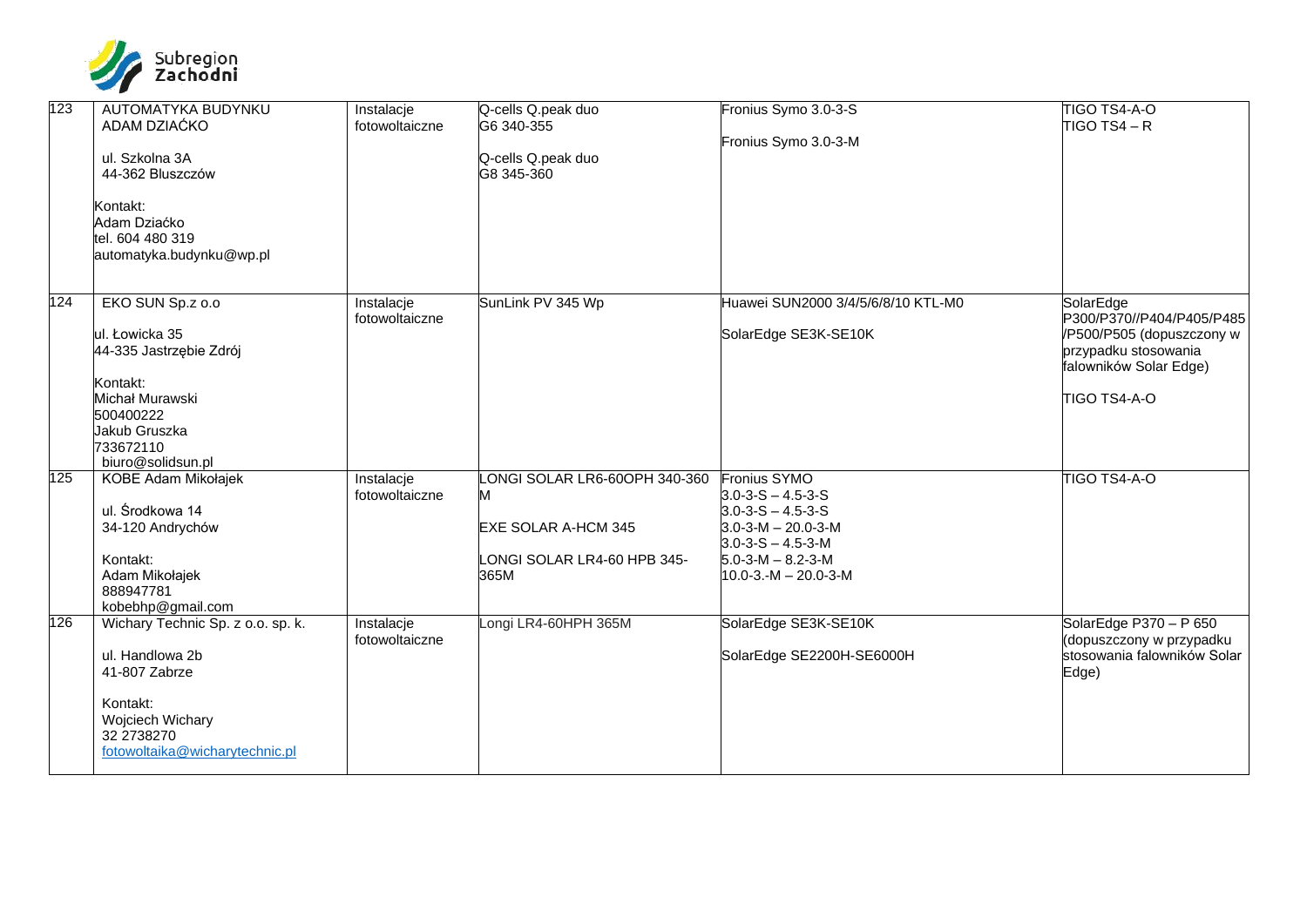| 123 | AUTOMATYKA BUDYNKU ADAM DZIAĆKO<br><br>ul. Szkolna 3A<br>44-362 Bluszczów<br><br>Kontakt:<br>Adam Dziaćko<br>tel. 604 480 319<br>automatyka.budynku@wp.pl | Instalacje fotowoltaiczne | Q-cells Q.peak duo G6 340-355<br><br>Q-cells Q.peak duo G8 345-360 | Fronius Symo 3.0-3-S<br><br>Fronius Symo 3.0-3-M | TIGO TS4-A-O<br>TIGO TS4 – R |
|---|---|---|---|---|---|
| 124 | EKO SUN Sp.z o.o<br><br>ul. Łowicka 35<br>44-335 Jastrzębie Zdrój<br><br>Kontakt:<br>Michał Murawski<br>500400222<br>Jakub Gruszka<br>733672110<br>biuro@solidsun.pl | Instalacje fotowoltaiczne | SunLink PV 345 Wp | Huawei SUN2000 3/4/5/6/8/10 KTL-M0<br><br>SolarEdge SE3K-SE10K | SolarEdge P300/P370//P404/P405/P485/P500/P505 (dopuszczony w przypadku stosowania falowników Solar Edge)<br><br>TIGO TS4-A-O |
| 125 | KOBE Adam Mikołajek<br><br>ul. Środkowa 14<br>34-120 Andrychów<br><br>Kontakt:<br>Adam Mikołajek<br>888947781<br>kobebhp@gmail.com | Instalacje fotowoltaiczne | LONGI SOLAR LR6-60OPH 340-360 M<br><br>EXE SOLAR A-HCM 345<br><br>LONGI SOLAR LR4-60 HPB 345-365M | Fronius SYMO<br>3.0-3-S – 4.5-3-S<br>3.0-3-S – 4.5-3-S<br>3.0-3-M – 20.0-3-M<br>3.0-3-S – 4.5-3-M<br>5.0-3-M – 8.2-3-M<br>10.0-3.-M – 20.0-3-M | TIGO TS4-A-O |
| 126 | Wichary Technic Sp. z o.o. sp. k.<br><br>ul. Handlowa 2b<br>41-807 Zabrze<br><br>Kontakt:<br>Wojciech Wichary<br>32 2738270<br>fotowoltaika@wicharytechnic.pl | Instalacje fotowoltaiczne | Longi LR4-60HPH 365M | SolarEdge SE3K-SE10K<br><br>SolarEdge SE2200H-SE6000H | SolarEdge P370 – P 650 (dopuszczony w przypadku stosowania falowników Solar Edge) |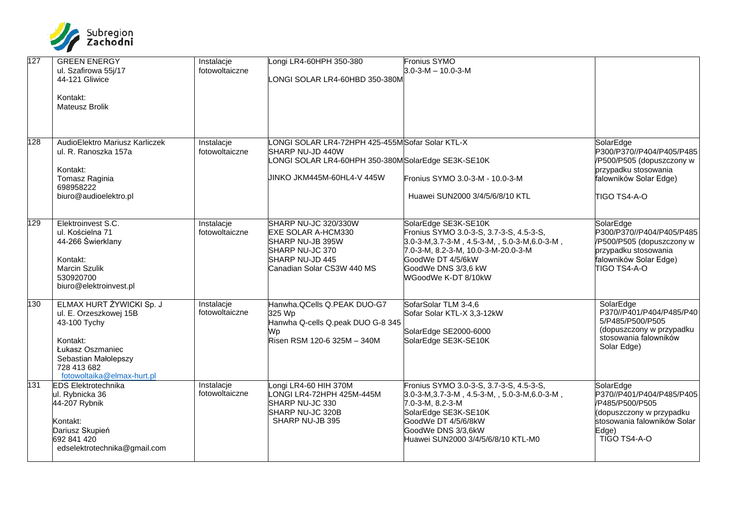| 127 | GREEN ENERGY<br>ul. Szafirowa 55j/17<br>44-121 Gliwice<br><br>Kontakt:<br>Mateusz Brolik | Instalacje fotowoltaiczne | Longi LR4-60HPH 350-380<br><br>LONGI SOLAR LR4-60HBD 350-380M | Fronius SYMO<br>3.0-3-M – 10.0-3-M | |
|---|---|---|---|---|---|
| 128 | AudioElektro Mariusz Karliczek<br>ul. R. Ranoszka 157a<br><br>Kontakt:<br>Tomasz Raginia<br>698958222<br>biuro@audioelektro.pl | Instalacje fotowoltaiczne | LONGI SOLAR LR4-72HPH 425-455M<br>SHARP NU-JD 440W<br>LONGI SOLAR LR4-60HPH 350-380M<br><br>JINKO JKM445M-60HL4-V 445W | Sofar Solar KTL-X<br><br>SolarEdge SE3K-SE10K<br><br>Fronius SYMO 3.0-3-M - 10.0-3-M<br><br>Huawei SUN2000 3/4/5/6/8/10 KTL | SolarEdge P300/P370//P404/P405/P485/P500/P505 (dopuszczony w przypadku stosowania falowników Solar Edge)<br><br>TIGO TS4-A-O |
| 129 | Elektroinvest S.C.<br>ul. Kościelna 71<br>44-266 Świerklany<br><br>Kontakt:<br>Marcin Szulik<br>530920700<br>biuro@elektroinvest.pl | Instalacje fotowoltaiczne | SHARP NU-JC 320/330W<br>EXE SOLAR A-HCM330<br>SHARP NU-JB 395W<br>SHARP NU-JC 370<br>SHARP NU-JD 445<br>Canadian Solar CS3W 440 MS | SolarEdge SE3K-SE10K<br>Fronius SYMO 3.0-3-S, 3.7-3-S, 4.5-3-S, 3.0-3-M,3.7-3-M , 4.5-3-M, , 5.0-3-M,6.0-3-M , 7.0-3-M, 8.2-3-M, 10.0-3-M-20.0-3-M<br>GoodWe DT 4/5/6kW<br>GoodWe DNS 3/3,6 kW<br>WGoodWe K-DT 8/10kW | SolarEdge P300/P370//P404/P405/P485/P500/P505 (dopuszczony w przypadku stosowania falowników Solar Edge)<br>TIGO TS4-A-O |
| 130 | ELMAX HURT ŻYWICKI Sp. J<br>ul. E. Orzeszkowej 15B<br>43-100 Tychy<br><br>Kontakt:<br>Łukasz Oszmaniec<br>Sebastian Małolepszy<br>728 413 682<br>fotowoltaika@elmax-hurt.pl | Instalacje fotowoltaiczne | Hanwha.QCells Q.PEAK DUO-G7 325 Wp<br>Hanwha Q-cells Q.peak DUO G-8 345 Wp<br>Risen RSM 120-6 325M – 340M | SofarSolar TLM 3-4,6<br>Sofar Solar KTL-X 3,3-12kW<br><br>SolarEdge SE2000-6000<br>SolarEdge SE3K-SE10K | SolarEdge P370//P401/P404/P485/P405/P485/P500/P505 (dopuszczony w przypadku stosowania falowników Solar Edge) |
| 131 | EDS Elektrotechnika<br>ul. Rybnicka 36<br>44-207 Rybnik<br><br>Kontakt:<br>Dariusz Skupień<br>692 841 420<br>edselektrotechnika@gmail.com | Instalacje fotowoltaiczne | Longi LR4-60 HIH 370M<br>LONGI LR4-72HPH 425M-445M<br>SHARP NU-JC 330<br>SHARP NU-JC 320B<br>SHARP NU-JB 395 | Fronius SYMO 3.0-3-S, 3.7-3-S, 4.5-3-S, 3.0-3-M,3.7-3-M , 4.5-3-M, , 5.0-3-M,6.0-3-M , 7.0-3-M, 8.2-3-M<br>SolarEdge SE3K-SE10K<br>GoodWe DT 4/5/6/8kW<br>GoodWe DNS 3/3,6kW<br>Huawei SUN2000 3/4/5/6/8/10 KTL-M0 | SolarEdge P370//P401/P404/P485/P405/P485/P500/P505 (dopuszczony w przypadku stosowania falowników Solar Edge)<br>TIGO TS4-A-O |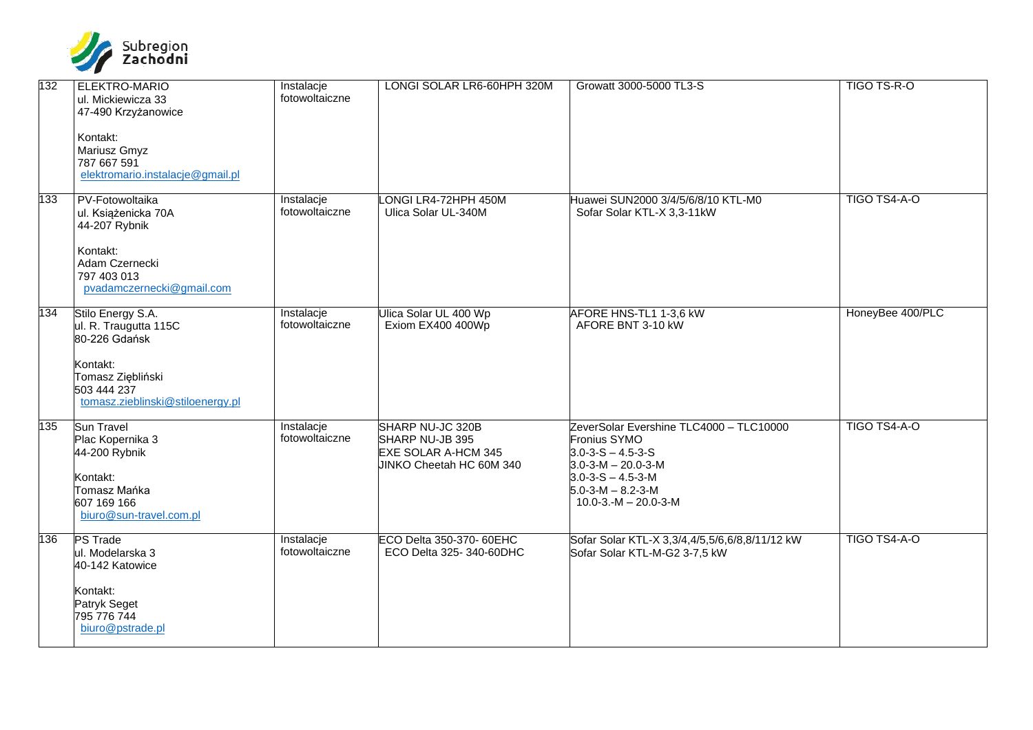| 132 | ELEKTRO-MARIO<br>ul. Mickiewicza 33<br>47-490 Krzyżanowice<br><br>Kontakt:<br>Mariusz Gmyz<br>787 667 591<br>elektromario.instalacje@gmail.pl | Instalacje fotowoltaiczne | LONGI SOLAR LR6-60HPH 320M | Growatt 3000-5000 TL3-S | TIGO TS-R-O |
|---|---|---|---|---|---|
| 133 | PV-Fotowoltaika<br>ul. Książenicka 70A<br>44-207 Rybnik<br><br>Kontakt:<br>Adam Czernecki<br>797 403 013<br>pvadamczernecki@gmail.com | Instalacje fotowoltaiczne | LONGI LR4-72HPH 450M<br>Ulica Solar UL-340M | Huawei SUN2000 3/4/5/6/8/10 KTL-M0<br>Sofar Solar KTL-X 3,3-11kW | TIGO TS4-A-O |
| 134 | Stilo Energy S.A.<br>ul. R. Traugutta 115C<br>80-226 Gdańsk<br><br>Kontakt:<br>Tomasz Ziębliński<br>503 444 237<br>tomasz.zieblinski@stiloenergy.pl | Instalacje fotowoltaiczne | Ulica Solar UL 400 Wp<br>Exiom EX400 400Wp | AFORE HNS-TL1 1-3,6 kW<br>AFORE BNT 3-10 kW | HoneyBee 400/PLC |
| 135 | Sun Travel<br>Plac Kopernika 3<br>44-200 Rybnik<br><br>Kontakt:<br>Tomasz Mańka<br>607 169 166<br>biuro@sun-travel.com.pl | Instalacje fotowoltaiczne | SHARP NU-JC 320B<br>SHARP NU-JB 395<br>EXE SOLAR A-HCM 345<br>JINKO Cheetah HC 60M 340 | ZeverSolar Evershine TLC4000 – TLC10000<br>Fronius SYMO<br>3.0-3-S – 4.5-3-S<br>3.0-3-M – 20.0-3-M<br>3.0-3-S – 4.5-3-M<br>5.0-3-M – 8.2-3-M<br>10.0-3.-M – 20.0-3-M | TIGO TS4-A-O |
| 136 | PS Trade<br>ul. Modelarska 3<br>40-142 Katowice<br><br>Kontakt:<br>Patryk Seget<br>795 776 744<br>biuro@pstrade.pl | Instalacje fotowoltaiczne | ECO Delta 350-370- 60EHC<br>ECO Delta 325- 340-60DHC | Sofar Solar KTL-X 3,3/4,4/5,5/6,6/8,8/11/12 kW<br>Sofar Solar KTL-M-G2 3-7,5 kW | TIGO TS4-A-O |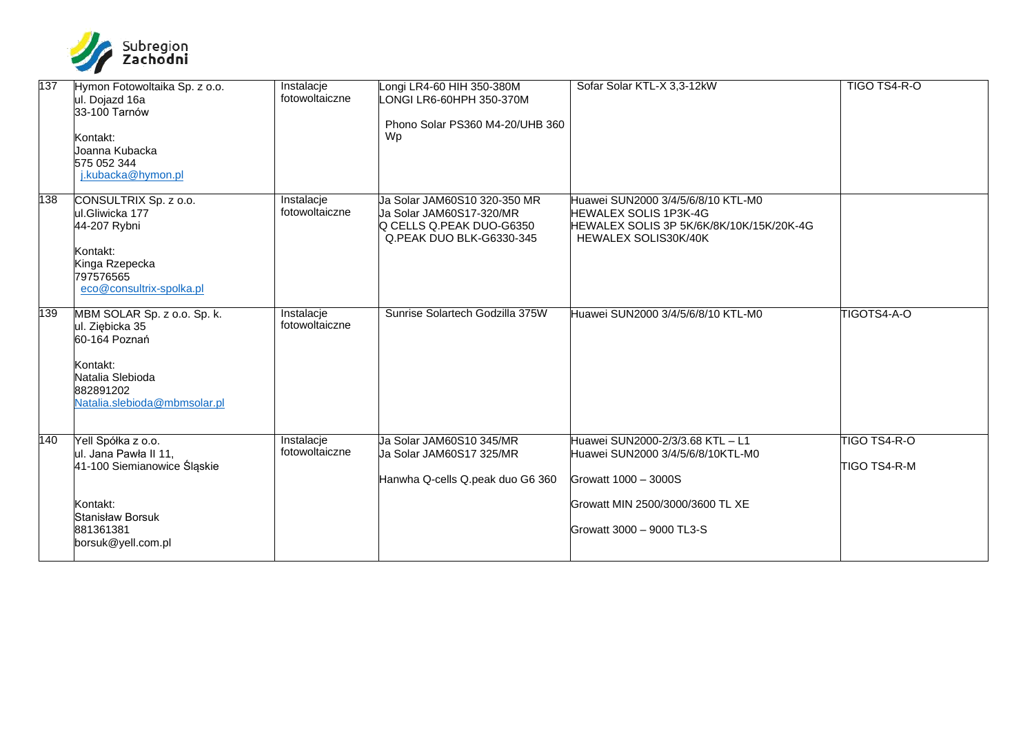| 137 | Hymon Fotowoltaika Sp. z o.o.<br>ul. Dojazd 16a<br>33-100 Tarnów<br><br>Kontakt:<br>Joanna Kubacka<br>575 052 344<br>j.kubacka@hymon.pl | Instalacje fotowoltaiczne | Longi LR4-60 HIH 350-380M<br>LONGI LR6-60HPH 350-370M<br><br>Phono Solar PS360 M4-20/UHB 360 Wp | Sofar Solar KTL-X 3,3-12kW | TIGO TS4-R-O |
|---|---|---|---|---|---|
| 138 | CONSULTRIX Sp. z o.o.<br>ul.Gliwicka 177<br>44-207 Rybni<br><br>Kontakt:<br>Kinga Rzepecka<br>797576565<br>eco@consultrix-spolka.pl | Instalacje fotowoltaiczne | Ja Solar JAM60S10 320-350 MR<br>Ja Solar JAM60S17-320/MR<br>Q CELLS Q.PEAK DUO-G6350<br>Q.PEAK DUO BLK-G6330-345 | Huawei SUN2000 3/4/5/6/8/10 KTL-M0<br>HEWALEX SOLIS 1P3K-4G<br>HEWALEX SOLIS 3P 5K/6K/8K/10K/15K/20K-4G<br>HEWALEX SOLIS30K/40K | |
| 139 | MBM SOLAR Sp. z o.o. Sp. k.<br>ul. Ziębicka 35<br>60-164 Poznań<br><br>Kontakt:<br>Natalia Slebioda<br>882891202<br>Natalia.slebioda@mbmsolar.pl | Instalacje fotowoltaiczne | Sunrise Solartech Godzilla 375W | Huawei SUN2000 3/4/5/6/8/10 KTL-M0 | TIGOTS4-A-O |
| 140 | Yell Spółka z o.o.<br>ul. Jana Pawła II 11,<br>41-100 Siemianowice Śląskie<br><br>Kontakt:<br>Stanisław Borsuk<br>881361381<br>borsuk@yell.com.pl | Instalacje fotowoltaiczne | Ja Solar JAM60S10 345/MR<br>Ja Solar JAM60S17 325/MR<br><br>Hanwha Q-cells Q.peak duo G6 360 | Huawei SUN2000-2/3/3.68 KTL – L1<br>Huawei SUN2000 3/4/5/6/8/10KTL-M0<br><br>Growatt 1000 – 3000S<br><br>Growatt MIN 2500/3000/3600 TL XE<br><br>Growatt 3000 – 9000 TL3-S | TIGO TS4-R-O<br><br>TIGO TS4-R-M |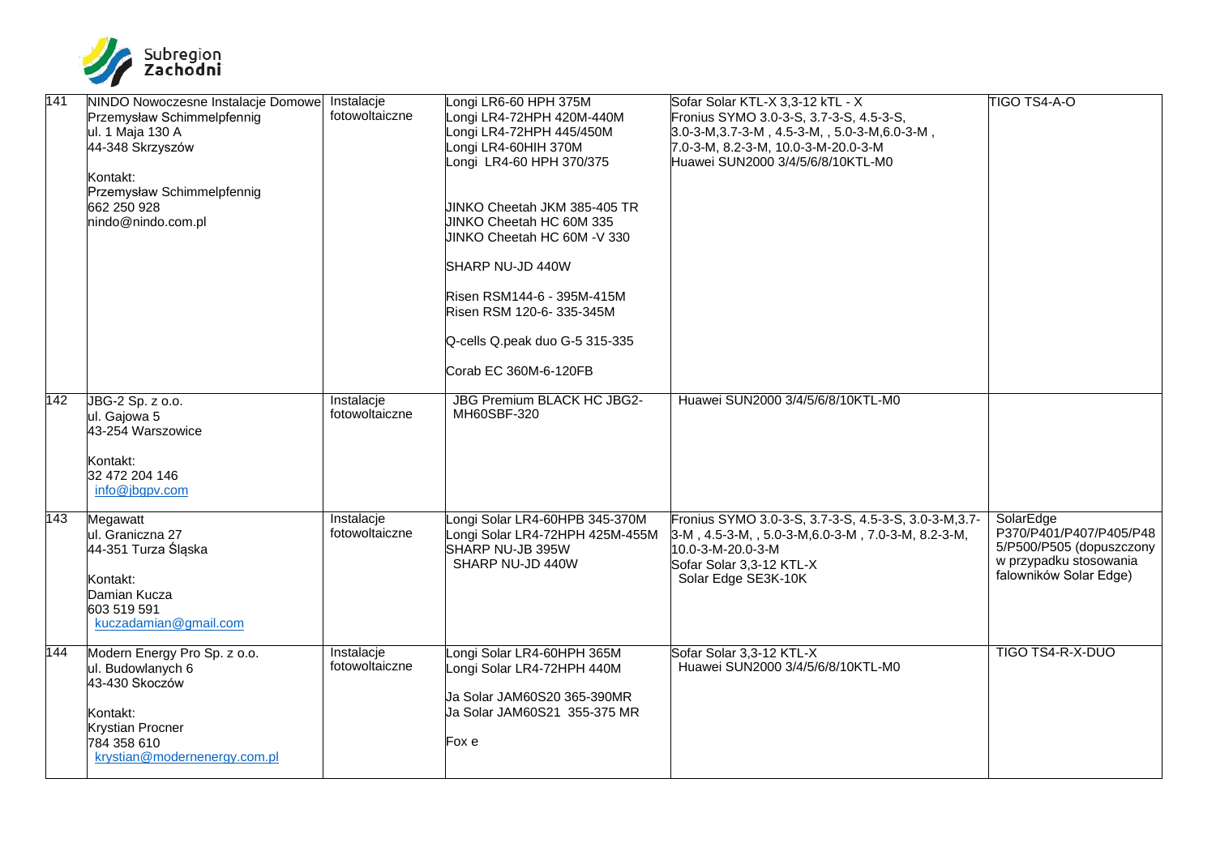| 141 | NINDO Nowoczesne Instalacje Domowe<br>Przemysław Schimmelpfennig<br>ul. 1 Maja 130 A<br>44-348 Skrzyszów<br><br>Kontakt:<br>Przemysław Schimmelpfennig<br>662 250 928<br>nindo@nindo.com.pl | Instalacje fotowoltaiczne | Longi LR6-60 HPH 375M<br>Longi LR4-72HPH 420M-440M<br>Longi LR4-72HPH 445/450M<br>Longi LR4-60HIH 370M<br>Longi LR4-60 HPH 370/375<br><br>JINKO Cheetah JKM 385-405 TR<br>JINKO Cheetah HC 60M 335<br>JINKO Cheetah HC 60M -V 330<br><br>SHARP NU-JD 440W<br><br>Risen RSM144-6 - 395M-415M<br>Risen RSM 120-6- 335-345M<br><br>Q-cells Q.peak duo G-5 315-335<br><br>Corab EC 360M-6-120FB | Sofar Solar KTL-X 3,3-12 kTL - X<br>Fronius SYMO 3.0-3-S, 3.7-3-S, 4.5-3-S, 3.0-3-M,3.7-3-M , 4.5-3-M, , 5.0-3-M,6.0-3-M , 7.0-3-M, 8.2-3-M, 10.0-3-M-20.0-3-M<br>Huawei SUN2000 3/4/5/6/8/10KTL-M0 | TIGO TS4-A-O |
|---|---|---|---|---|---|
| 142 | JBG-2 Sp. z o.o.<br>ul. Gajowa 5<br>43-254 Warszowice<br><br>Kontakt:<br>32 472 204 146<br>info@jbgpv.com | Instalacje fotowoltaiczne | JBG Premium BLACK HC JBG2-MH60SBF-320 | Huawei SUN2000 3/4/5/6/8/10KTL-M0 | |
| 143 | Megawatt<br>ul. Graniczna 27<br>44-351 Turza Śląska<br><br>Kontakt:<br>Damian Kucza<br>603 519 591<br>kuczadamian@gmail.com | Instalacje fotowoltaiczne | Longi Solar LR4-60HPB 345-370M<br>Longi Solar LR4-72HPH 425M-455M<br>SHARP NU-JB 395W<br>SHARP NU-JD 440W | Fronius SYMO 3.0-3-S, 3.7-3-S, 4.5-3-S, 3.0-3-M,3.7-3-M , 4.5-3-M, , 5.0-3-M,6.0-3-M , 7.0-3-M, 8.2-3-M, 10.0-3-M-20.0-3-M<br>Sofar Solar 3,3-12 KTL-X<br>Solar Edge SE3K-10K | SolarEdge P370/P401/P407/P405/P485/P500/P505 (dopuszczony w przypadku stosowania falowników Solar Edge) |
| 144 | Modern Energy Pro Sp. z o.o.<br>ul. Budowlanych 6<br>43-430 Skoczów<br><br>Kontakt:<br>Krystian Procner<br>784 358 610<br>krystian@modernenergy.com.pl | Instalacje fotowoltaiczne | Longi Solar LR4-60HPH 365M<br>Longi Solar LR4-72HPH 440M<br><br>Ja Solar JAM60S20 365-390MR<br>Ja Solar JAM60S21 355-375 MR<br><br>Fox e | Sofar Solar 3,3-12 KTL-X<br>Huawei SUN2000 3/4/5/6/8/10KTL-M0 | TIGO TS4-R-X-DUO |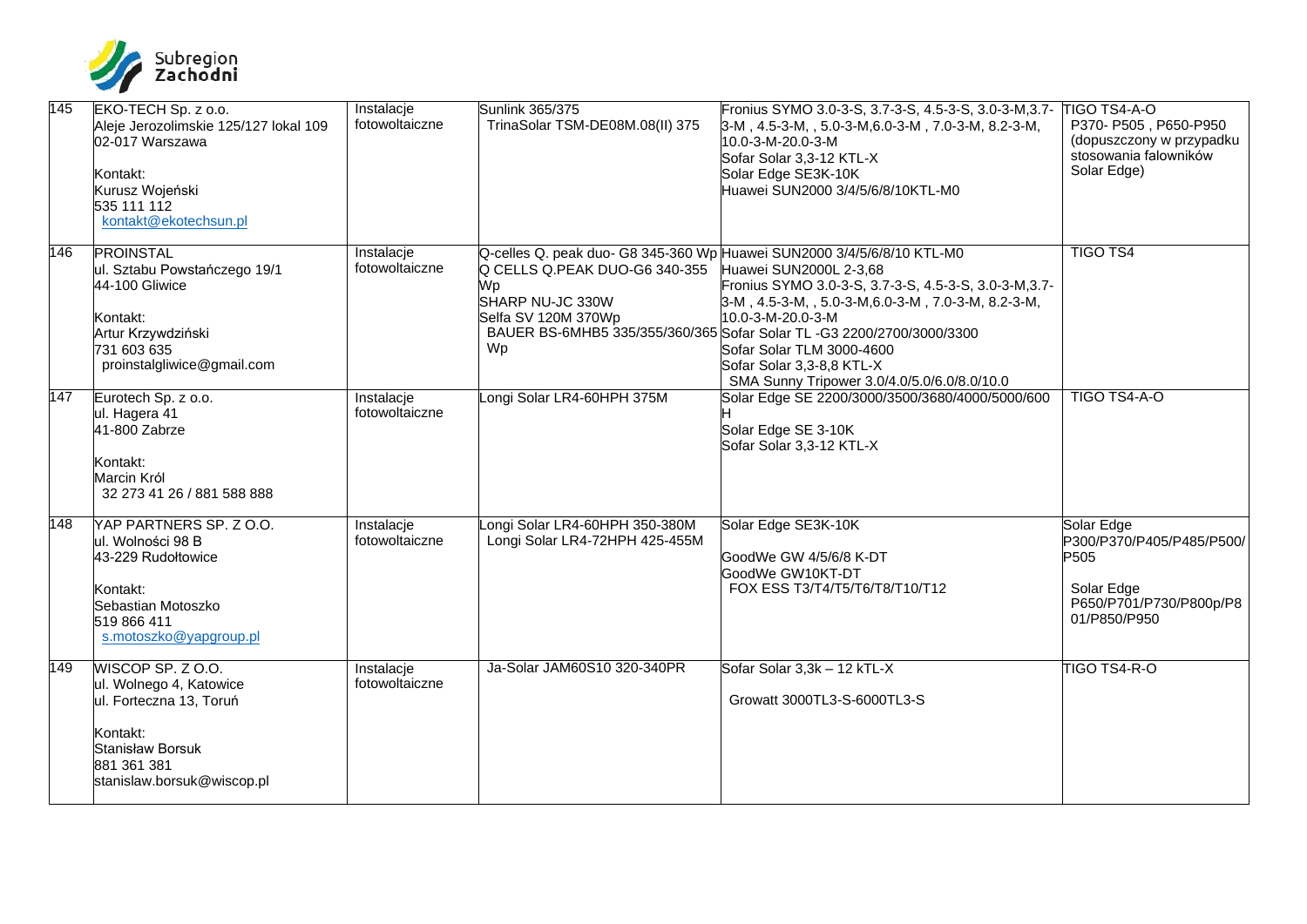| 145 | EKO-TECH Sp. z o.o.<br>Aleje Jerozolimskie 125/127 lokal 109<br>02-017 Warszawa<br><br>Kontakt:<br>Kurusz Wojeński<br>535 111 112<br>kontakt@ekotechsun.pl | Instalacje fotowoltaiczne | Sunlink 365/375<br>TrinaSolar TSM-DE08M.08(II) 375 | Fronius SYMO 3.0-3-S, 3.7-3-S, 4.5-3-S, 3.0-3-M,3.7-3-M , 4.5-3-M, , 5.0-3-M,6.0-3-M , 7.0-3-M, 8.2-3-M, 10.0-3-M-20.0-3-M<br>Sofar Solar 3,3-12 KTL-X<br>Solar Edge SE3K-10K<br>Huawei SUN2000 3/4/5/6/8/10KTL-M0 | TIGO TS4-A-O<br>P370- P505 , P650-P950 (dopuszczony w przypadku stosowania falowników Solar Edge) |
|---|---|---|---|---|---|
| 146 | PROINSTAL<br>ul. Sztabu Powstańczego 19/1<br>44-100 Gliwice<br><br>Kontakt:<br>Artur Krzywdziński<br>731 603 635<br>proinstalgliwice@gmail.com | Instalacje fotowoltaiczne | Q-celles Q. peak duo- G8 345-360 Wp<br>Q CELLS Q.PEAK DUO-G6 340-355 Wp<br>SHARP NU-JC 330W<br>Selfa SV 120M 370Wp<br>BAUER BS-6MHB5 335/355/360/365 Wp | Huawei SUN2000 3/4/5/6/8/10 KTL-M0<br>Huawei SUN2000L 2-3,68<br>Fronius SYMO 3.0-3-S, 3.7-3-S, 4.5-3-S, 3.0-3-M,3.7-3-M , 4.5-3-M, , 5.0-3-M,6.0-3-M , 7.0-3-M, 8.2-3-M, 10.0-3-M-20.0-3-M<br>Sofar Solar TL -G3 2200/2700/3000/3300<br>Sofar Solar TLM 3000-4600<br>Sofar Solar 3,3-8,8 KTL-X<br>SMA Sunny Tripower 3.0/4.0/5.0/6.0/8.0/10.0 | TIGO TS4 |
| 147 | Eurotech Sp. z o.o.<br>ul. Hagera 41<br>41-800 Zabrze<br><br>Kontakt:<br>Marcin Król<br>32 273 41 26 / 881 588 888 | Instalacje fotowoltaiczne | Longi Solar LR4-60HPH 375M | Solar Edge SE 2200/3000/3500/3680/4000/5000/600H<br>Solar Edge SE 3-10K<br>Sofar Solar 3,3-12 KTL-X | TIGO TS4-A-O |
| 148 | YAP PARTNERS SP. Z O.O.<br>ul. Wolności 98 B<br>43-229 Rudołtowice<br><br>Kontakt:<br>Sebastian Motoszko<br>519 866 411<br>s.motoszko@yapgroup.pl | Instalacje fotowoltaiczne | Longi Solar LR4-60HPH 350-380M<br>Longi Solar LR4-72HPH 425-455M | Solar Edge SE3K-10K<br><br>GoodWe GW 4/5/6/8 K-DT<br>GoodWe GW10KT-DT<br>FOX ESS T3/T4/T5/T6/T8/T10/T12 | Solar Edge P300/P370/P405/P485/P500/P505<br><br>Solar Edge P650/P701/P730/P800p/P801/P850/P950 |
| 149 | WISCOP SP. Z O.O.<br>ul. Wolnego 4, Katowice<br>ul. Forteczna 13, Toruń<br><br>Kontakt:<br>Stanisław Borsuk<br>881 361 381<br>stanislaw.borsuk@wiscop.pl | Instalacje fotowoltaiczne | Ja-Solar JAM60S10 320-340PR | Sofar Solar 3,3k – 12 kTL-X<br><br>Growatt 3000TL3-S-6000TL3-S | TIGO TS4-R-O |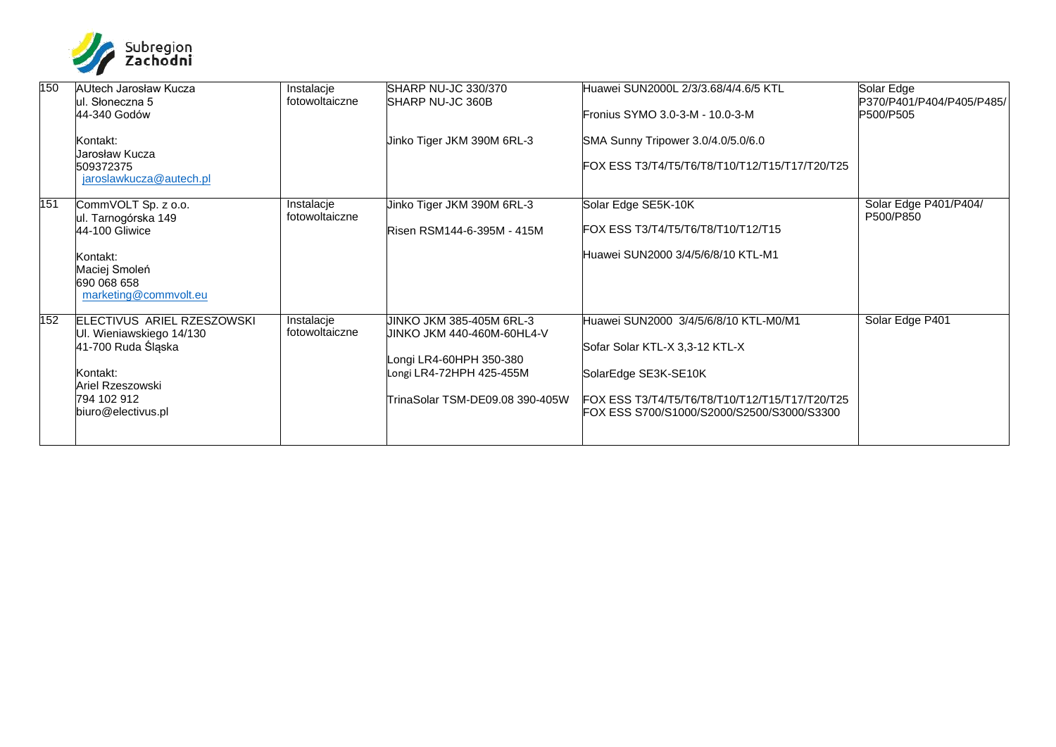| | | | | | |
|---|---|---|---|---|---|
| 150 | AUtech Jarosław Kucza<br>ul. Słoneczna 5<br>44-340 Godów<br><br>Kontakt:<br>Jarosław Kucza<br>509372375<br>jaroslawkucza@autech.pl | Instalacje fotowoltaiczne | SHARP NU-JC 330/370<br>SHARP NU-JC 360B<br><br>Jinko Tiger JKM 390M 6RL-3 | Huawei SUN2000L 2/3/3.68/4/4.6/5 KTL<br><br>Fronius SYMO 3.0-3-M - 10.0-3-M<br><br>SMA Sunny Tripower 3.0/4.0/5.0/6.0<br><br>FOX ESS T3/T4/T5/T6/T8/T10/T12/T15/T17/T20/T25 | Solar Edge P370/P401/P404/P405/P485/P500/P505 |
| 151 | CommVOLT Sp. z o.o.<br>ul. Tarnogórska 149<br>44-100 Gliwice<br><br>Kontakt:<br>Maciej Smoleń<br>690 068 658<br>marketing@commvolt.eu | Instalacje fotowoltaiczne | Jinko Tiger JKM 390M 6RL-3<br><br>Risen RSM144-6-395M - 415M | Solar Edge SE5K-10K<br><br>FOX ESS T3/T4/T5/T6/T8/T10/T12/T15<br><br>Huawei SUN2000 3/4/5/6/8/10 KTL-M1 | Solar Edge P401/P404/ P500/P850 |
| 152 | ELECTIVUS ARIEL RZESZOWSKI<br>Ul. Wieniawskiego 14/130<br>41-700 Ruda Śląska<br><br>Kontakt:<br>Ariel Rzeszowski<br>794 102 912<br>biuro@electivus.pl | Instalacje fotowoltaiczne | JINKO JKM 385-405M 6RL-3<br>JINKO JKM 440-460M-60HL4-V<br><br>Longi LR4-60HPH 350-380<br>Longi LR4-72HPH 425-455M<br><br>TrinaSolar TSM-DE09.08 390-405W | Huawei SUN2000 3/4/5/6/8/10 KTL-M0/M1<br><br>Sofar Solar KTL-X 3,3-12 KTL-X<br><br>SolarEdge SE3K-SE10K<br><br>FOX ESS T3/T4/T5/T6/T8/T10/T12/T15/T17/T20/T25<br>FOX ESS S700/S1000/S2000/S2500/S3000/S3300 | Solar Edge P401 |